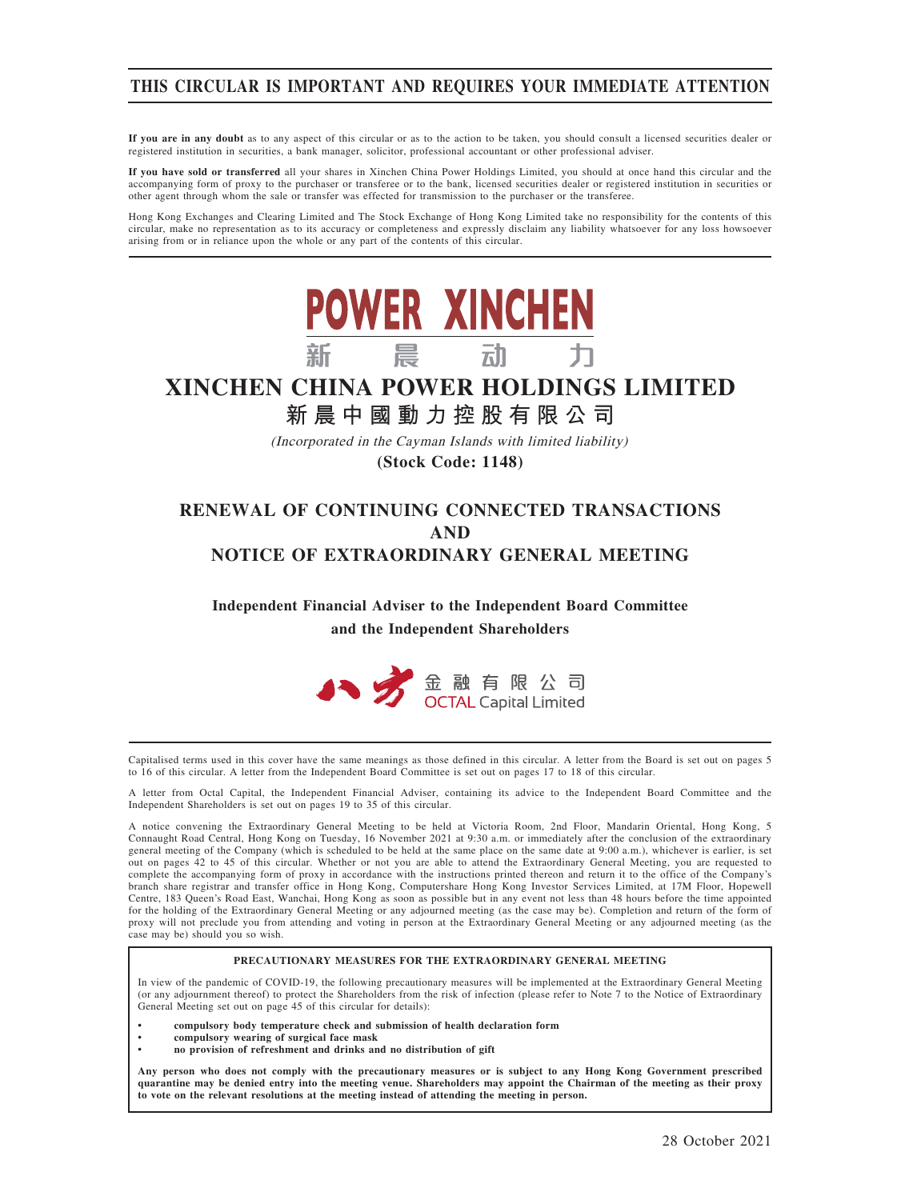# THIS CIRCULAR IS IMPORTANT AND REQUIRES YOUR IMMEDIATE ATTENTION

**If you are in any doubt** as to any aspect of this circular or as to the action to be taken, you should consult a licensed securities dealer or registered institution in securities, a bank manager, solicitor, professional accountant or other professional adviser.

**If you have sold or transferred** all your shares in Xinchen China Power Holdings Limited, you should at once hand this circular and the accompanying form of proxy to the purchaser or transferee or to the bank, licensed securities dealer or registered institution in securities or other agent through whom the sale or transfer was effected for transmission to the purchaser or the transferee.

Hong Kong Exchanges and Clearing Limited and The Stock Exchange of Hong Kong Limited take no responsibility for the contents of this circular, make no representation as to its accuracy or completeness and expressly disclaim any liability whatsoever for any loss howsoever arising from or in reliance upon the whole or any part of the contents of this circular.

POWER XINCHEN
新 晨 动 力

# XINCHEN CHINA POWER HOLDINGS LIMITED
# 新晨中國動力控股有限公司

*(Incorporated in the Cayman Islands with limited liability)*

**(Stock Code: 1148)**

## RENEWAL OF CONTINUING CONNECTED TRANSACTIONS AND NOTICE OF EXTRAORDINARY GENERAL MEETING

**Independent Financial Adviser to the Independent Board Committee and the Independent Shareholders**

八方金融有限公司
OCTAL Capital Limited

Capitalised terms used in this cover have the same meanings as those defined in this circular. A letter from the Board is set out on pages 5 to 16 of this circular. A letter from the Independent Board Committee is set out on pages 17 to 18 of this circular.

A letter from Octal Capital, the Independent Financial Adviser, containing its advice to the Independent Board Committee and the Independent Shareholders is set out on pages 19 to 35 of this circular.

A notice convening the Extraordinary General Meeting to be held at Victoria Room, 2nd Floor, Mandarin Oriental, Hong Kong, 5 Connaught Road Central, Hong Kong on Tuesday, 16 November 2021 at 9:30 a.m. or immediately after the conclusion of the extraordinary general meeting of the Company (which is scheduled to be held at the same place on the same date at 9:00 a.m.), whichever is earlier, is set out on pages 42 to 45 of this circular. Whether or not you are able to attend the Extraordinary General Meeting, you are requested to complete the accompanying form of proxy in accordance with the instructions printed thereon and return it to the office of the Company's branch share registrar and transfer office in Hong Kong, Computershare Hong Kong Investor Services Limited, at 17M Floor, Hopewell Centre, 183 Queen's Road East, Wanchai, Hong Kong as soon as possible but in any event not less than 48 hours before the time appointed for the holding of the Extraordinary General Meeting or any adjourned meeting (as the case may be). Completion and return of the form of proxy will not preclude you from attending and voting in person at the Extraordinary General Meeting or any adjourned meeting (as the case may be) should you so wish.

**PRECAUTIONARY MEASURES FOR THE EXTRAORDINARY GENERAL MEETING**

In view of the pandemic of COVID-19, the following precautionary measures will be implemented at the Extraordinary General Meeting (or any adjournment thereof) to protect the Shareholders from the risk of infection (please refer to Note 7 to the Notice of Extraordinary General Meeting set out on page 45 of this circular for details):

- **compulsory body temperature check and submission of health declaration form**
- **compulsory wearing of surgical face mask**
- **no provision of refreshment and drinks and no distribution of gift**

**Any person who does not comply with the precautionary measures or is subject to any Hong Kong Government prescribed quarantine may be denied entry into the meeting venue. Shareholders may appoint the Chairman of the meeting as their proxy to vote on the relevant resolutions at the meeting instead of attending the meeting in person.**

28 October 2021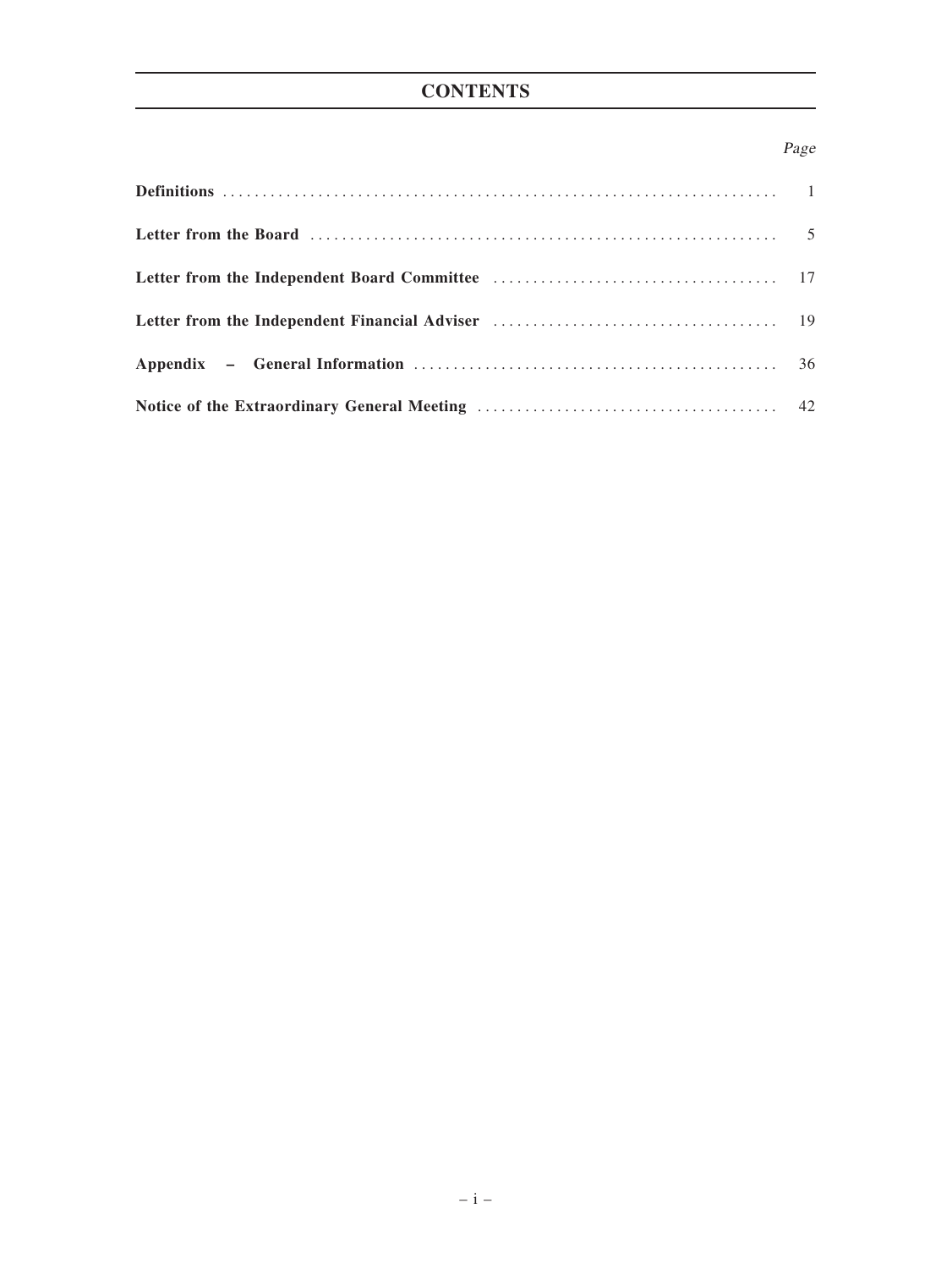# CONTENTS

| | Page |
|---|---|
| **Definitions** | 1 |
| **Letter from the Board** | 5 |
| **Letter from the Independent Board Committee** | 17 |
| **Letter from the Independent Financial Adviser** | 19 |
| **Appendix – General Information** | 36 |
| **Notice of the Extraordinary General Meeting** | 42 |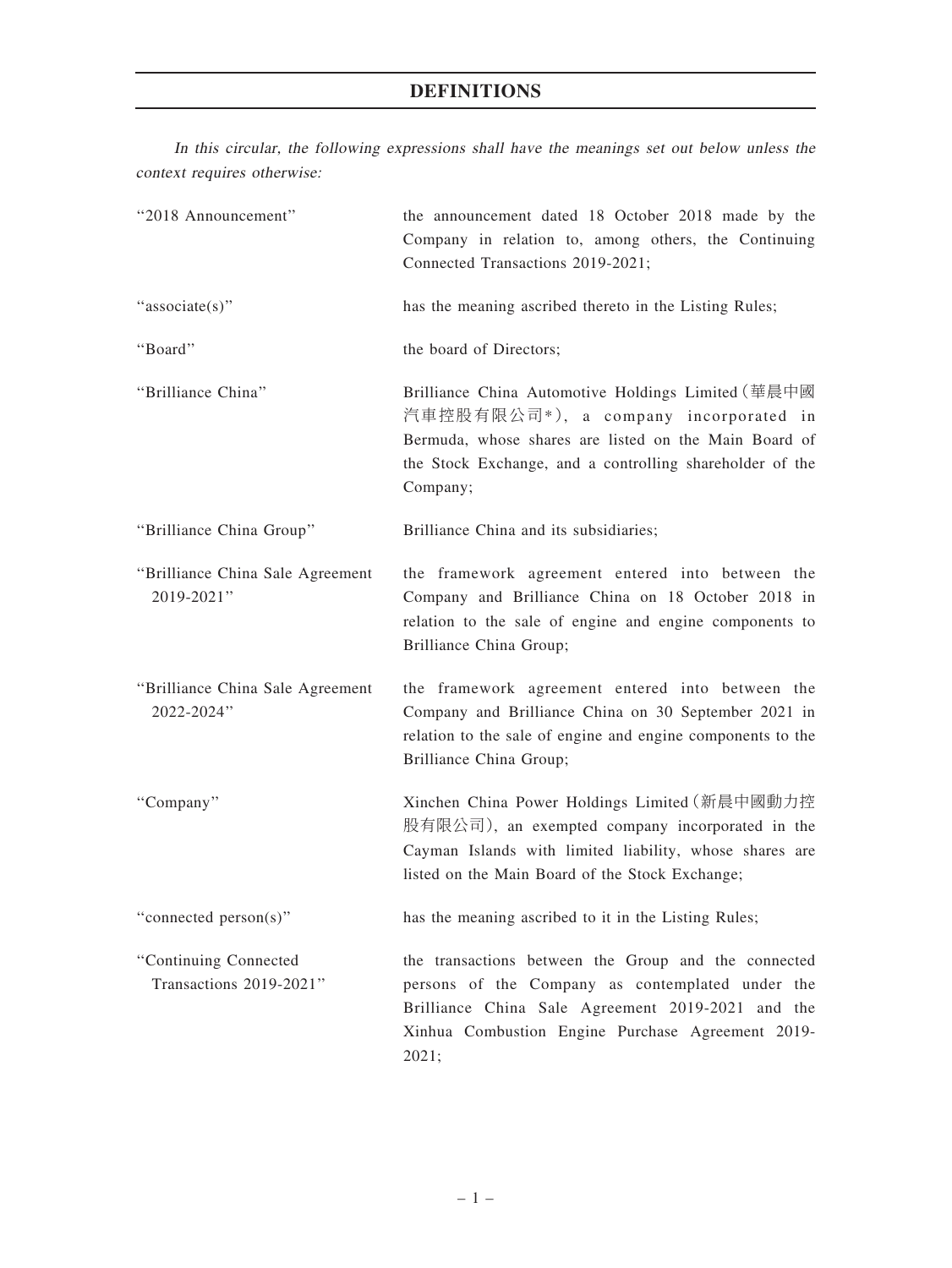# DEFINITIONS

*In this circular, the following expressions shall have the meanings set out below unless the context requires otherwise:*

| | |
|---|---|
| "2018 Announcement" | the announcement dated 18 October 2018 made by the Company in relation to, among others, the Continuing Connected Transactions 2019-2021; |
| "associate(s)" | has the meaning ascribed thereto in the Listing Rules; |
| "Board" | the board of Directors; |
| "Brilliance China" | Brilliance China Automotive Holdings Limited (華晨中國汽車控股有限公司*), a company incorporated in Bermuda, whose shares are listed on the Main Board of the Stock Exchange, and a controlling shareholder of the Company; |
| "Brilliance China Group" | Brilliance China and its subsidiaries; |
| "Brilliance China Sale Agreement 2019-2021" | the framework agreement entered into between the Company and Brilliance China on 18 October 2018 in relation to the sale of engine and engine components to Brilliance China Group; |
| "Brilliance China Sale Agreement 2022-2024" | the framework agreement entered into between the Company and Brilliance China on 30 September 2021 in relation to the sale of engine and engine components to the Brilliance China Group; |
| "Company" | Xinchen China Power Holdings Limited (新晨中國動力控股有限公司), an exempted company incorporated in the Cayman Islands with limited liability, whose shares are listed on the Main Board of the Stock Exchange; |
| "connected person(s)" | has the meaning ascribed to it in the Listing Rules; |
| "Continuing Connected Transactions 2019-2021" | the transactions between the Group and the connected persons of the Company as contemplated under the Brilliance China Sale Agreement 2019-2021 and the Xinhua Combustion Engine Purchase Agreement 2019-2021; |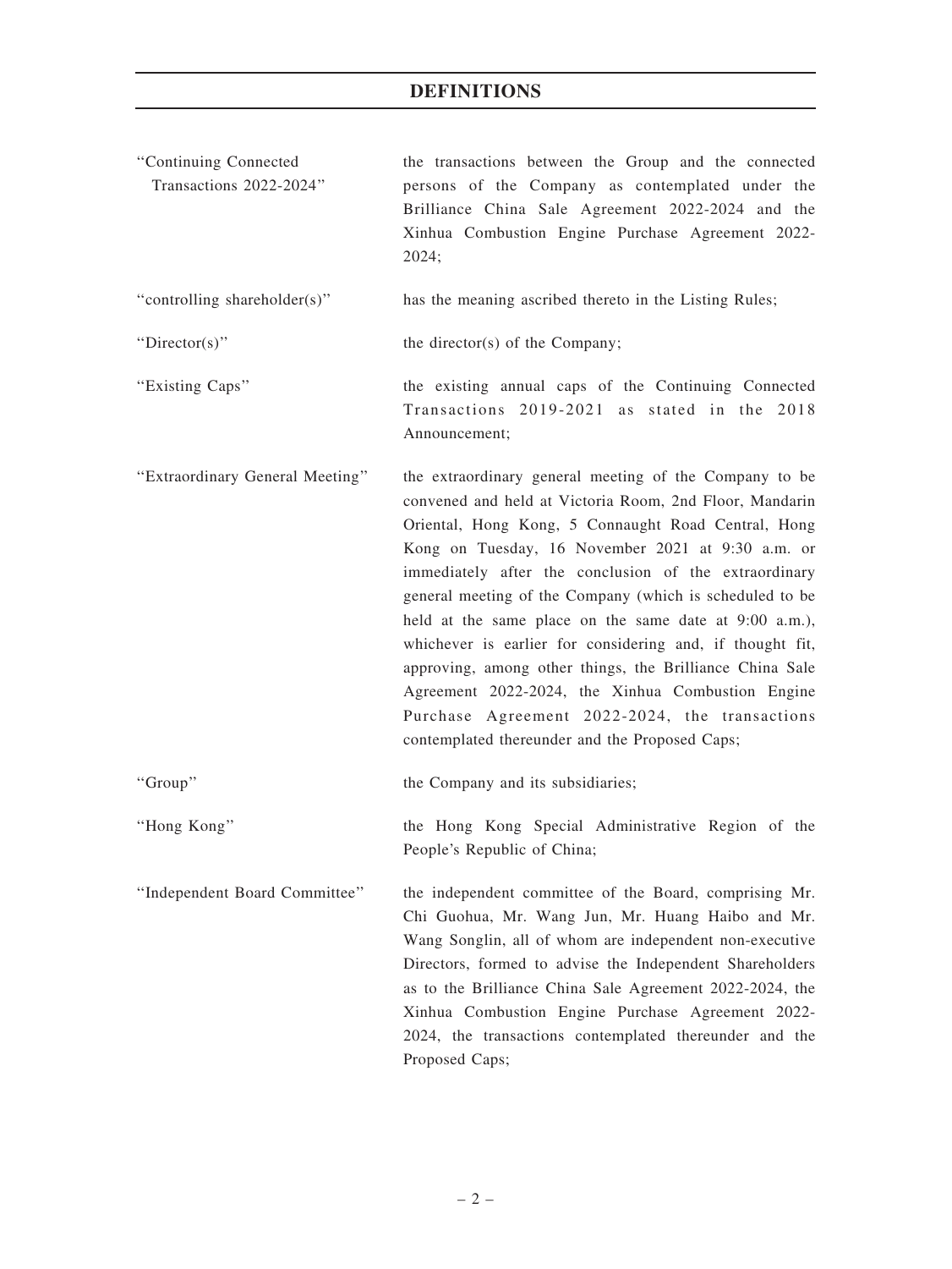## DEFINITIONS

| | |
|---|---|
| "Continuing Connected Transactions 2022-2024" | the transactions between the Group and the connected persons of the Company as contemplated under the Brilliance China Sale Agreement 2022-2024 and the Xinhua Combustion Engine Purchase Agreement 2022-2024; |
| "controlling shareholder(s)" | has the meaning ascribed thereto in the Listing Rules; |
| "Director(s)" | the director(s) of the Company; |
| "Existing Caps" | the existing annual caps of the Continuing Connected Transactions 2019-2021 as stated in the 2018 Announcement; |
| "Extraordinary General Meeting" | the extraordinary general meeting of the Company to be convened and held at Victoria Room, 2nd Floor, Mandarin Oriental, Hong Kong, 5 Connaught Road Central, Hong Kong on Tuesday, 16 November 2021 at 9:30 a.m. or immediately after the conclusion of the extraordinary general meeting of the Company (which is scheduled to be held at the same place on the same date at 9:00 a.m.), whichever is earlier for considering and, if thought fit, approving, among other things, the Brilliance China Sale Agreement 2022-2024, the Xinhua Combustion Engine Purchase Agreement 2022-2024, the transactions contemplated thereunder and the Proposed Caps; |
| "Group" | the Company and its subsidiaries; |
| "Hong Kong" | the Hong Kong Special Administrative Region of the People's Republic of China; |
| "Independent Board Committee" | the independent committee of the Board, comprising Mr. Chi Guohua, Mr. Wang Jun, Mr. Huang Haibo and Mr. Wang Songlin, all of whom are independent non-executive Directors, formed to advise the Independent Shareholders as to the Brilliance China Sale Agreement 2022-2024, the Xinhua Combustion Engine Purchase Agreement 2022-2024, the transactions contemplated thereunder and the Proposed Caps; |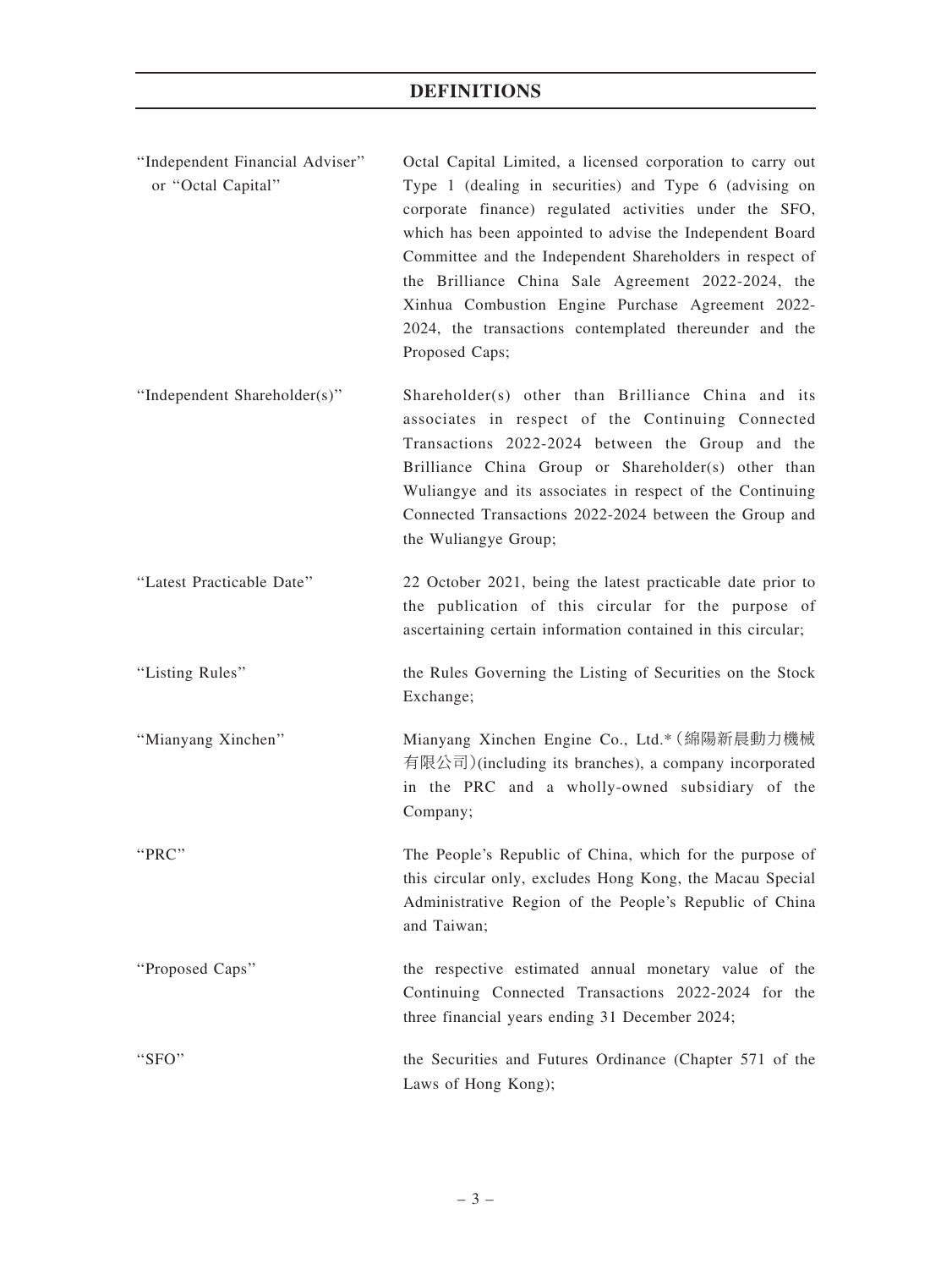## DEFINITIONS

| | |
|---|---|
| "Independent Financial Adviser" or "Octal Capital" | Octal Capital Limited, a licensed corporation to carry out Type 1 (dealing in securities) and Type 6 (advising on corporate finance) regulated activities under the SFO, which has been appointed to advise the Independent Board Committee and the Independent Shareholders in respect of the Brilliance China Sale Agreement 2022-2024, the Xinhua Combustion Engine Purchase Agreement 2022-2024, the transactions contemplated thereunder and the Proposed Caps; |
| "Independent Shareholder(s)" | Shareholder(s) other than Brilliance China and its associates in respect of the Continuing Connected Transactions 2022-2024 between the Group and the Brilliance China Group or Shareholder(s) other than Wuliangye and its associates in respect of the Continuing Connected Transactions 2022-2024 between the Group and the Wuliangye Group; |
| "Latest Practicable Date" | 22 October 2021, being the latest practicable date prior to the publication of this circular for the purpose of ascertaining certain information contained in this circular; |
| "Listing Rules" | the Rules Governing the Listing of Securities on the Stock Exchange; |
| "Mianyang Xinchen" | Mianyang Xinchen Engine Co., Ltd.* (綿陽新晨動力機械有限公司) (including its branches), a company incorporated in the PRC and a wholly-owned subsidiary of the Company; |
| "PRC" | The People's Republic of China, which for the purpose of this circular only, excludes Hong Kong, the Macau Special Administrative Region of the People's Republic of China and Taiwan; |
| "Proposed Caps" | the respective estimated annual monetary value of the Continuing Connected Transactions 2022-2024 for the three financial years ending 31 December 2024; |
| "SFO" | the Securities and Futures Ordinance (Chapter 571 of the Laws of Hong Kong); |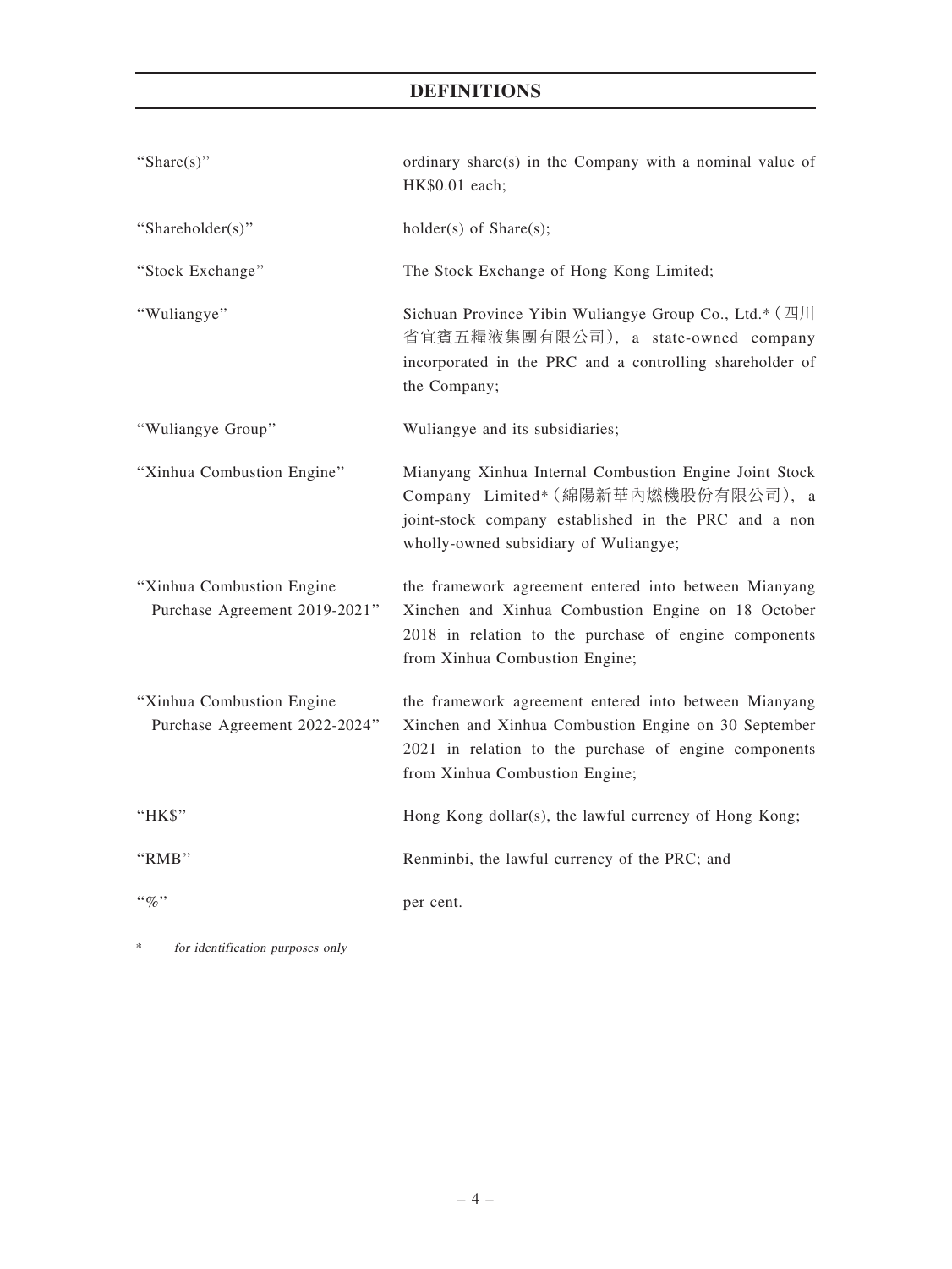# DEFINITIONS

| | |
|---|---|
| "Share(s)" | ordinary share(s) in the Company with a nominal value of HK$0.01 each; |
| "Shareholder(s)" | holder(s) of Share(s); |
| "Stock Exchange" | The Stock Exchange of Hong Kong Limited; |
| "Wuliangye" | Sichuan Province Yibin Wuliangye Group Co., Ltd.* (四川省宜賓五糧液集團有限公司), a state-owned company incorporated in the PRC and a controlling shareholder of the Company; |
| "Wuliangye Group" | Wuliangye and its subsidiaries; |
| "Xinhua Combustion Engine" | Mianyang Xinhua Internal Combustion Engine Joint Stock Company Limited* (綿陽新華內燃機股份有限公司), a joint-stock company established in the PRC and a non wholly-owned subsidiary of Wuliangye; |
| "Xinhua Combustion Engine Purchase Agreement 2019-2021" | the framework agreement entered into between Mianyang Xinchen and Xinhua Combustion Engine on 18 October 2018 in relation to the purchase of engine components from Xinhua Combustion Engine; |
| "Xinhua Combustion Engine Purchase Agreement 2022-2024" | the framework agreement entered into between Mianyang Xinchen and Xinhua Combustion Engine on 30 September 2021 in relation to the purchase of engine components from Xinhua Combustion Engine; |
| "HK$" | Hong Kong dollar(s), the lawful currency of Hong Kong; |
| "RMB" | Renminbi, the lawful currency of the PRC; and |
| "%" | per cent. |

\* *for identification purposes only*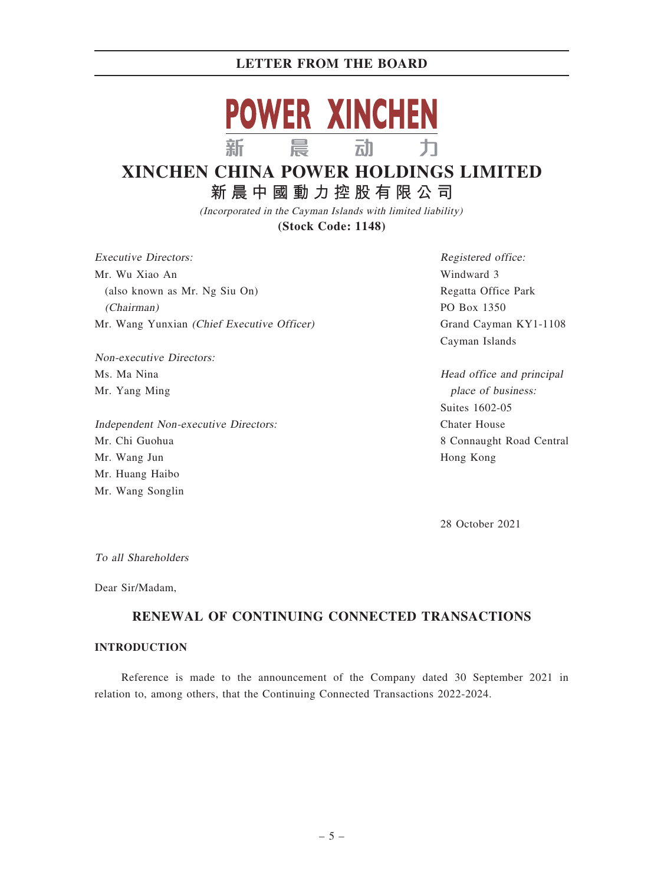# LETTER FROM THE BOARD

**POWER XINCHEN**

**新 晨 动 力**

# XINCHEN CHINA POWER HOLDINGS LIMITED

**新晨中國動力控股有限公司**

*(Incorporated in the Cayman Islands with limited liability)*

**(Stock Code: 1148)**

*Executive Directors:*
Mr. Wu Xiao An
(also known as Mr. Ng Siu On)
*(Chairman)*
Mr. Wang Yunxian *(Chief Executive Officer)*

*Non-executive Directors:*
Ms. Ma Nina
Mr. Yang Ming

*Independent Non-executive Directors:*
Mr. Chi Guohua
Mr. Wang Jun
Mr. Huang Haibo
Mr. Wang Songlin

*Registered office:*
Windward 3
Regatta Office Park
PO Box 1350
Grand Cayman KY1-1108
Cayman Islands

*Head office and principal place of business:*
Suites 1602-05
Chater House
8 Connaught Road Central
Hong Kong

28 October 2021

*To all Shareholders*

Dear Sir/Madam,

## RENEWAL OF CONTINUING CONNECTED TRANSACTIONS

### INTRODUCTION

Reference is made to the announcement of the Company dated 30 September 2021 in relation to, among others, that the Continuing Connected Transactions 2022-2024.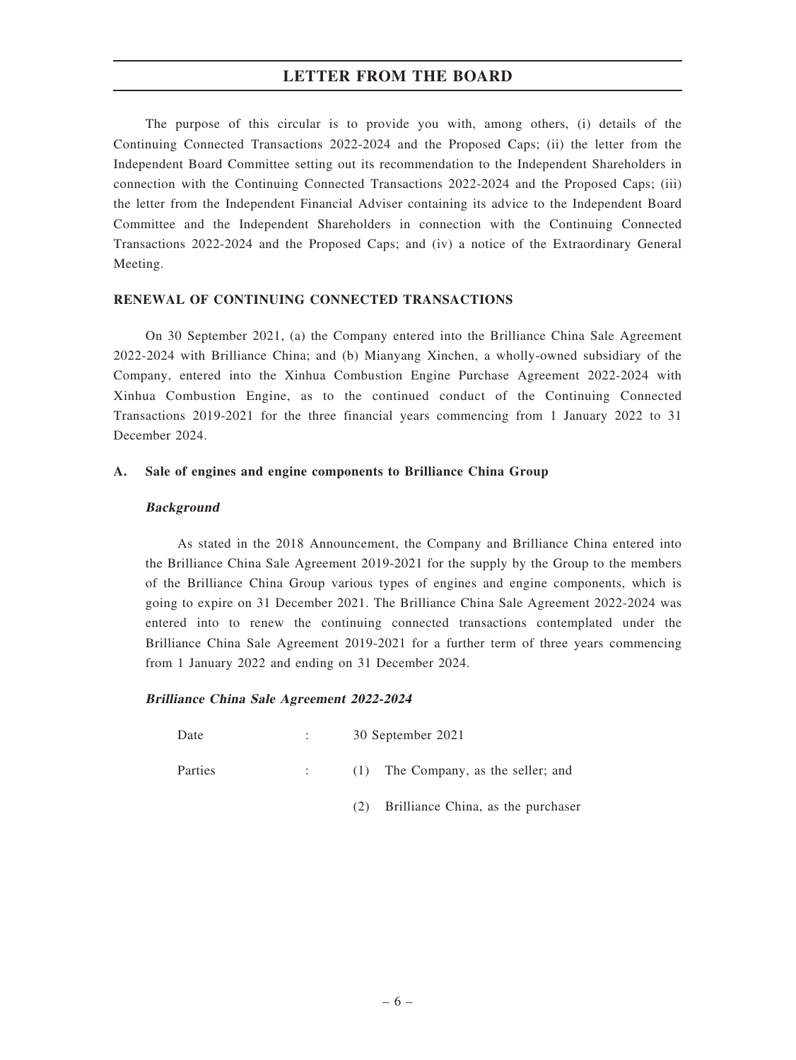## LETTER FROM THE BOARD

The purpose of this circular is to provide you with, among others, (i) details of the Continuing Connected Transactions 2022-2024 and the Proposed Caps; (ii) the letter from the Independent Board Committee setting out its recommendation to the Independent Shareholders in connection with the Continuing Connected Transactions 2022-2024 and the Proposed Caps; (iii) the letter from the Independent Financial Adviser containing its advice to the Independent Board Committee and the Independent Shareholders in connection with the Continuing Connected Transactions 2022-2024 and the Proposed Caps; and (iv) a notice of the Extraordinary General Meeting.

**RENEWAL OF CONTINUING CONNECTED TRANSACTIONS**

On 30 September 2021, (a) the Company entered into the Brilliance China Sale Agreement 2022-2024 with Brilliance China; and (b) Mianyang Xinchen, a wholly-owned subsidiary of the Company, entered into the Xinhua Combustion Engine Purchase Agreement 2022-2024 with Xinhua Combustion Engine, as to the continued conduct of the Continuing Connected Transactions 2019-2021 for the three financial years commencing from 1 January 2022 to 31 December 2024.

**A. Sale of engines and engine components to Brilliance China Group**

***Background***

As stated in the 2018 Announcement, the Company and Brilliance China entered into the Brilliance China Sale Agreement 2019-2021 for the supply by the Group to the members of the Brilliance China Group various types of engines and engine components, which is going to expire on 31 December 2021. The Brilliance China Sale Agreement 2022-2024 was entered into to renew the continuing connected transactions contemplated under the Brilliance China Sale Agreement 2019-2021 for a further term of three years commencing from 1 January 2022 and ending on 31 December 2024.

***Brilliance China Sale Agreement 2022-2024***

Date : 30 September 2021

Parties : (1) The Company, as the seller; and

(2) Brilliance China, as the purchaser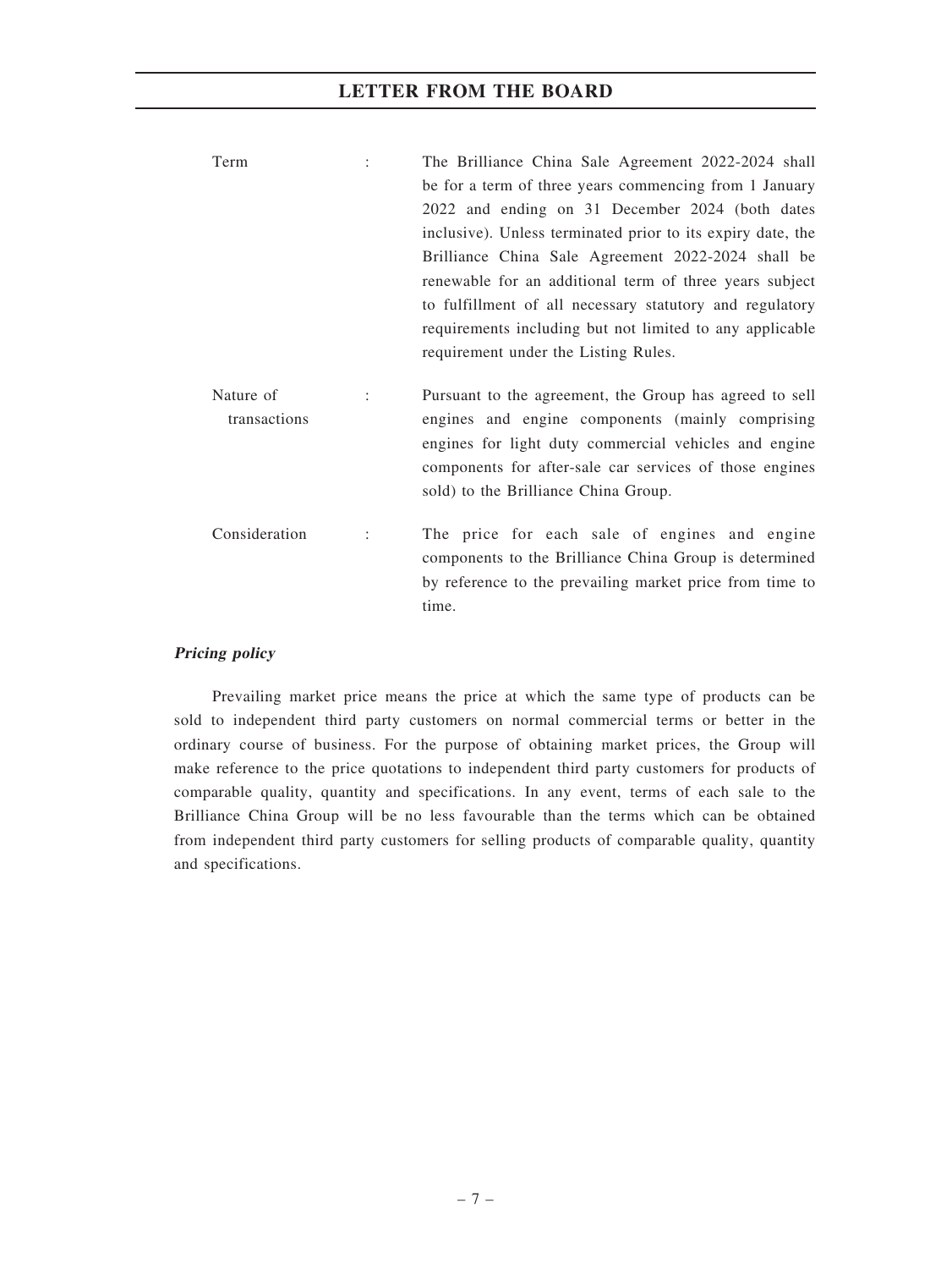| | | |
|---|---|---|
| Term | : | The Brilliance China Sale Agreement 2022-2024 shall be for a term of three years commencing from 1 January 2022 and ending on 31 December 2024 (both dates inclusive). Unless terminated prior to its expiry date, the Brilliance China Sale Agreement 2022-2024 shall be renewable for an additional term of three years subject to fulfillment of all necessary statutory and regulatory requirements including but not limited to any applicable requirement under the Listing Rules. |
| Nature of transactions | : | Pursuant to the agreement, the Group has agreed to sell engines and engine components (mainly comprising engines for light duty commercial vehicles and engine components for after-sale car services of those engines sold) to the Brilliance China Group. |
| Consideration | : | The price for each sale of engines and engine components to the Brilliance China Group is determined by reference to the prevailing market price from time to time. |

***Pricing policy***

Prevailing market price means the price at which the same type of products can be sold to independent third party customers on normal commercial terms or better in the ordinary course of business. For the purpose of obtaining market prices, the Group will make reference to the price quotations to independent third party customers for products of comparable quality, quantity and specifications. In any event, terms of each sale to the Brilliance China Group will be no less favourable than the terms which can be obtained from independent third party customers for selling products of comparable quality, quantity and specifications.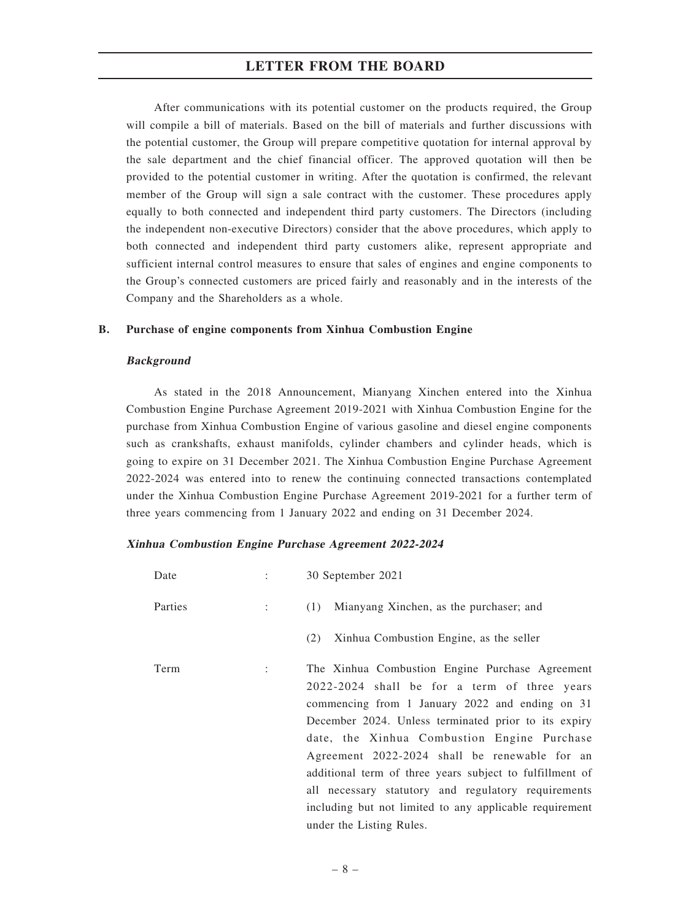After communications with its potential customer on the products required, the Group will compile a bill of materials. Based on the bill of materials and further discussions with the potential customer, the Group will prepare competitive quotation for internal approval by the sale department and the chief financial officer. The approved quotation will then be provided to the potential customer in writing. After the quotation is confirmed, the relevant member of the Group will sign a sale contract with the customer. These procedures apply equally to both connected and independent third party customers. The Directors (including the independent non-executive Directors) consider that the above procedures, which apply to both connected and independent third party customers alike, represent appropriate and sufficient internal control measures to ensure that sales of engines and engine components to the Group's connected customers are priced fairly and reasonably and in the interests of the Company and the Shareholders as a whole.

## B. Purchase of engine components from Xinhua Combustion Engine

### *Background*

As stated in the 2018 Announcement, Mianyang Xinchen entered into the Xinhua Combustion Engine Purchase Agreement 2019-2021 with Xinhua Combustion Engine for the purchase from Xinhua Combustion Engine of various gasoline and diesel engine components such as crankshafts, exhaust manifolds, cylinder chambers and cylinder heads, which is going to expire on 31 December 2021. The Xinhua Combustion Engine Purchase Agreement 2022-2024 was entered into to renew the continuing connected transactions contemplated under the Xinhua Combustion Engine Purchase Agreement 2019-2021 for a further term of three years commencing from 1 January 2022 and ending on 31 December 2024.

### *Xinhua Combustion Engine Purchase Agreement 2022-2024*

Date : 30 September 2021

Parties :
(1) Mianyang Xinchen, as the purchaser; and
(2) Xinhua Combustion Engine, as the seller

Term : The Xinhua Combustion Engine Purchase Agreement 2022-2024 shall be for a term of three years commencing from 1 January 2022 and ending on 31 December 2024. Unless terminated prior to its expiry date, the Xinhua Combustion Engine Purchase Agreement 2022-2024 shall be renewable for an additional term of three years subject to fulfillment of all necessary statutory and regulatory requirements including but not limited to any applicable requirement under the Listing Rules.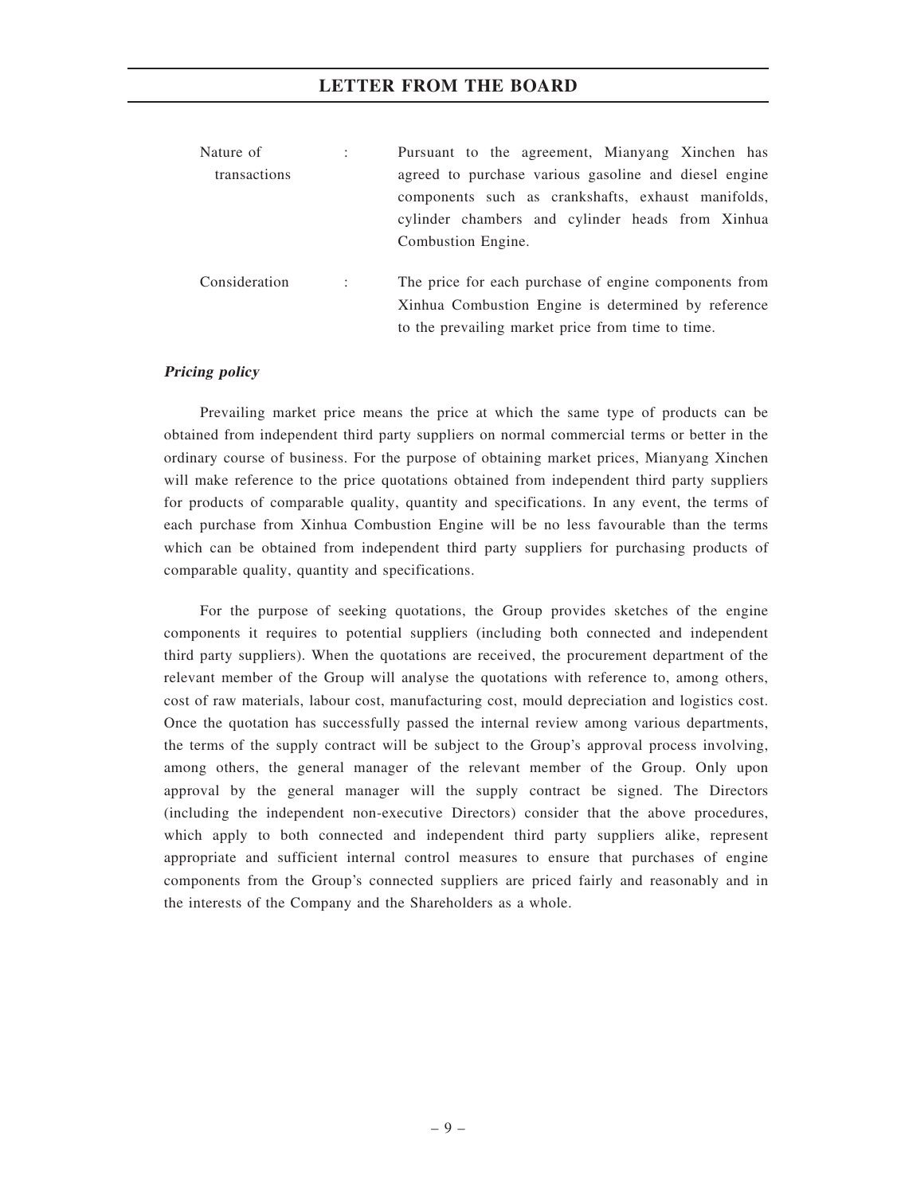| | | |
|---|---|---|
| Nature of transactions | : | Pursuant to the agreement, Mianyang Xinchen has agreed to purchase various gasoline and diesel engine components such as crankshafts, exhaust manifolds, cylinder chambers and cylinder heads from Xinhua Combustion Engine. |
| Consideration | : | The price for each purchase of engine components from Xinhua Combustion Engine is determined by reference to the prevailing market price from time to time. |

***Pricing policy***

Prevailing market price means the price at which the same type of products can be obtained from independent third party suppliers on normal commercial terms or better in the ordinary course of business. For the purpose of obtaining market prices, Mianyang Xinchen will make reference to the price quotations obtained from independent third party suppliers for products of comparable quality, quantity and specifications. In any event, the terms of each purchase from Xinhua Combustion Engine will be no less favourable than the terms which can be obtained from independent third party suppliers for purchasing products of comparable quality, quantity and specifications.

For the purpose of seeking quotations, the Group provides sketches of the engine components it requires to potential suppliers (including both connected and independent third party suppliers). When the quotations are received, the procurement department of the relevant member of the Group will analyse the quotations with reference to, among others, cost of raw materials, labour cost, manufacturing cost, mould depreciation and logistics cost. Once the quotation has successfully passed the internal review among various departments, the terms of the supply contract will be subject to the Group's approval process involving, among others, the general manager of the relevant member of the Group. Only upon approval by the general manager will the supply contract be signed. The Directors (including the independent non-executive Directors) consider that the above procedures, which apply to both connected and independent third party suppliers alike, represent appropriate and sufficient internal control measures to ensure that purchases of engine components from the Group's connected suppliers are priced fairly and reasonably and in the interests of the Company and the Shareholders as a whole.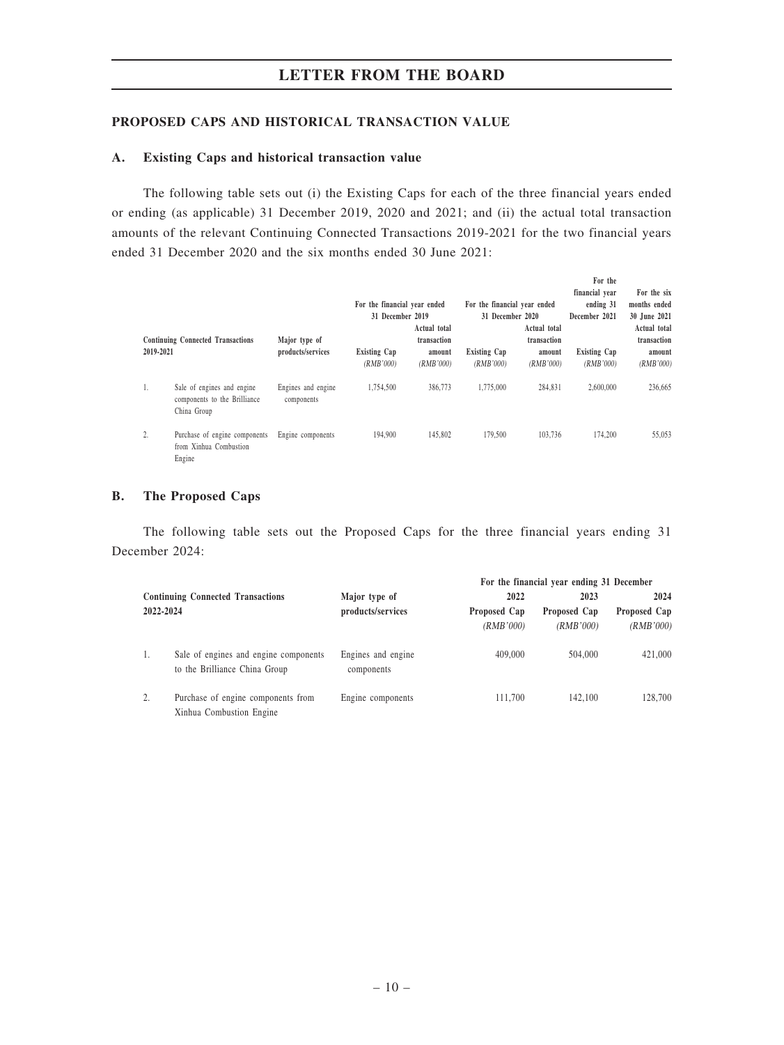## LETTER FROM THE BOARD

### PROPOSED CAPS AND HISTORICAL TRANSACTION VALUE

#### A. Existing Caps and historical transaction value

The following table sets out (i) the Existing Caps for each of the three financial years ended or ending (as applicable) 31 December 2019, 2020 and 2021; and (ii) the actual total transaction amounts of the relevant Continuing Connected Transactions 2019-2021 for the two financial years ended 31 December 2020 and the six months ended 30 June 2021:

| Continuing Connected Transactions 2019-2021 | | Major type of products/services | For the financial year ended 31 December 2019 | | For the financial year ended 31 December 2020 | | For the financial year ending 31 December 2021 | For the six months ended 30 June 2021 |
|---|---|---|---|---|---|---|---|---|
| | | | Existing Cap *(RMB'000)* | Actual total transaction amount *(RMB'000)* | Existing Cap *(RMB'000)* | Actual total transaction amount *(RMB'000)* | Existing Cap *(RMB'000)* | Actual total transaction amount *(RMB'000)* |
| 1. | Sale of engines and engine components to the Brilliance China Group | Engines and engine components | 1,754,500 | 386,773 | 1,775,000 | 284,831 | 2,600,000 | 236,665 |
| 2. | Purchase of engine components from Xinhua Combustion Engine | Engine components | 194,900 | 145,802 | 179,500 | 103,736 | 174,200 | 55,053 |

#### B. The Proposed Caps

The following table sets out the Proposed Caps for the three financial years ending 31 December 2024:

| Continuing Connected Transactions 2022-2024 | | Major type of products/services | For the financial year ending 31 December | | |
|---|---|---|---|---|---|
| | | | 2022 Proposed Cap *(RMB'000)* | 2023 Proposed Cap *(RMB'000)* | 2024 Proposed Cap *(RMB'000)* |
| 1. | Sale of engines and engine components to the Brilliance China Group | Engines and engine components | 409,000 | 504,000 | 421,000 |
| 2. | Purchase of engine components from Xinhua Combustion Engine | Engine components | 111,700 | 142,100 | 128,700 |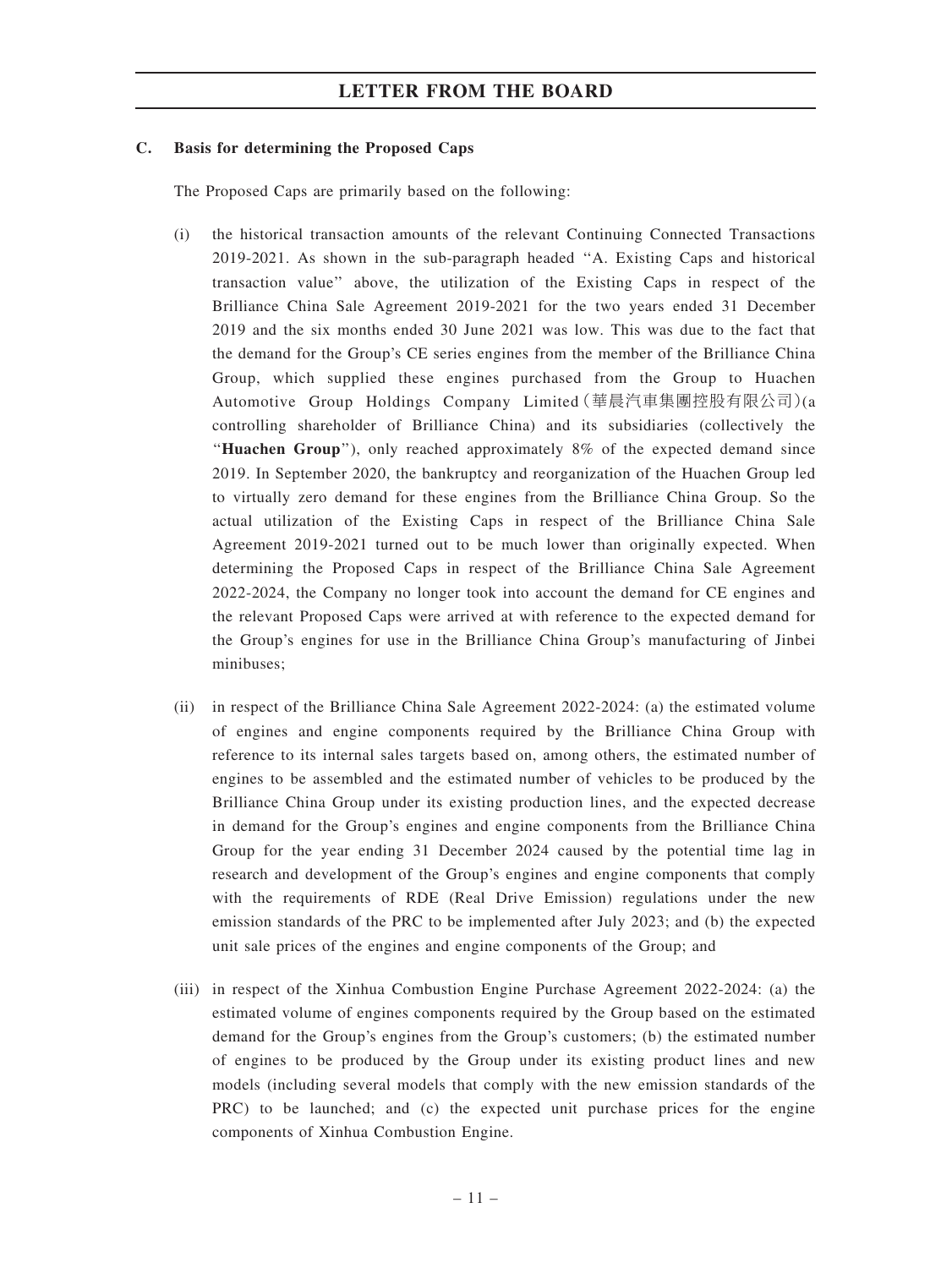### C. Basis for determining the Proposed Caps

The Proposed Caps are primarily based on the following:

(i) the historical transaction amounts of the relevant Continuing Connected Transactions 2019-2021. As shown in the sub-paragraph headed "A. Existing Caps and historical transaction value" above, the utilization of the Existing Caps in respect of the Brilliance China Sale Agreement 2019-2021 for the two years ended 31 December 2019 and the six months ended 30 June 2021 was low. This was due to the fact that the demand for the Group's CE series engines from the member of the Brilliance China Group, which supplied these engines purchased from the Group to Huachen Automotive Group Holdings Company Limited (華晨汽車集團控股有限公司) (a controlling shareholder of Brilliance China) and its subsidiaries (collectively the "**Huachen Group**"), only reached approximately 8% of the expected demand since 2019. In September 2020, the bankruptcy and reorganization of the Huachen Group led to virtually zero demand for these engines from the Brilliance China Group. So the actual utilization of the Existing Caps in respect of the Brilliance China Sale Agreement 2019-2021 turned out to be much lower than originally expected. When determining the Proposed Caps in respect of the Brilliance China Sale Agreement 2022-2024, the Company no longer took into account the demand for CE engines and the relevant Proposed Caps were arrived at with reference to the expected demand for the Group's engines for use in the Brilliance China Group's manufacturing of Jinbei minibuses;

(ii) in respect of the Brilliance China Sale Agreement 2022-2024: (a) the estimated volume of engines and engine components required by the Brilliance China Group with reference to its internal sales targets based on, among others, the estimated number of engines to be assembled and the estimated number of vehicles to be produced by the Brilliance China Group under its existing production lines, and the expected decrease in demand for the Group's engines and engine components from the Brilliance China Group for the year ending 31 December 2024 caused by the potential time lag in research and development of the Group's engines and engine components that comply with the requirements of RDE (Real Drive Emission) regulations under the new emission standards of the PRC to be implemented after July 2023; and (b) the expected unit sale prices of the engines and engine components of the Group; and

(iii) in respect of the Xinhua Combustion Engine Purchase Agreement 2022-2024: (a) the estimated volume of engines components required by the Group based on the estimated demand for the Group's engines from the Group's customers; (b) the estimated number of engines to be produced by the Group under its existing product lines and new models (including several models that comply with the new emission standards of the PRC) to be launched; and (c) the expected unit purchase prices for the engine components of Xinhua Combustion Engine.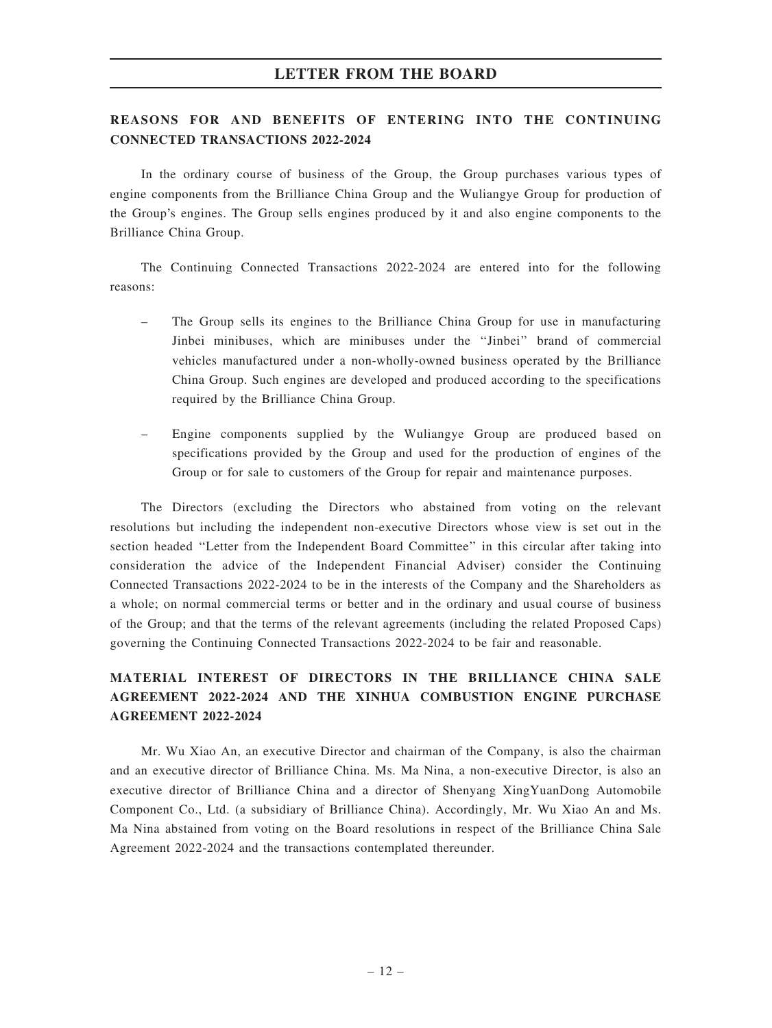## REASONS FOR AND BENEFITS OF ENTERING INTO THE CONTINUING CONNECTED TRANSACTIONS 2022-2024

In the ordinary course of business of the Group, the Group purchases various types of engine components from the Brilliance China Group and the Wuliangye Group for production of the Group's engines. The Group sells engines produced by it and also engine components to the Brilliance China Group.

The Continuing Connected Transactions 2022-2024 are entered into for the following reasons:

– The Group sells its engines to the Brilliance China Group for use in manufacturing Jinbei minibuses, which are minibuses under the "Jinbei" brand of commercial vehicles manufactured under a non-wholly-owned business operated by the Brilliance China Group. Such engines are developed and produced according to the specifications required by the Brilliance China Group.

– Engine components supplied by the Wuliangye Group are produced based on specifications provided by the Group and used for the production of engines of the Group or for sale to customers of the Group for repair and maintenance purposes.

The Directors (excluding the Directors who abstained from voting on the relevant resolutions but including the independent non-executive Directors whose view is set out in the section headed "Letter from the Independent Board Committee" in this circular after taking into consideration the advice of the Independent Financial Adviser) consider the Continuing Connected Transactions 2022-2024 to be in the interests of the Company and the Shareholders as a whole; on normal commercial terms or better and in the ordinary and usual course of business of the Group; and that the terms of the relevant agreements (including the related Proposed Caps) governing the Continuing Connected Transactions 2022-2024 to be fair and reasonable.

## MATERIAL INTEREST OF DIRECTORS IN THE BRILLIANCE CHINA SALE AGREEMENT 2022-2024 AND THE XINHUA COMBUSTION ENGINE PURCHASE AGREEMENT 2022-2024

Mr. Wu Xiao An, an executive Director and chairman of the Company, is also the chairman and an executive director of Brilliance China. Ms. Ma Nina, a non-executive Director, is also an executive director of Brilliance China and a director of Shenyang XingYuanDong Automobile Component Co., Ltd. (a subsidiary of Brilliance China). Accordingly, Mr. Wu Xiao An and Ms. Ma Nina abstained from voting on the Board resolutions in respect of the Brilliance China Sale Agreement 2022-2024 and the transactions contemplated thereunder.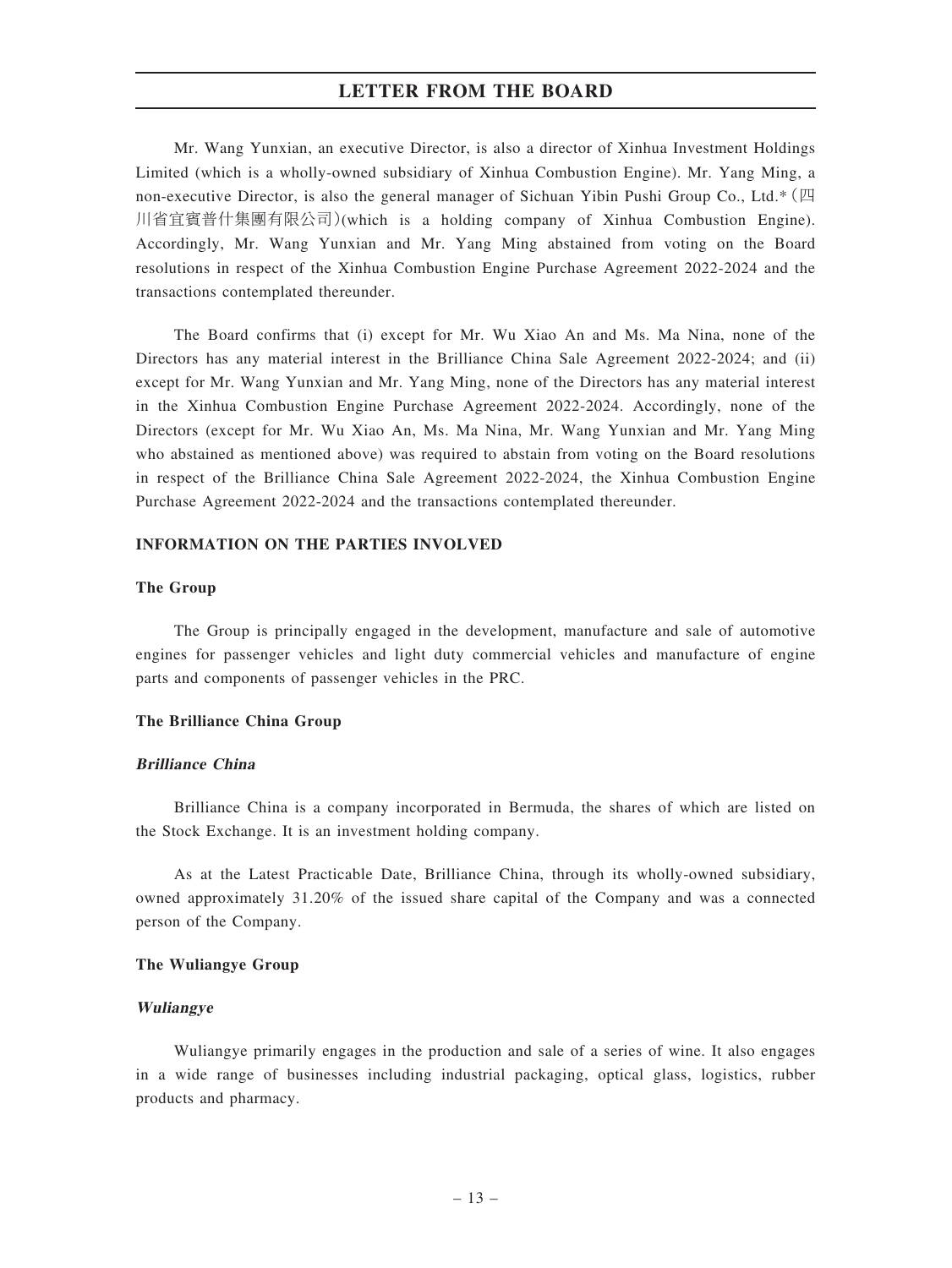Mr. Wang Yunxian, an executive Director, is also a director of Xinhua Investment Holdings Limited (which is a wholly-owned subsidiary of Xinhua Combustion Engine). Mr. Yang Ming, a non-executive Director, is also the general manager of Sichuan Yibin Pushi Group Co., Ltd.* (四川省宜賓普什集團有限公司)(which is a holding company of Xinhua Combustion Engine). Accordingly, Mr. Wang Yunxian and Mr. Yang Ming abstained from voting on the Board resolutions in respect of the Xinhua Combustion Engine Purchase Agreement 2022-2024 and the transactions contemplated thereunder.

The Board confirms that (i) except for Mr. Wu Xiao An and Ms. Ma Nina, none of the Directors has any material interest in the Brilliance China Sale Agreement 2022-2024; and (ii) except for Mr. Wang Yunxian and Mr. Yang Ming, none of the Directors has any material interest in the Xinhua Combustion Engine Purchase Agreement 2022-2024. Accordingly, none of the Directors (except for Mr. Wu Xiao An, Ms. Ma Nina, Mr. Wang Yunxian and Mr. Yang Ming who abstained as mentioned above) was required to abstain from voting on the Board resolutions in respect of the Brilliance China Sale Agreement 2022-2024, the Xinhua Combustion Engine Purchase Agreement 2022-2024 and the transactions contemplated thereunder.

## INFORMATION ON THE PARTIES INVOLVED

### The Group

The Group is principally engaged in the development, manufacture and sale of automotive engines for passenger vehicles and light duty commercial vehicles and manufacture of engine parts and components of passenger vehicles in the PRC.

### The Brilliance China Group

#### *Brilliance China*

Brilliance China is a company incorporated in Bermuda, the shares of which are listed on the Stock Exchange. It is an investment holding company.

As at the Latest Practicable Date, Brilliance China, through its wholly-owned subsidiary, owned approximately 31.20% of the issued share capital of the Company and was a connected person of the Company.

### The Wuliangye Group

#### *Wuliangye*

Wuliangye primarily engages in the production and sale of a series of wine. It also engages in a wide range of businesses including industrial packaging, optical glass, logistics, rubber products and pharmacy.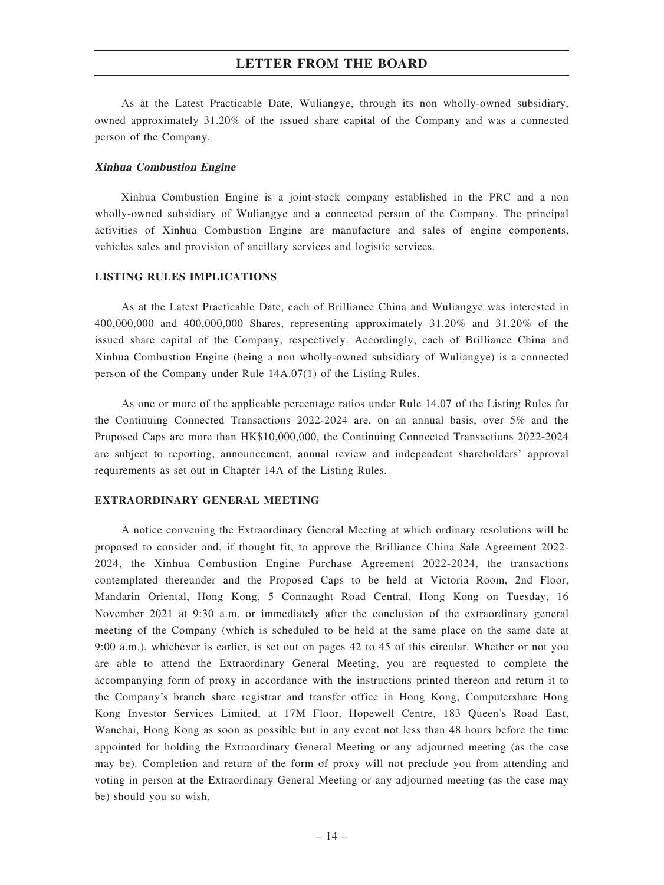As at the Latest Practicable Date, Wuliangye, through its non wholly-owned subsidiary, owned approximately 31.20% of the issued share capital of the Company and was a connected person of the Company.

***Xinhua Combustion Engine***

Xinhua Combustion Engine is a joint-stock company established in the PRC and a non wholly-owned subsidiary of Wuliangye and a connected person of the Company. The principal activities of Xinhua Combustion Engine are manufacture and sales of engine components, vehicles sales and provision of ancillary services and logistic services.

**LISTING RULES IMPLICATIONS**

As at the Latest Practicable Date, each of Brilliance China and Wuliangye was interested in 400,000,000 and 400,000,000 Shares, representing approximately 31.20% and 31.20% of the issued share capital of the Company, respectively. Accordingly, each of Brilliance China and Xinhua Combustion Engine (being a non wholly-owned subsidiary of Wuliangye) is a connected person of the Company under Rule 14A.07(1) of the Listing Rules.

As one or more of the applicable percentage ratios under Rule 14.07 of the Listing Rules for the Continuing Connected Transactions 2022-2024 are, on an annual basis, over 5% and the Proposed Caps are more than HK$10,000,000, the Continuing Connected Transactions 2022-2024 are subject to reporting, announcement, annual review and independent shareholders' approval requirements as set out in Chapter 14A of the Listing Rules.

**EXTRAORDINARY GENERAL MEETING**

A notice convening the Extraordinary General Meeting at which ordinary resolutions will be proposed to consider and, if thought fit, to approve the Brilliance China Sale Agreement 2022-2024, the Xinhua Combustion Engine Purchase Agreement 2022-2024, the transactions contemplated thereunder and the Proposed Caps to be held at Victoria Room, 2nd Floor, Mandarin Oriental, Hong Kong, 5 Connaught Road Central, Hong Kong on Tuesday, 16 November 2021 at 9:30 a.m. or immediately after the conclusion of the extraordinary general meeting of the Company (which is scheduled to be held at the same place on the same date at 9:00 a.m.), whichever is earlier, is set out on pages 42 to 45 of this circular. Whether or not you are able to attend the Extraordinary General Meeting, you are requested to complete the accompanying form of proxy in accordance with the instructions printed thereon and return it to the Company's branch share registrar and transfer office in Hong Kong, Computershare Hong Kong Investor Services Limited, at 17M Floor, Hopewell Centre, 183 Queen's Road East, Wanchai, Hong Kong as soon as possible but in any event not less than 48 hours before the time appointed for holding the Extraordinary General Meeting or any adjourned meeting (as the case may be). Completion and return of the form of proxy will not preclude you from attending and voting in person at the Extraordinary General Meeting or any adjourned meeting (as the case may be) should you so wish.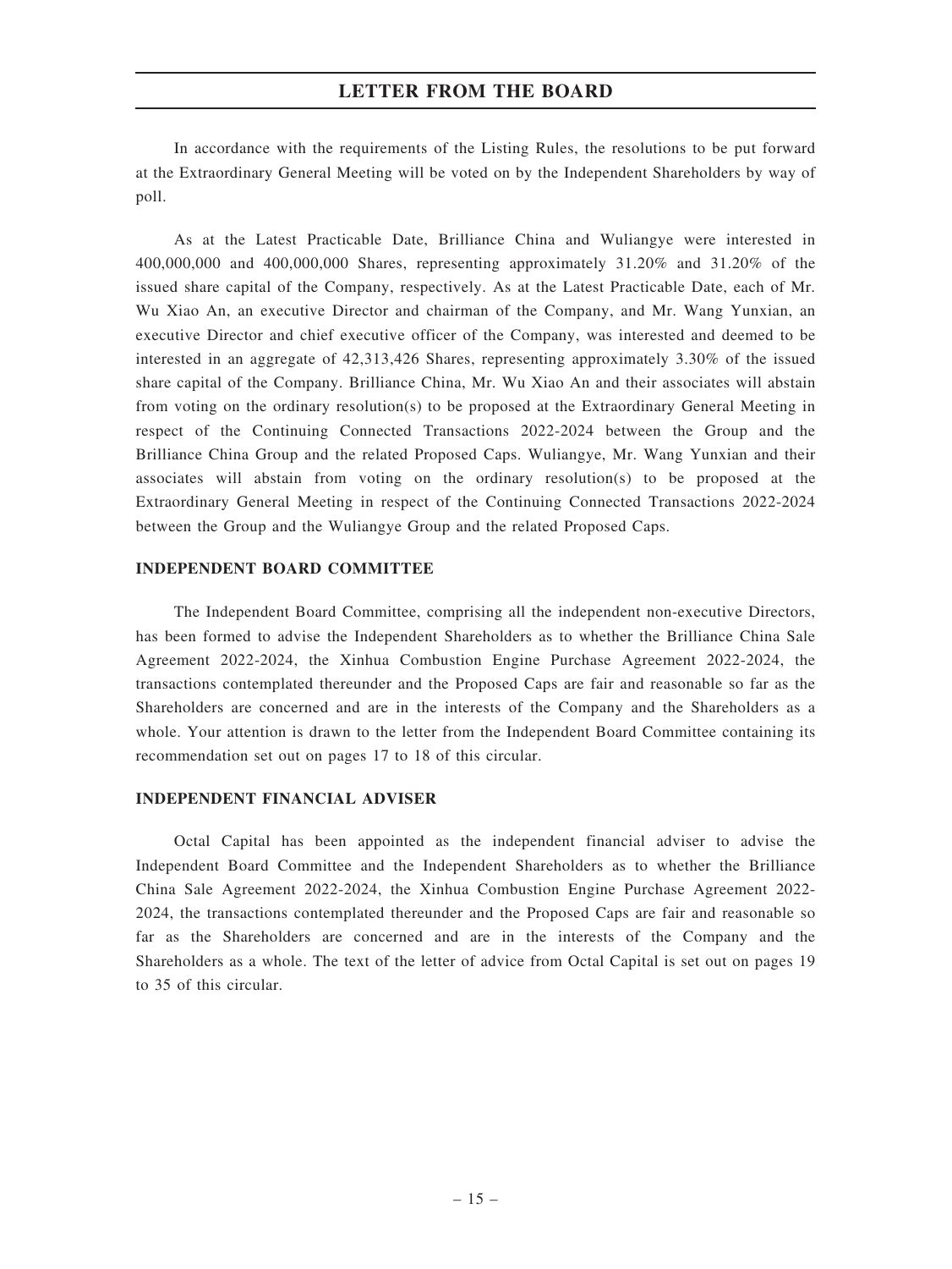In accordance with the requirements of the Listing Rules, the resolutions to be put forward at the Extraordinary General Meeting will be voted on by the Independent Shareholders by way of poll.

As at the Latest Practicable Date, Brilliance China and Wuliangye were interested in 400,000,000 and 400,000,000 Shares, representing approximately 31.20% and 31.20% of the issued share capital of the Company, respectively. As at the Latest Practicable Date, each of Mr. Wu Xiao An, an executive Director and chairman of the Company, and Mr. Wang Yunxian, an executive Director and chief executive officer of the Company, was interested and deemed to be interested in an aggregate of 42,313,426 Shares, representing approximately 3.30% of the issued share capital of the Company. Brilliance China, Mr. Wu Xiao An and their associates will abstain from voting on the ordinary resolution(s) to be proposed at the Extraordinary General Meeting in respect of the Continuing Connected Transactions 2022-2024 between the Group and the Brilliance China Group and the related Proposed Caps. Wuliangye, Mr. Wang Yunxian and their associates will abstain from voting on the ordinary resolution(s) to be proposed at the Extraordinary General Meeting in respect of the Continuing Connected Transactions 2022-2024 between the Group and the Wuliangye Group and the related Proposed Caps.

**INDEPENDENT BOARD COMMITTEE**

The Independent Board Committee, comprising all the independent non-executive Directors, has been formed to advise the Independent Shareholders as to whether the Brilliance China Sale Agreement 2022-2024, the Xinhua Combustion Engine Purchase Agreement 2022-2024, the transactions contemplated thereunder and the Proposed Caps are fair and reasonable so far as the Shareholders are concerned and are in the interests of the Company and the Shareholders as a whole. Your attention is drawn to the letter from the Independent Board Committee containing its recommendation set out on pages 17 to 18 of this circular.

**INDEPENDENT FINANCIAL ADVISER**

Octal Capital has been appointed as the independent financial adviser to advise the Independent Board Committee and the Independent Shareholders as to whether the Brilliance China Sale Agreement 2022-2024, the Xinhua Combustion Engine Purchase Agreement 2022-2024, the transactions contemplated thereunder and the Proposed Caps are fair and reasonable so far as the Shareholders are concerned and are in the interests of the Company and the Shareholders as a whole. The text of the letter of advice from Octal Capital is set out on pages 19 to 35 of this circular.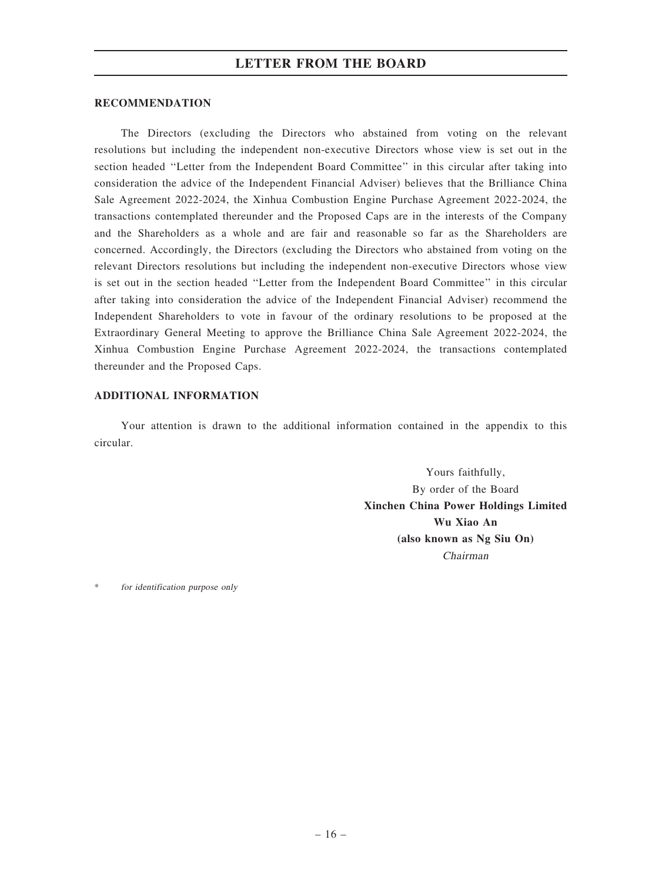## RECOMMENDATION

The Directors (excluding the Directors who abstained from voting on the relevant resolutions but including the independent non-executive Directors whose view is set out in the section headed "Letter from the Independent Board Committee" in this circular after taking into consideration the advice of the Independent Financial Adviser) believes that the Brilliance China Sale Agreement 2022-2024, the Xinhua Combustion Engine Purchase Agreement 2022-2024, the transactions contemplated thereunder and the Proposed Caps are in the interests of the Company and the Shareholders as a whole and are fair and reasonable so far as the Shareholders are concerned. Accordingly, the Directors (excluding the Directors who abstained from voting on the relevant Directors resolutions but including the independent non-executive Directors whose view is set out in the section headed "Letter from the Independent Board Committee" in this circular after taking into consideration the advice of the Independent Financial Adviser) recommend the Independent Shareholders to vote in favour of the ordinary resolutions to be proposed at the Extraordinary General Meeting to approve the Brilliance China Sale Agreement 2022-2024, the Xinhua Combustion Engine Purchase Agreement 2022-2024, the transactions contemplated thereunder and the Proposed Caps.

## ADDITIONAL INFORMATION

Your attention is drawn to the additional information contained in the appendix to this circular.

Yours faithfully,
By order of the Board
**Xinchen China Power Holdings Limited**
**Wu Xiao An**
**(also known as Ng Siu On)**
*Chairman*

\* *for identification purpose only*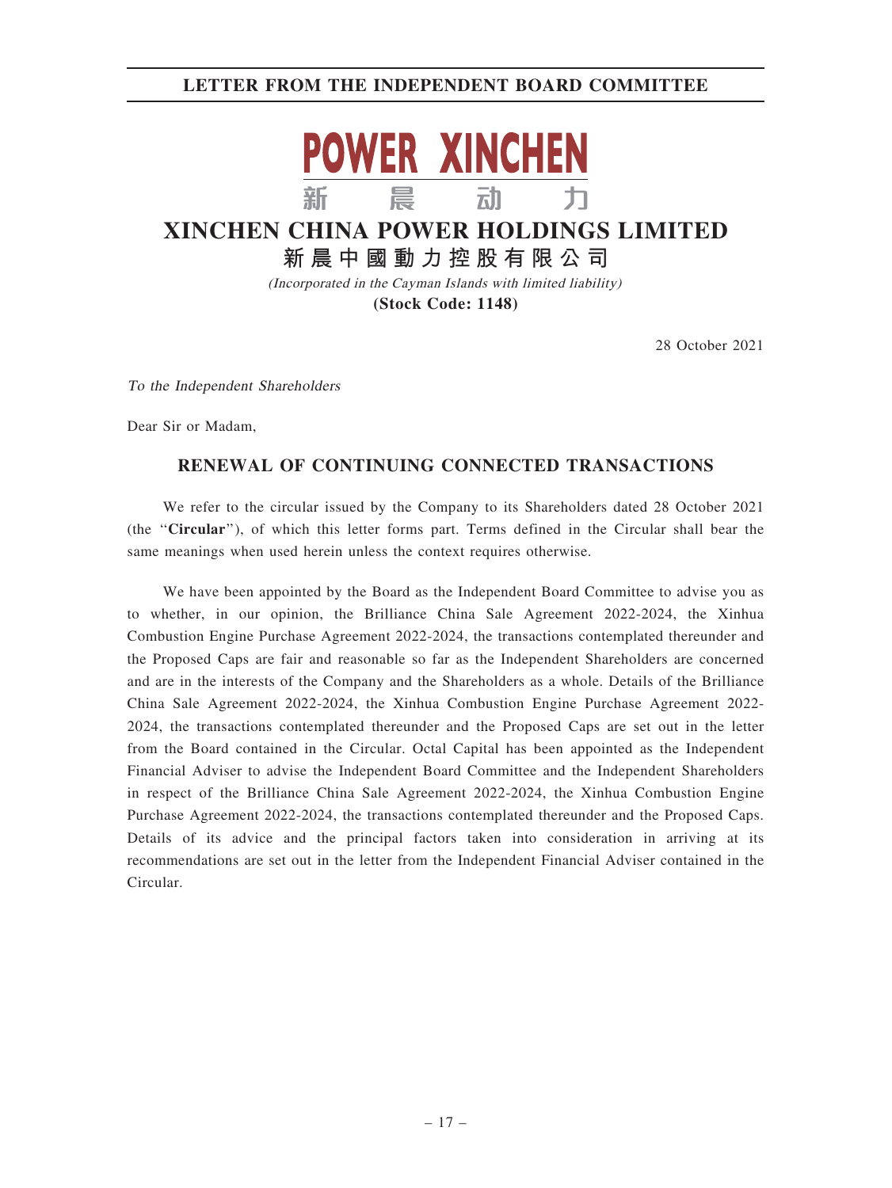## LETTER FROM THE INDEPENDENT BOARD COMMITTEE

POWER XINCHEN

新 晨 动 力

# XINCHEN CHINA POWER HOLDINGS LIMITED

# 新晨中國動力控股有限公司

*(Incorporated in the Cayman Islands with limited liability)*

**(Stock Code: 1148)**

28 October 2021

*To the Independent Shareholders*

Dear Sir or Madam,

## RENEWAL OF CONTINUING CONNECTED TRANSACTIONS

We refer to the circular issued by the Company to its Shareholders dated 28 October 2021 (the "**Circular**"), of which this letter forms part. Terms defined in the Circular shall bear the same meanings when used herein unless the context requires otherwise.

We have been appointed by the Board as the Independent Board Committee to advise you as to whether, in our opinion, the Brilliance China Sale Agreement 2022-2024, the Xinhua Combustion Engine Purchase Agreement 2022-2024, the transactions contemplated thereunder and the Proposed Caps are fair and reasonable so far as the Independent Shareholders are concerned and are in the interests of the Company and the Shareholders as a whole. Details of the Brilliance China Sale Agreement 2022-2024, the Xinhua Combustion Engine Purchase Agreement 2022-2024, the transactions contemplated thereunder and the Proposed Caps are set out in the letter from the Board contained in the Circular. Octal Capital has been appointed as the Independent Financial Adviser to advise the Independent Board Committee and the Independent Shareholders in respect of the Brilliance China Sale Agreement 2022-2024, the Xinhua Combustion Engine Purchase Agreement 2022-2024, the transactions contemplated thereunder and the Proposed Caps. Details of its advice and the principal factors taken into consideration in arriving at its recommendations are set out in the letter from the Independent Financial Adviser contained in the Circular.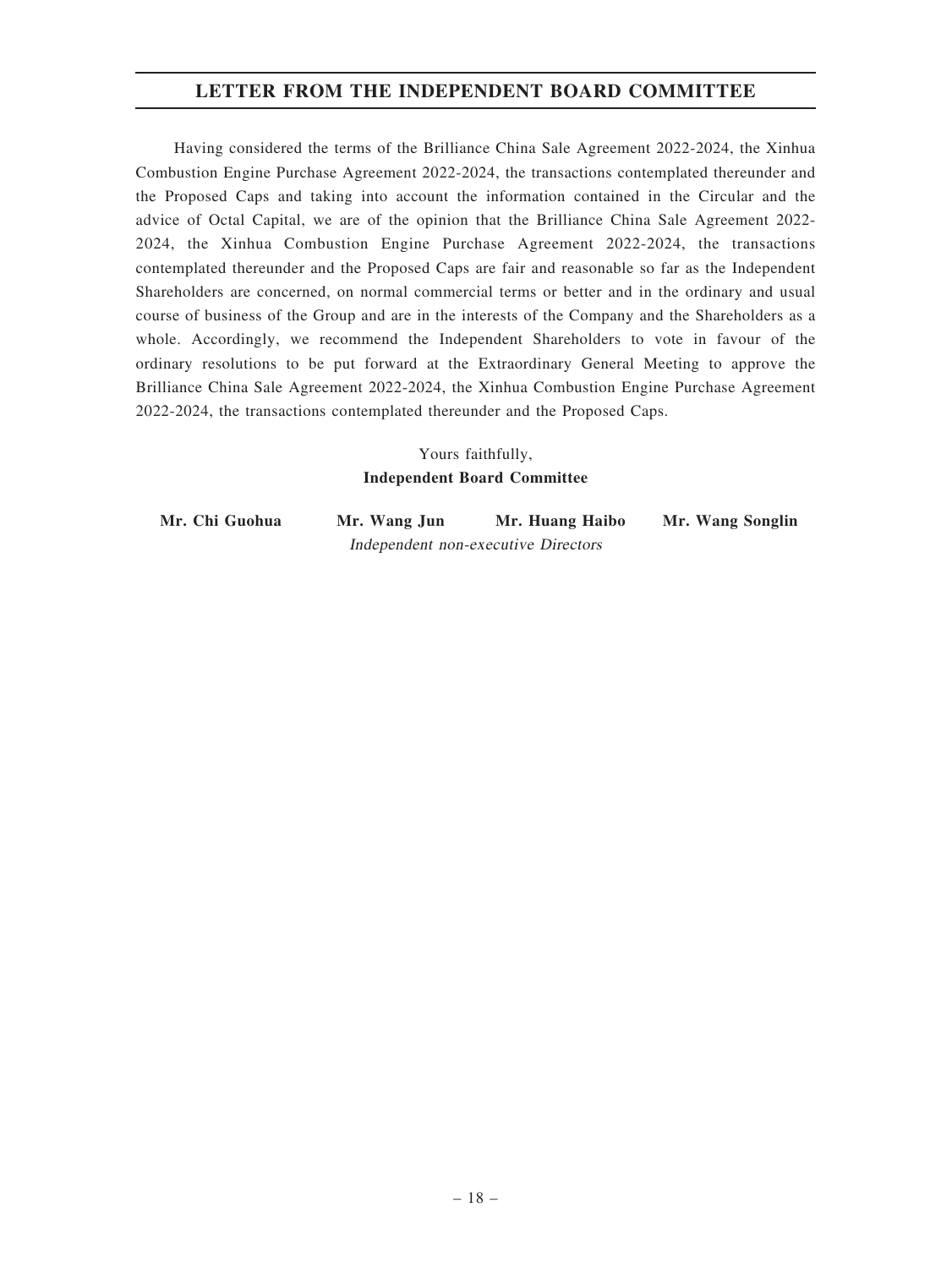## LETTER FROM THE INDEPENDENT BOARD COMMITTEE

Having considered the terms of the Brilliance China Sale Agreement 2022-2024, the Xinhua Combustion Engine Purchase Agreement 2022-2024, the transactions contemplated thereunder and the Proposed Caps and taking into account the information contained in the Circular and the advice of Octal Capital, we are of the opinion that the Brilliance China Sale Agreement 2022-2024, the Xinhua Combustion Engine Purchase Agreement 2022-2024, the transactions contemplated thereunder and the Proposed Caps are fair and reasonable so far as the Independent Shareholders are concerned, on normal commercial terms or better and in the ordinary and usual course of business of the Group and are in the interests of the Company and the Shareholders as a whole. Accordingly, we recommend the Independent Shareholders to vote in favour of the ordinary resolutions to be put forward at the Extraordinary General Meeting to approve the Brilliance China Sale Agreement 2022-2024, the Xinhua Combustion Engine Purchase Agreement 2022-2024, the transactions contemplated thereunder and the Proposed Caps.

Yours faithfully,

**Independent Board Committee**

**Mr. Chi Guohua** **Mr. Wang Jun** **Mr. Huang Haibo** **Mr. Wang Songlin**

*Independent non-executive Directors*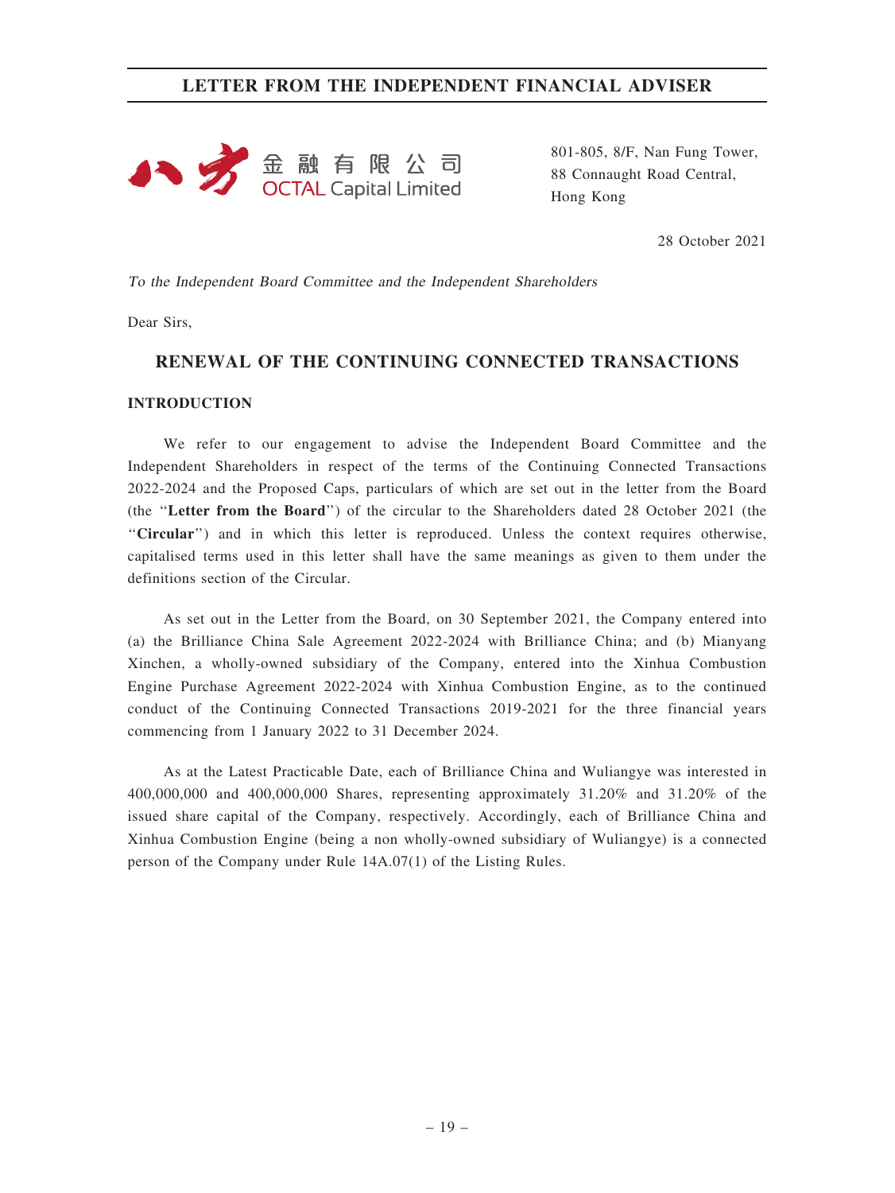# LETTER FROM THE INDEPENDENT FINANCIAL ADVISER

八方金融有限公司
OCTAL Capital Limited

801-805, 8/F, Nan Fung Tower,
88 Connaught Road Central,
Hong Kong

28 October 2021

*To the Independent Board Committee and the Independent Shareholders*

Dear Sirs,

## RENEWAL OF THE CONTINUING CONNECTED TRANSACTIONS

### INTRODUCTION

We refer to our engagement to advise the Independent Board Committee and the Independent Shareholders in respect of the terms of the Continuing Connected Transactions 2022-2024 and the Proposed Caps, particulars of which are set out in the letter from the Board (the "**Letter from the Board**") of the circular to the Shareholders dated 28 October 2021 (the "**Circular**") and in which this letter is reproduced. Unless the context requires otherwise, capitalised terms used in this letter shall have the same meanings as given to them under the definitions section of the Circular.

As set out in the Letter from the Board, on 30 September 2021, the Company entered into (a) the Brilliance China Sale Agreement 2022-2024 with Brilliance China; and (b) Mianyang Xinchen, a wholly-owned subsidiary of the Company, entered into the Xinhua Combustion Engine Purchase Agreement 2022-2024 with Xinhua Combustion Engine, as to the continued conduct of the Continuing Connected Transactions 2019-2021 for the three financial years commencing from 1 January 2022 to 31 December 2024.

As at the Latest Practicable Date, each of Brilliance China and Wuliangye was interested in 400,000,000 and 400,000,000 Shares, representing approximately 31.20% and 31.20% of the issued share capital of the Company, respectively. Accordingly, each of Brilliance China and Xinhua Combustion Engine (being a non wholly-owned subsidiary of Wuliangye) is a connected person of the Company under Rule 14A.07(1) of the Listing Rules.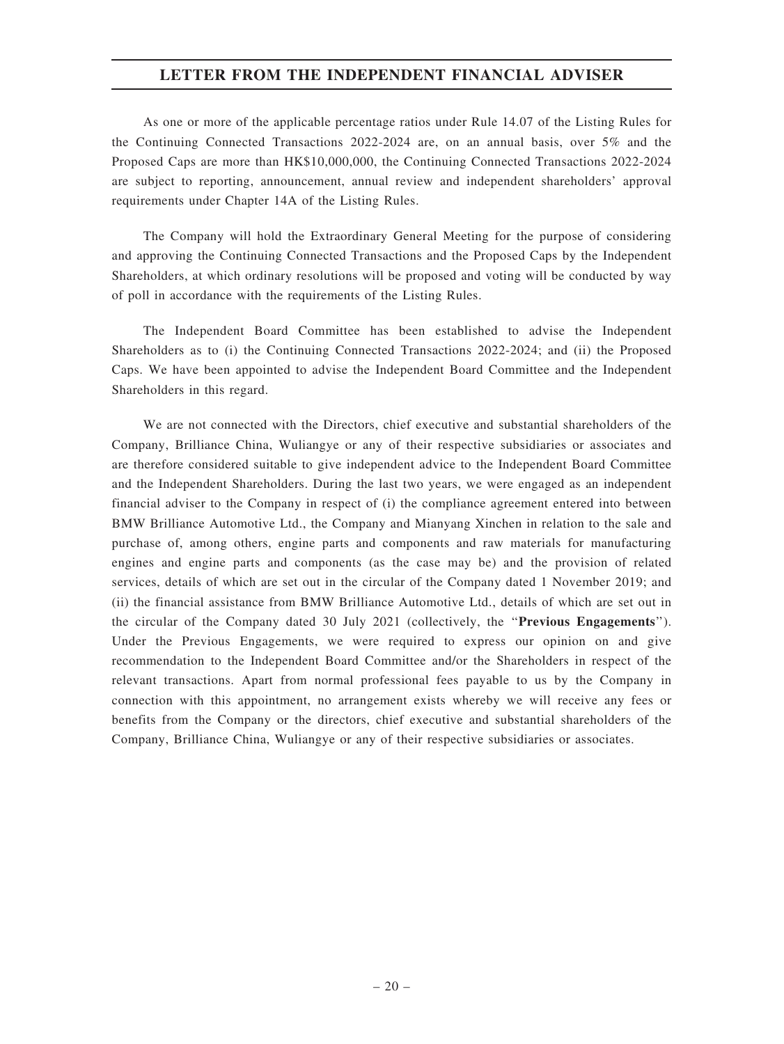## LETTER FROM THE INDEPENDENT FINANCIAL ADVISER

As one or more of the applicable percentage ratios under Rule 14.07 of the Listing Rules for the Continuing Connected Transactions 2022-2024 are, on an annual basis, over 5% and the Proposed Caps are more than HK$10,000,000, the Continuing Connected Transactions 2022-2024 are subject to reporting, announcement, annual review and independent shareholders' approval requirements under Chapter 14A of the Listing Rules.

The Company will hold the Extraordinary General Meeting for the purpose of considering and approving the Continuing Connected Transactions and the Proposed Caps by the Independent Shareholders, at which ordinary resolutions will be proposed and voting will be conducted by way of poll in accordance with the requirements of the Listing Rules.

The Independent Board Committee has been established to advise the Independent Shareholders as to (i) the Continuing Connected Transactions 2022-2024; and (ii) the Proposed Caps. We have been appointed to advise the Independent Board Committee and the Independent Shareholders in this regard.

We are not connected with the Directors, chief executive and substantial shareholders of the Company, Brilliance China, Wuliangye or any of their respective subsidiaries or associates and are therefore considered suitable to give independent advice to the Independent Board Committee and the Independent Shareholders. During the last two years, we were engaged as an independent financial adviser to the Company in respect of (i) the compliance agreement entered into between BMW Brilliance Automotive Ltd., the Company and Mianyang Xinchen in relation to the sale and purchase of, among others, engine parts and components and raw materials for manufacturing engines and engine parts and components (as the case may be) and the provision of related services, details of which are set out in the circular of the Company dated 1 November 2019; and (ii) the financial assistance from BMW Brilliance Automotive Ltd., details of which are set out in the circular of the Company dated 30 July 2021 (collectively, the "**Previous Engagements**"). Under the Previous Engagements, we were required to express our opinion on and give recommendation to the Independent Board Committee and/or the Shareholders in respect of the relevant transactions. Apart from normal professional fees payable to us by the Company in connection with this appointment, no arrangement exists whereby we will receive any fees or benefits from the Company or the directors, chief executive and substantial shareholders of the Company, Brilliance China, Wuliangye or any of their respective subsidiaries or associates.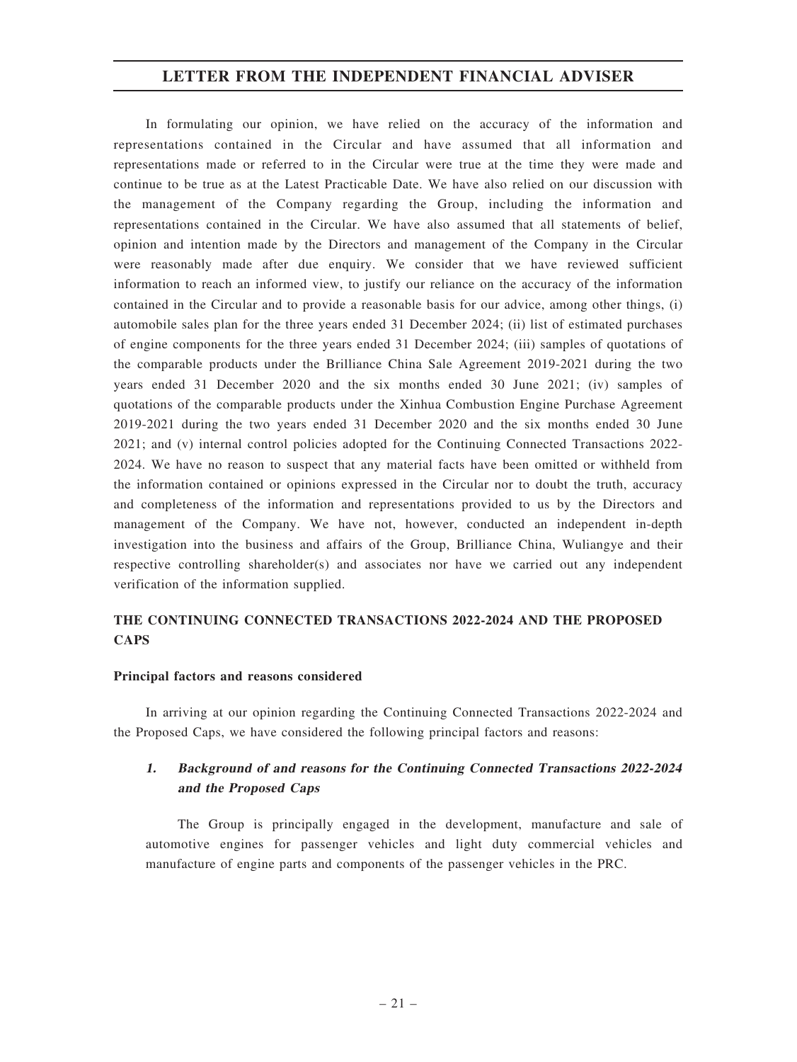In formulating our opinion, we have relied on the accuracy of the information and representations contained in the Circular and have assumed that all information and representations made or referred to in the Circular were true at the time they were made and continue to be true as at the Latest Practicable Date. We have also relied on our discussion with the management of the Company regarding the Group, including the information and representations contained in the Circular. We have also assumed that all statements of belief, opinion and intention made by the Directors and management of the Company in the Circular were reasonably made after due enquiry. We consider that we have reviewed sufficient information to reach an informed view, to justify our reliance on the accuracy of the information contained in the Circular and to provide a reasonable basis for our advice, among other things, (i) automobile sales plan for the three years ended 31 December 2024; (ii) list of estimated purchases of engine components for the three years ended 31 December 2024; (iii) samples of quotations of the comparable products under the Brilliance China Sale Agreement 2019-2021 during the two years ended 31 December 2020 and the six months ended 30 June 2021; (iv) samples of quotations of the comparable products under the Xinhua Combustion Engine Purchase Agreement 2019-2021 during the two years ended 31 December 2020 and the six months ended 30 June 2021; and (v) internal control policies adopted for the Continuing Connected Transactions 2022-2024. We have no reason to suspect that any material facts have been omitted or withheld from the information contained or opinions expressed in the Circular nor to doubt the truth, accuracy and completeness of the information and representations provided to us by the Directors and management of the Company. We have not, however, conducted an independent in-depth investigation into the business and affairs of the Group, Brilliance China, Wuliangye and their respective controlling shareholder(s) and associates nor have we carried out any independent verification of the information supplied.

## THE CONTINUING CONNECTED TRANSACTIONS 2022-2024 AND THE PROPOSED CAPS

### Principal factors and reasons considered

In arriving at our opinion regarding the Continuing Connected Transactions 2022-2024 and the Proposed Caps, we have considered the following principal factors and reasons:

#### *1. Background of and reasons for the Continuing Connected Transactions 2022-2024 and the Proposed Caps*

The Group is principally engaged in the development, manufacture and sale of automotive engines for passenger vehicles and light duty commercial vehicles and manufacture of engine parts and components of the passenger vehicles in the PRC.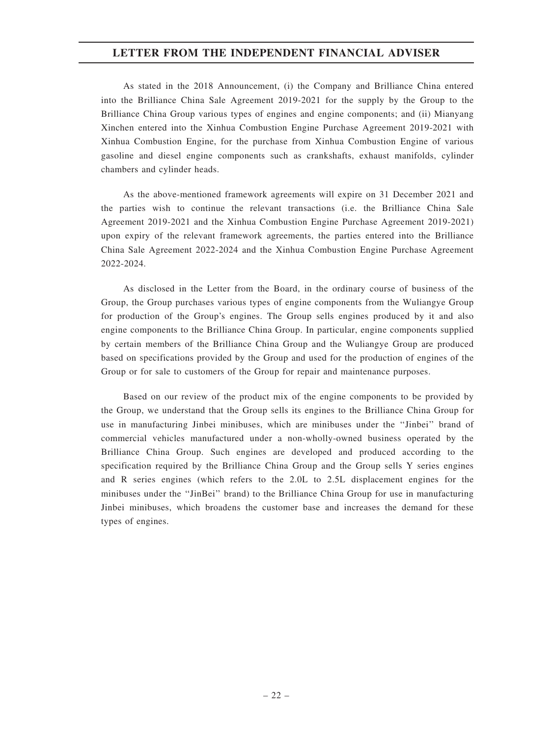As stated in the 2018 Announcement, (i) the Company and Brilliance China entered into the Brilliance China Sale Agreement 2019-2021 for the supply by the Group to the Brilliance China Group various types of engines and engine components; and (ii) Mianyang Xinchen entered into the Xinhua Combustion Engine Purchase Agreement 2019-2021 with Xinhua Combustion Engine, for the purchase from Xinhua Combustion Engine of various gasoline and diesel engine components such as crankshafts, exhaust manifolds, cylinder chambers and cylinder heads.

As the above-mentioned framework agreements will expire on 31 December 2021 and the parties wish to continue the relevant transactions (i.e. the Brilliance China Sale Agreement 2019-2021 and the Xinhua Combustion Engine Purchase Agreement 2019-2021) upon expiry of the relevant framework agreements, the parties entered into the Brilliance China Sale Agreement 2022-2024 and the Xinhua Combustion Engine Purchase Agreement 2022-2024.

As disclosed in the Letter from the Board, in the ordinary course of business of the Group, the Group purchases various types of engine components from the Wuliangye Group for production of the Group's engines. The Group sells engines produced by it and also engine components to the Brilliance China Group. In particular, engine components supplied by certain members of the Brilliance China Group and the Wuliangye Group are produced based on specifications provided by the Group and used for the production of engines of the Group or for sale to customers of the Group for repair and maintenance purposes.

Based on our review of the product mix of the engine components to be provided by the Group, we understand that the Group sells its engines to the Brilliance China Group for use in manufacturing Jinbei minibuses, which are minibuses under the "Jinbei" brand of commercial vehicles manufactured under a non-wholly-owned business operated by the Brilliance China Group. Such engines are developed and produced according to the specification required by the Brilliance China Group and the Group sells Y series engines and R series engines (which refers to the 2.0L to 2.5L displacement engines for the minibuses under the "JinBei" brand) to the Brilliance China Group for use in manufacturing Jinbei minibuses, which broadens the customer base and increases the demand for these types of engines.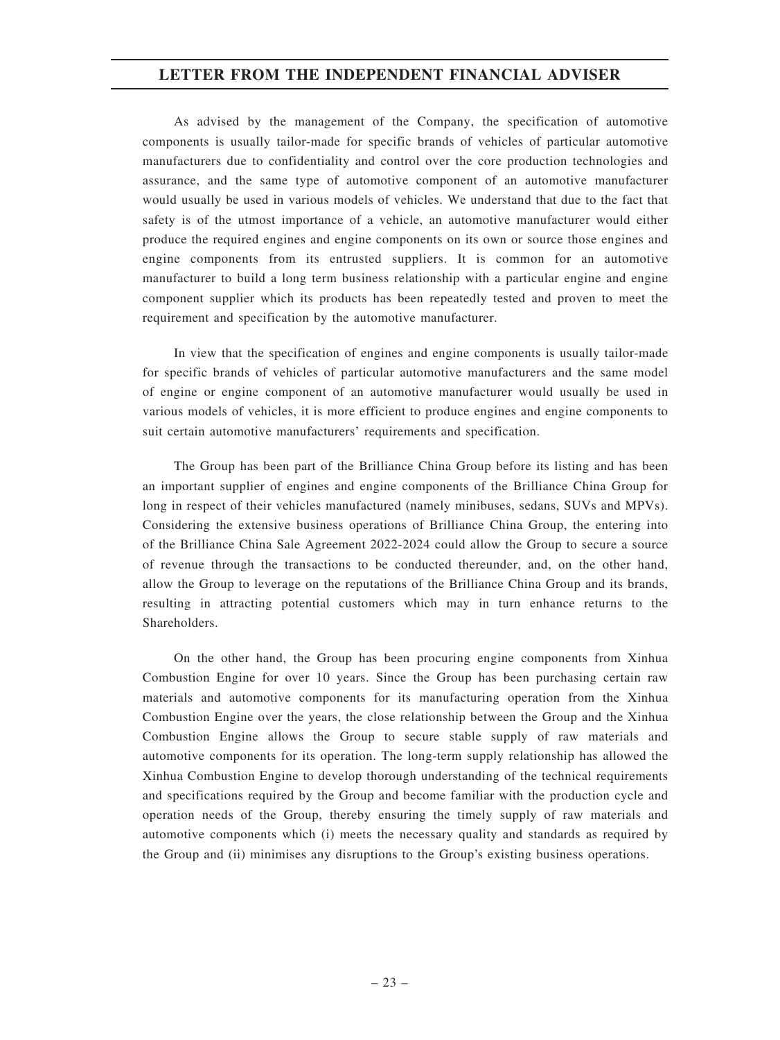As advised by the management of the Company, the specification of automotive components is usually tailor-made for specific brands of vehicles of particular automotive manufacturers due to confidentiality and control over the core production technologies and assurance, and the same type of automotive component of an automotive manufacturer would usually be used in various models of vehicles. We understand that due to the fact that safety is of the utmost importance of a vehicle, an automotive manufacturer would either produce the required engines and engine components on its own or source those engines and engine components from its entrusted suppliers. It is common for an automotive manufacturer to build a long term business relationship with a particular engine and engine component supplier which its products has been repeatedly tested and proven to meet the requirement and specification by the automotive manufacturer.

In view that the specification of engines and engine components is usually tailor-made for specific brands of vehicles of particular automotive manufacturers and the same model of engine or engine component of an automotive manufacturer would usually be used in various models of vehicles, it is more efficient to produce engines and engine components to suit certain automotive manufacturers' requirements and specification.

The Group has been part of the Brilliance China Group before its listing and has been an important supplier of engines and engine components of the Brilliance China Group for long in respect of their vehicles manufactured (namely minibuses, sedans, SUVs and MPVs). Considering the extensive business operations of Brilliance China Group, the entering into of the Brilliance China Sale Agreement 2022-2024 could allow the Group to secure a source of revenue through the transactions to be conducted thereunder, and, on the other hand, allow the Group to leverage on the reputations of the Brilliance China Group and its brands, resulting in attracting potential customers which may in turn enhance returns to the Shareholders.

On the other hand, the Group has been procuring engine components from Xinhua Combustion Engine for over 10 years. Since the Group has been purchasing certain raw materials and automotive components for its manufacturing operation from the Xinhua Combustion Engine over the years, the close relationship between the Group and the Xinhua Combustion Engine allows the Group to secure stable supply of raw materials and automotive components for its operation. The long-term supply relationship has allowed the Xinhua Combustion Engine to develop thorough understanding of the technical requirements and specifications required by the Group and become familiar with the production cycle and operation needs of the Group, thereby ensuring the timely supply of raw materials and automotive components which (i) meets the necessary quality and standards as required by the Group and (ii) minimises any disruptions to the Group's existing business operations.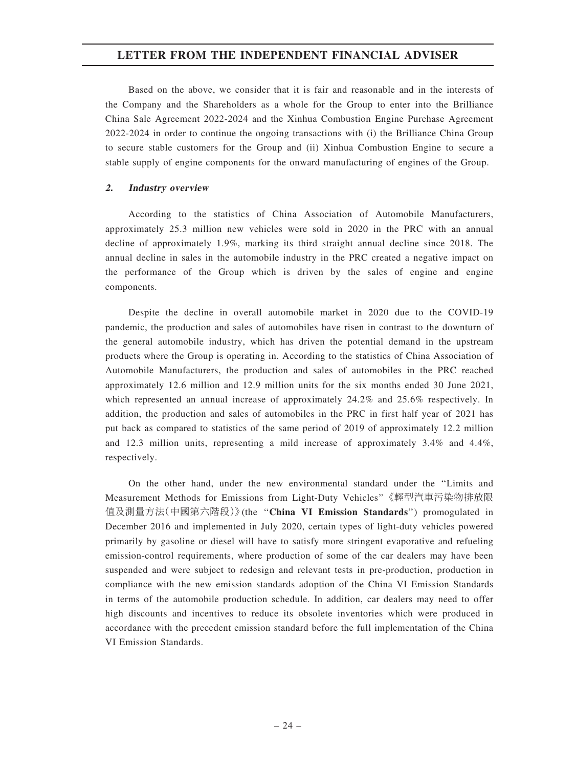Based on the above, we consider that it is fair and reasonable and in the interests of the Company and the Shareholders as a whole for the Group to enter into the Brilliance China Sale Agreement 2022-2024 and the Xinhua Combustion Engine Purchase Agreement 2022-2024 in order to continue the ongoing transactions with (i) the Brilliance China Group to secure stable customers for the Group and (ii) Xinhua Combustion Engine to secure a stable supply of engine components for the onward manufacturing of engines of the Group.

### *2. Industry overview*

According to the statistics of China Association of Automobile Manufacturers, approximately 25.3 million new vehicles were sold in 2020 in the PRC with an annual decline of approximately 1.9%, marking its third straight annual decline since 2018. The annual decline in sales in the automobile industry in the PRC created a negative impact on the performance of the Group which is driven by the sales of engine and engine components.

Despite the decline in overall automobile market in 2020 due to the COVID-19 pandemic, the production and sales of automobiles have risen in contrast to the downturn of the general automobile industry, which has driven the potential demand in the upstream products where the Group is operating in. According to the statistics of China Association of Automobile Manufacturers, the production and sales of automobiles in the PRC reached approximately 12.6 million and 12.9 million units for the six months ended 30 June 2021, which represented an annual increase of approximately 24.2% and 25.6% respectively. In addition, the production and sales of automobiles in the PRC in first half year of 2021 has put back as compared to statistics of the same period of 2019 of approximately 12.2 million and 12.3 million units, representing a mild increase of approximately 3.4% and 4.4%, respectively.

On the other hand, under the new environmental standard under the "Limits and Measurement Methods for Emissions from Light-Duty Vehicles"《輕型汽車污染物排放限值及測量方法(中國第六階段)》(the "**China VI Emission Standards**") promogulated in December 2016 and implemented in July 2020, certain types of light-duty vehicles powered primarily by gasoline or diesel will have to satisfy more stringent evaporative and refueling emission-control requirements, where production of some of the car dealers may have been suspended and were subject to redesign and relevant tests in pre-production, production in compliance with the new emission standards adoption of the China VI Emission Standards in terms of the automobile production schedule. In addition, car dealers may need to offer high discounts and incentives to reduce its obsolete inventories which were produced in accordance with the precedent emission standard before the full implementation of the China VI Emission Standards.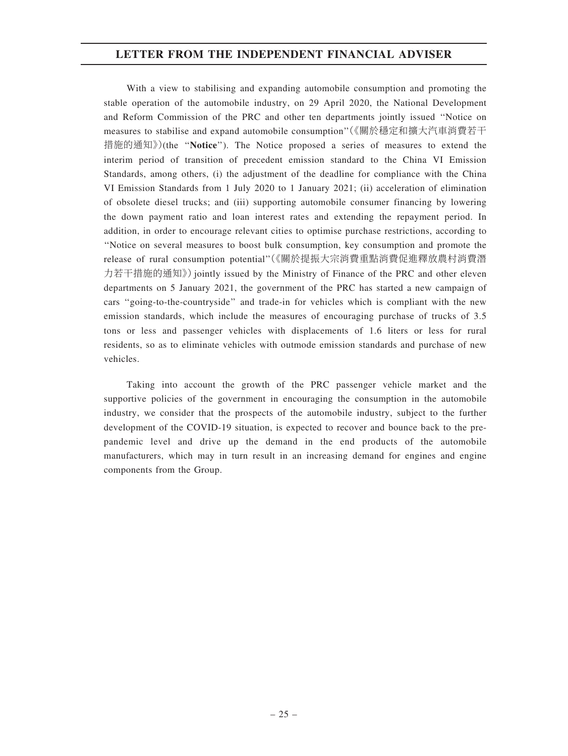With a view to stabilising and expanding automobile consumption and promoting the stable operation of the automobile industry, on 29 April 2020, the National Development and Reform Commission of the PRC and other ten departments jointly issued ''Notice on measures to stabilise and expand automobile consumption''(《關於穩定和擴大汽車消費若干措施的通知》)(the ''**Notice**''). The Notice proposed a series of measures to extend the interim period of transition of precedent emission standard to the China VI Emission Standards, among others, (i) the adjustment of the deadline for compliance with the China VI Emission Standards from 1 July 2020 to 1 January 2021; (ii) acceleration of elimination of obsolete diesel trucks; and (iii) supporting automobile consumer financing by lowering the down payment ratio and loan interest rates and extending the repayment period. In addition, in order to encourage relevant cities to optimise purchase restrictions, according to ''Notice on several measures to boost bulk consumption, key consumption and promote the release of rural consumption potential''(《關於提振大宗消費重點消費促進釋放農村消費潛力若干措施的通知》) jointly issued by the Ministry of Finance of the PRC and other eleven departments on 5 January 2021, the government of the PRC has started a new campaign of cars ''going-to-the-countryside'' and trade-in for vehicles which is compliant with the new emission standards, which include the measures of encouraging purchase of trucks of 3.5 tons or less and passenger vehicles with displacements of 1.6 liters or less for rural residents, so as to eliminate vehicles with outmode emission standards and purchase of new vehicles.

Taking into account the growth of the PRC passenger vehicle market and the supportive policies of the government in encouraging the consumption in the automobile industry, we consider that the prospects of the automobile industry, subject to the further development of the COVID-19 situation, is expected to recover and bounce back to the pre-pandemic level and drive up the demand in the end products of the automobile manufacturers, which may in turn result in an increasing demand for engines and engine components from the Group.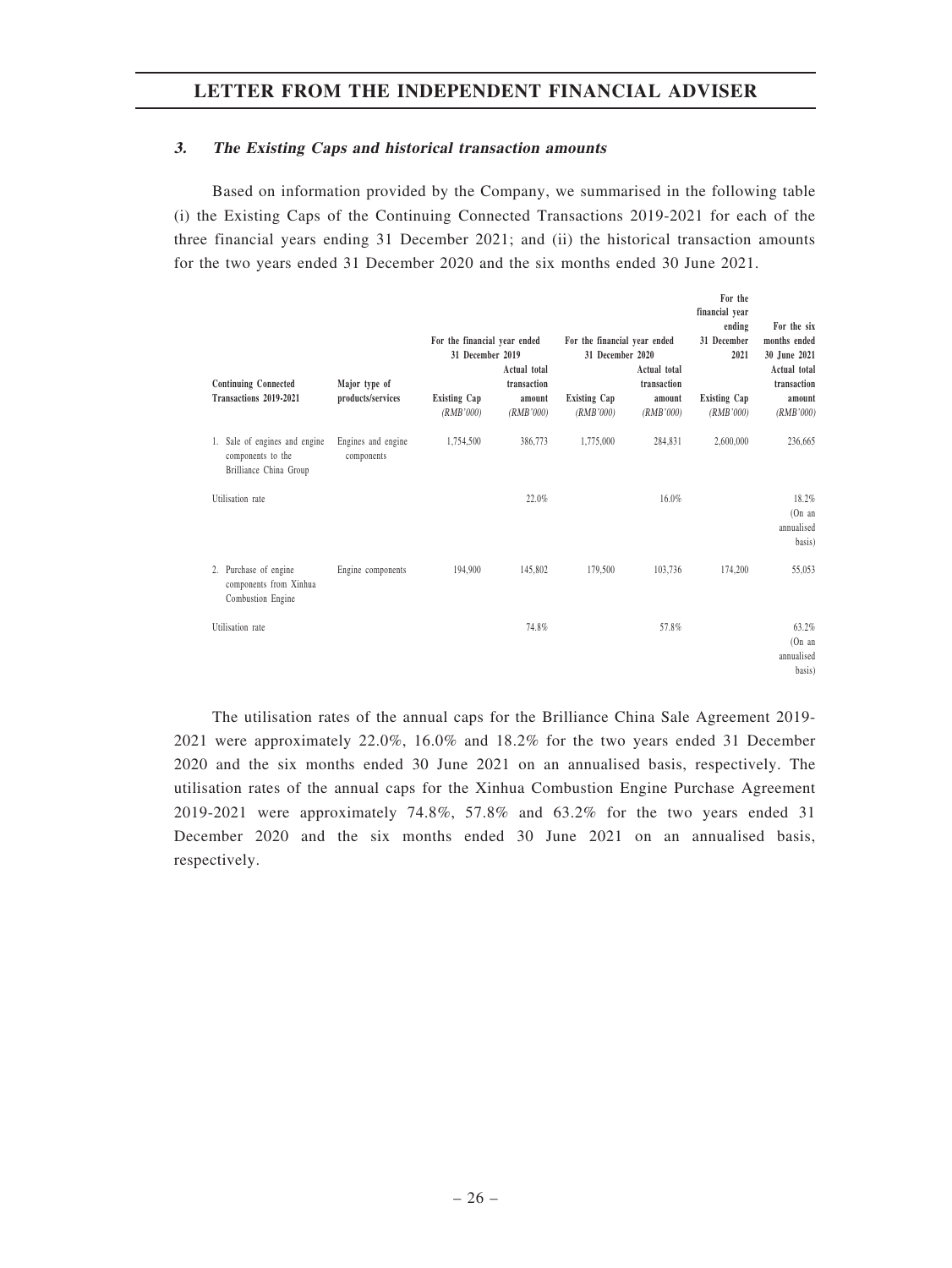### 3. *The Existing Caps and historical transaction amounts*

Based on information provided by the Company, we summarised in the following table (i) the Existing Caps of the Continuing Connected Transactions 2019-2021 for each of the three financial years ending 31 December 2021; and (ii) the historical transaction amounts for the two years ended 31 December 2020 and the six months ended 30 June 2021.

| Continuing Connected Transactions 2019-2021 | Major type of products/services | For the financial year ended 31 December 2019 | | For the financial year ended 31 December 2020 | | For the financial year ending 31 December 2021 | For the six months ended 30 June 2021 |
|---|---|---|---|---|---|---|---|
| | | Existing Cap *(RMB'000)* | Actual total transaction amount *(RMB'000)* | Existing Cap *(RMB'000)* | Actual total transaction amount *(RMB'000)* | Existing Cap *(RMB'000)* | Actual total transaction amount *(RMB'000)* |
| 1. Sale of engines and engine components to the Brilliance China Group | Engines and engine components | 1,754,500 | 386,773 | 1,775,000 | 284,831 | 2,600,000 | 236,665 |
| Utilisation rate | | | 22.0% | | 16.0% | | 18.2% (On an annualised basis) |
| 2. Purchase of engine components from Xinhua Combustion Engine | Engine components | 194,900 | 145,802 | 179,500 | 103,736 | 174,200 | 55,053 |
| Utilisation rate | | | 74.8% | | 57.8% | | 63.2% (On an annualised basis) |

The utilisation rates of the annual caps for the Brilliance China Sale Agreement 2019-2021 were approximately 22.0%, 16.0% and 18.2% for the two years ended 31 December 2020 and the six months ended 30 June 2021 on an annualised basis, respectively. The utilisation rates of the annual caps for the Xinhua Combustion Engine Purchase Agreement 2019-2021 were approximately 74.8%, 57.8% and 63.2% for the two years ended 31 December 2020 and the six months ended 30 June 2021 on an annualised basis, respectively.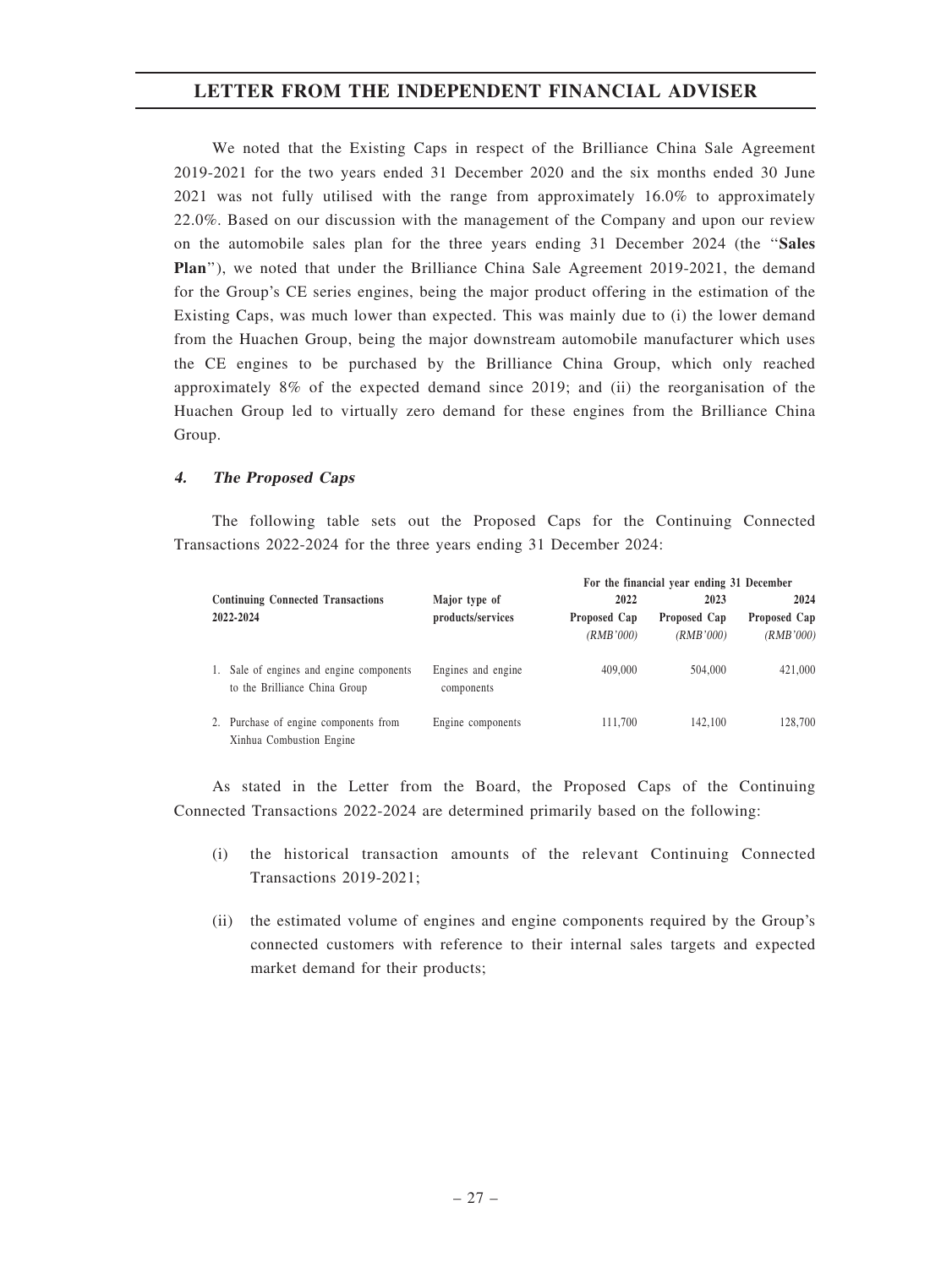We noted that the Existing Caps in respect of the Brilliance China Sale Agreement 2019-2021 for the two years ended 31 December 2020 and the six months ended 30 June 2021 was not fully utilised with the range from approximately 16.0% to approximately 22.0%. Based on our discussion with the management of the Company and upon our review on the automobile sales plan for the three years ending 31 December 2024 (the "**Sales Plan**"), we noted that under the Brilliance China Sale Agreement 2019-2021, the demand for the Group's CE series engines, being the major product offering in the estimation of the Existing Caps, was much lower than expected. This was mainly due to (i) the lower demand from the Huachen Group, being the major downstream automobile manufacturer which uses the CE engines to be purchased by the Brilliance China Group, which only reached approximately 8% of the expected demand since 2019; and (ii) the reorganisation of the Huachen Group led to virtually zero demand for these engines from the Brilliance China Group.

#### *4. The Proposed Caps*

The following table sets out the Proposed Caps for the Continuing Connected Transactions 2022-2024 for the three years ending 31 December 2024:

| Continuing Connected Transactions 2022-2024 | Major type of products/services | For the financial year ending 31 December | | |
|---|---|---|---|---|
| | | 2022 Proposed Cap *(RMB'000)* | 2023 Proposed Cap *(RMB'000)* | 2024 Proposed Cap *(RMB'000)* |
| 1. Sale of engines and engine components to the Brilliance China Group | Engines and engine components | 409,000 | 504,000 | 421,000 |
| 2. Purchase of engine components from Xinhua Combustion Engine | Engine components | 111,700 | 142,100 | 128,700 |

As stated in the Letter from the Board, the Proposed Caps of the Continuing Connected Transactions 2022-2024 are determined primarily based on the following:

(i) the historical transaction amounts of the relevant Continuing Connected Transactions 2019-2021;

(ii) the estimated volume of engines and engine components required by the Group's connected customers with reference to their internal sales targets and expected market demand for their products;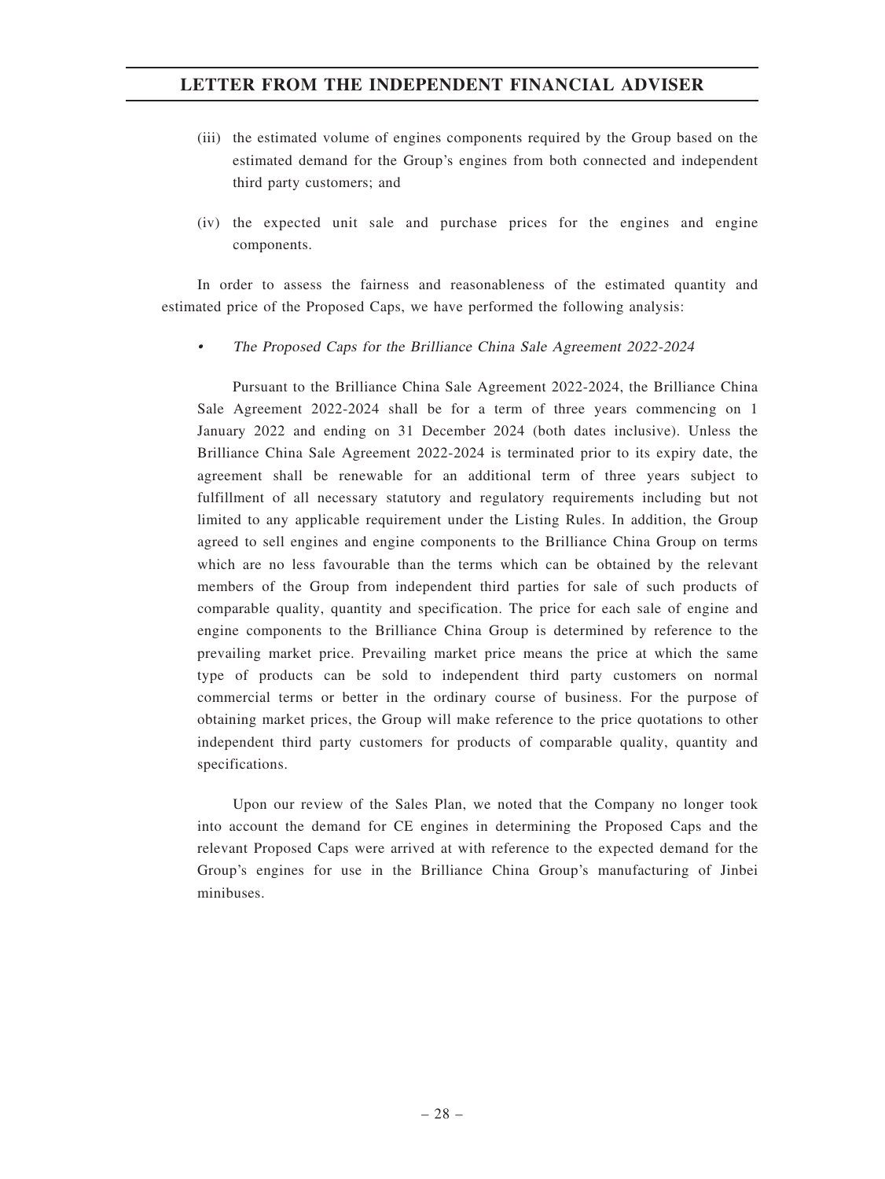(iii) the estimated volume of engines components required by the Group based on the estimated demand for the Group's engines from both connected and independent third party customers; and

(iv) the expected unit sale and purchase prices for the engines and engine components.

In order to assess the fairness and reasonableness of the estimated quantity and estimated price of the Proposed Caps, we have performed the following analysis:

- *The Proposed Caps for the Brilliance China Sale Agreement 2022-2024*

Pursuant to the Brilliance China Sale Agreement 2022-2024, the Brilliance China Sale Agreement 2022-2024 shall be for a term of three years commencing on 1 January 2022 and ending on 31 December 2024 (both dates inclusive). Unless the Brilliance China Sale Agreement 2022-2024 is terminated prior to its expiry date, the agreement shall be renewable for an additional term of three years subject to fulfillment of all necessary statutory and regulatory requirements including but not limited to any applicable requirement under the Listing Rules. In addition, the Group agreed to sell engines and engine components to the Brilliance China Group on terms which are no less favourable than the terms which can be obtained by the relevant members of the Group from independent third parties for sale of such products of comparable quality, quantity and specification. The price for each sale of engine and engine components to the Brilliance China Group is determined by reference to the prevailing market price. Prevailing market price means the price at which the same type of products can be sold to independent third party customers on normal commercial terms or better in the ordinary course of business. For the purpose of obtaining market prices, the Group will make reference to the price quotations to other independent third party customers for products of comparable quality, quantity and specifications.

Upon our review of the Sales Plan, we noted that the Company no longer took into account the demand for CE engines in determining the Proposed Caps and the relevant Proposed Caps were arrived at with reference to the expected demand for the Group's engines for use in the Brilliance China Group's manufacturing of Jinbei minibuses.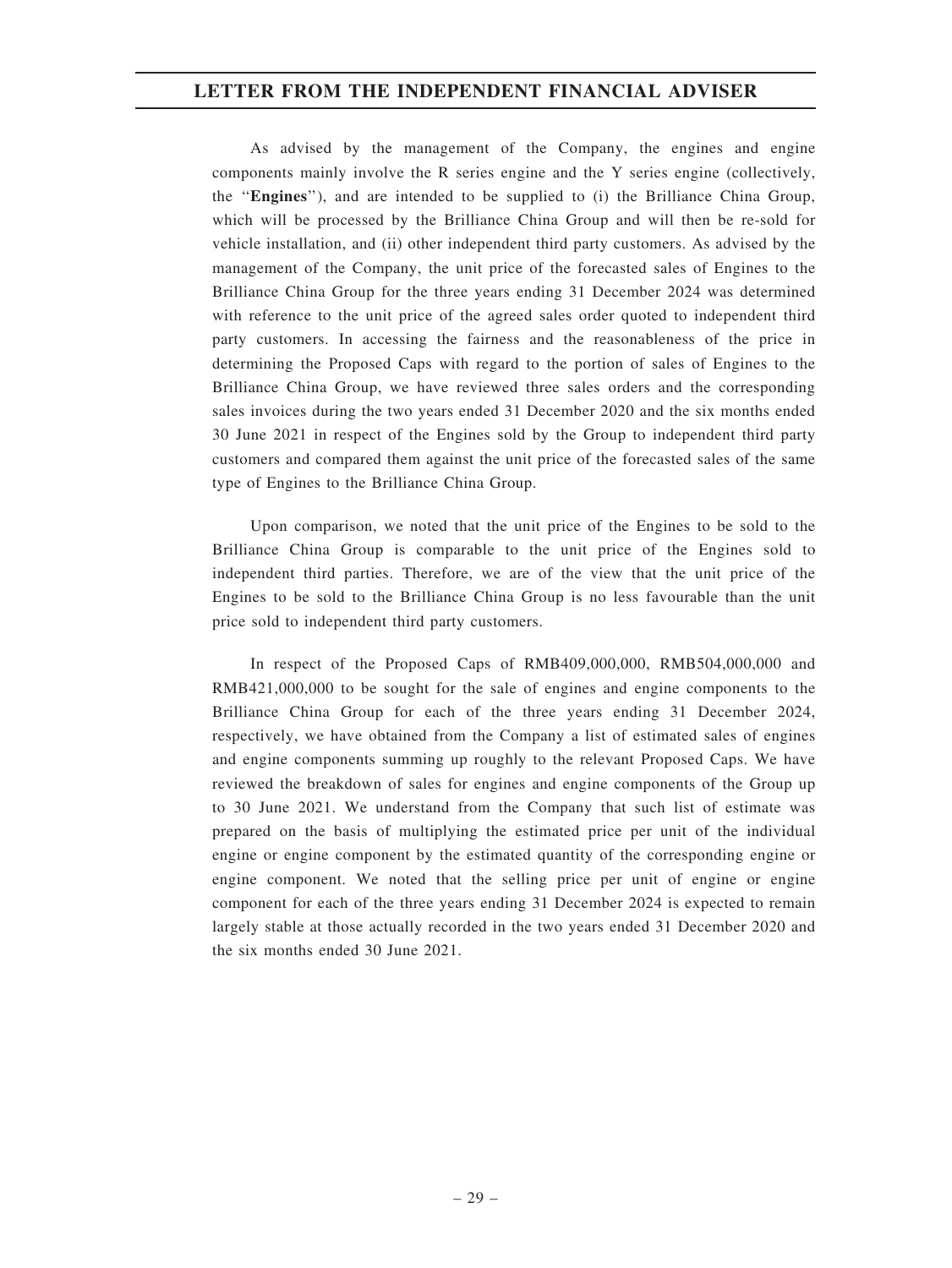As advised by the management of the Company, the engines and engine components mainly involve the R series engine and the Y series engine (collectively, the "**Engines**"), and are intended to be supplied to (i) the Brilliance China Group, which will be processed by the Brilliance China Group and will then be re-sold for vehicle installation, and (ii) other independent third party customers. As advised by the management of the Company, the unit price of the forecasted sales of Engines to the Brilliance China Group for the three years ending 31 December 2024 was determined with reference to the unit price of the agreed sales order quoted to independent third party customers. In accessing the fairness and the reasonableness of the price in determining the Proposed Caps with regard to the portion of sales of Engines to the Brilliance China Group, we have reviewed three sales orders and the corresponding sales invoices during the two years ended 31 December 2020 and the six months ended 30 June 2021 in respect of the Engines sold by the Group to independent third party customers and compared them against the unit price of the forecasted sales of the same type of Engines to the Brilliance China Group.

Upon comparison, we noted that the unit price of the Engines to be sold to the Brilliance China Group is comparable to the unit price of the Engines sold to independent third parties. Therefore, we are of the view that the unit price of the Engines to be sold to the Brilliance China Group is no less favourable than the unit price sold to independent third party customers.

In respect of the Proposed Caps of RMB409,000,000, RMB504,000,000 and RMB421,000,000 to be sought for the sale of engines and engine components to the Brilliance China Group for each of the three years ending 31 December 2024, respectively, we have obtained from the Company a list of estimated sales of engines and engine components summing up roughly to the relevant Proposed Caps. We have reviewed the breakdown of sales for engines and engine components of the Group up to 30 June 2021. We understand from the Company that such list of estimate was prepared on the basis of multiplying the estimated price per unit of the individual engine or engine component by the estimated quantity of the corresponding engine or engine component. We noted that the selling price per unit of engine or engine component for each of the three years ending 31 December 2024 is expected to remain largely stable at those actually recorded in the two years ended 31 December 2020 and the six months ended 30 June 2021.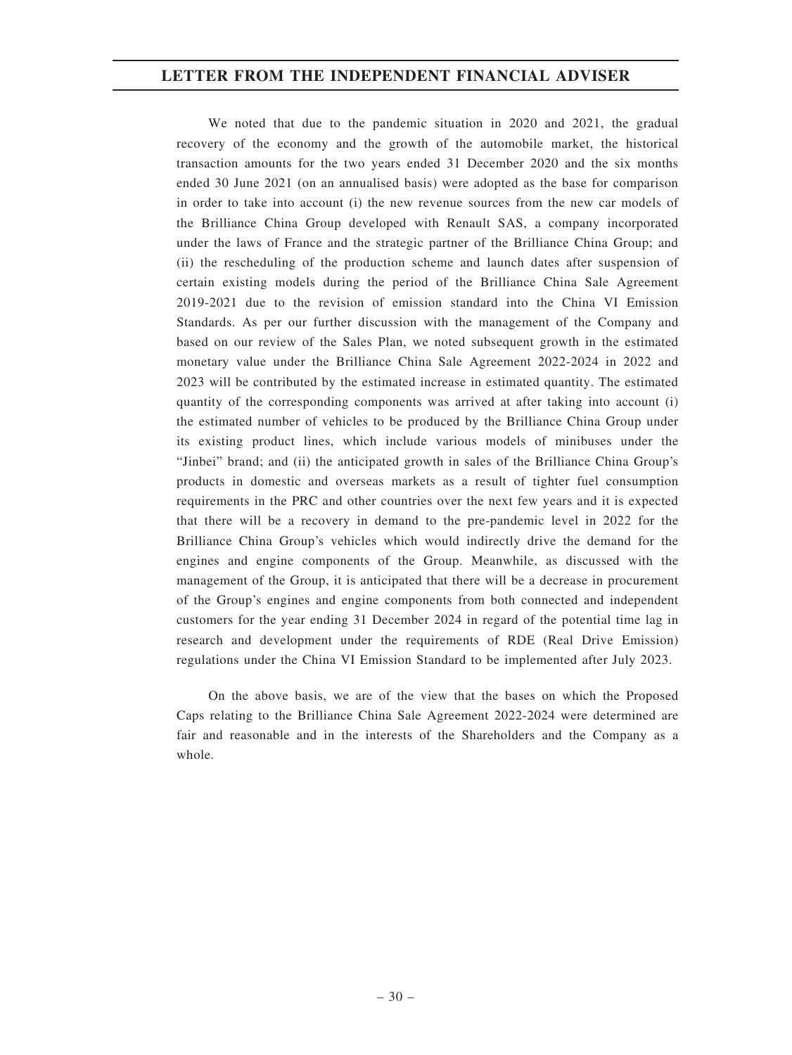We noted that due to the pandemic situation in 2020 and 2021, the gradual recovery of the economy and the growth of the automobile market, the historical transaction amounts for the two years ended 31 December 2020 and the six months ended 30 June 2021 (on an annualised basis) were adopted as the base for comparison in order to take into account (i) the new revenue sources from the new car models of the Brilliance China Group developed with Renault SAS, a company incorporated under the laws of France and the strategic partner of the Brilliance China Group; and (ii) the rescheduling of the production scheme and launch dates after suspension of certain existing models during the period of the Brilliance China Sale Agreement 2019-2021 due to the revision of emission standard into the China VI Emission Standards. As per our further discussion with the management of the Company and based on our review of the Sales Plan, we noted subsequent growth in the estimated monetary value under the Brilliance China Sale Agreement 2022-2024 in 2022 and 2023 will be contributed by the estimated increase in estimated quantity. The estimated quantity of the corresponding components was arrived at after taking into account (i) the estimated number of vehicles to be produced by the Brilliance China Group under its existing product lines, which include various models of minibuses under the "Jinbei" brand; and (ii) the anticipated growth in sales of the Brilliance China Group's products in domestic and overseas markets as a result of tighter fuel consumption requirements in the PRC and other countries over the next few years and it is expected that there will be a recovery in demand to the pre-pandemic level in 2022 for the Brilliance China Group's vehicles which would indirectly drive the demand for the engines and engine components of the Group. Meanwhile, as discussed with the management of the Group, it is anticipated that there will be a decrease in procurement of the Group's engines and engine components from both connected and independent customers for the year ending 31 December 2024 in regard of the potential time lag in research and development under the requirements of RDE (Real Drive Emission) regulations under the China VI Emission Standard to be implemented after July 2023.

On the above basis, we are of the view that the bases on which the Proposed Caps relating to the Brilliance China Sale Agreement 2022-2024 were determined are fair and reasonable and in the interests of the Shareholders and the Company as a whole.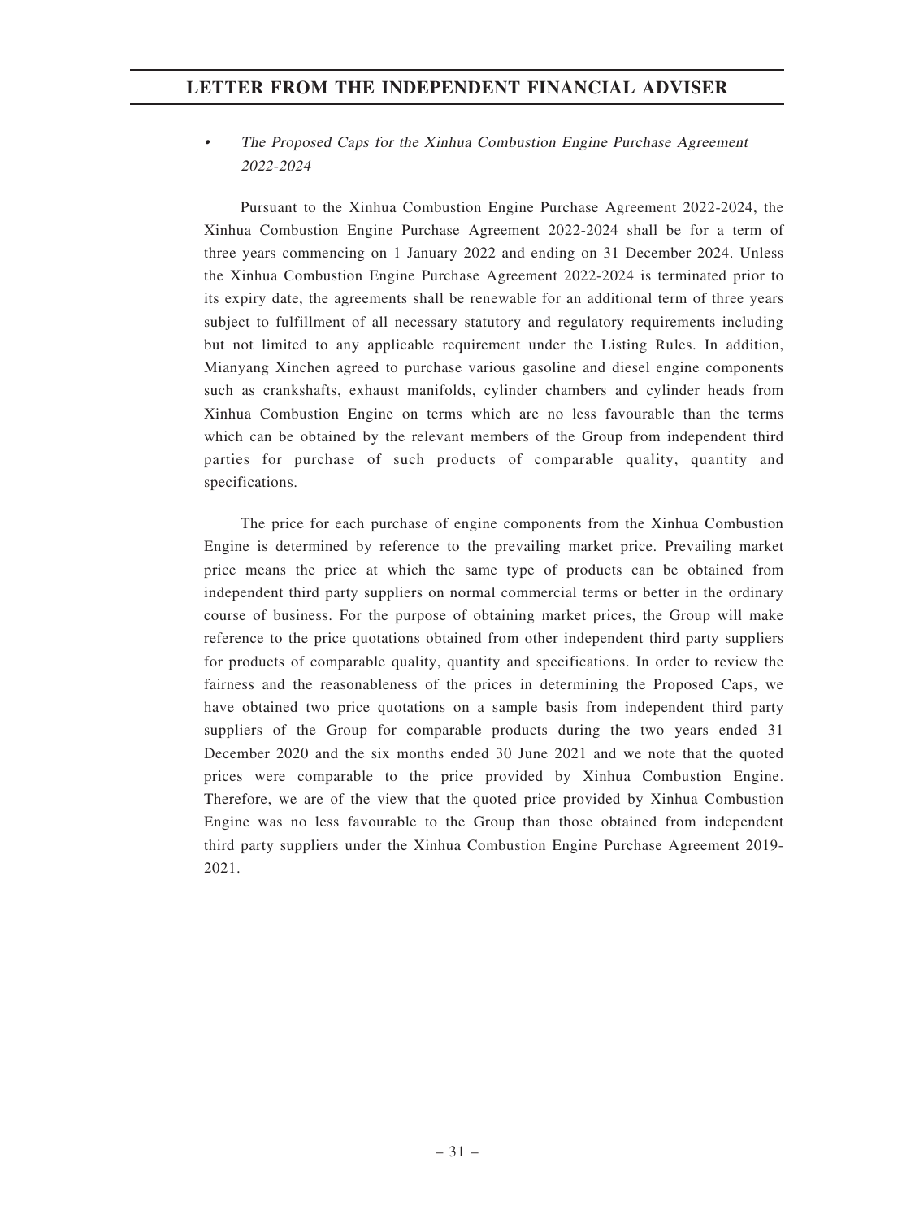- *The Proposed Caps for the Xinhua Combustion Engine Purchase Agreement 2022-2024*

Pursuant to the Xinhua Combustion Engine Purchase Agreement 2022-2024, the Xinhua Combustion Engine Purchase Agreement 2022-2024 shall be for a term of three years commencing on 1 January 2022 and ending on 31 December 2024. Unless the Xinhua Combustion Engine Purchase Agreement 2022-2024 is terminated prior to its expiry date, the agreements shall be renewable for an additional term of three years subject to fulfillment of all necessary statutory and regulatory requirements including but not limited to any applicable requirement under the Listing Rules. In addition, Mianyang Xinchen agreed to purchase various gasoline and diesel engine components such as crankshafts, exhaust manifolds, cylinder chambers and cylinder heads from Xinhua Combustion Engine on terms which are no less favourable than the terms which can be obtained by the relevant members of the Group from independent third parties for purchase of such products of comparable quality, quantity and specifications.

The price for each purchase of engine components from the Xinhua Combustion Engine is determined by reference to the prevailing market price. Prevailing market price means the price at which the same type of products can be obtained from independent third party suppliers on normal commercial terms or better in the ordinary course of business. For the purpose of obtaining market prices, the Group will make reference to the price quotations obtained from other independent third party suppliers for products of comparable quality, quantity and specifications. In order to review the fairness and the reasonableness of the prices in determining the Proposed Caps, we have obtained two price quotations on a sample basis from independent third party suppliers of the Group for comparable products during the two years ended 31 December 2020 and the six months ended 30 June 2021 and we note that the quoted prices were comparable to the price provided by Xinhua Combustion Engine. Therefore, we are of the view that the quoted price provided by Xinhua Combustion Engine was no less favourable to the Group than those obtained from independent third party suppliers under the Xinhua Combustion Engine Purchase Agreement 2019-2021.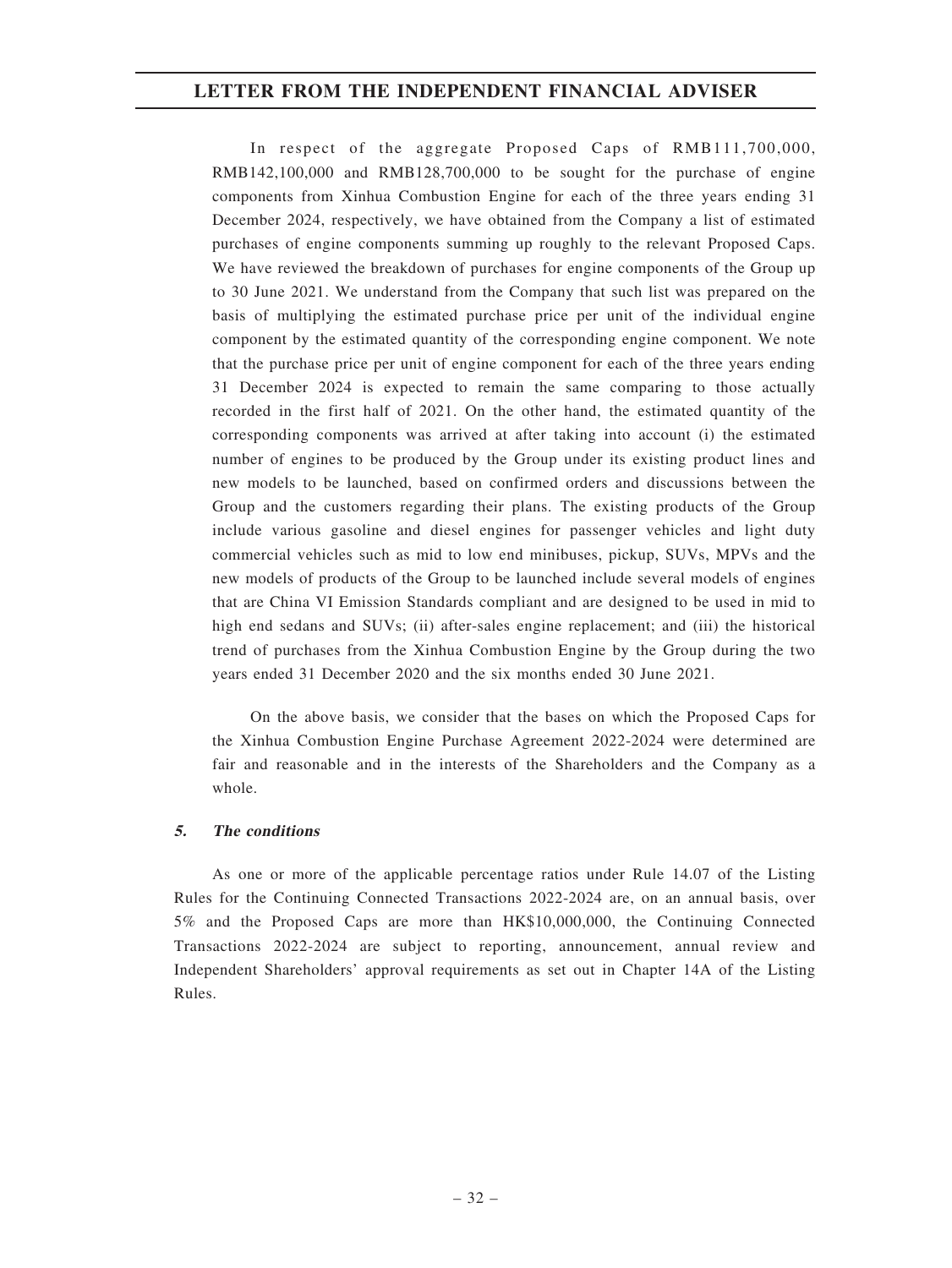In respect of the aggregate Proposed Caps of RMB111,700,000, RMB142,100,000 and RMB128,700,000 to be sought for the purchase of engine components from Xinhua Combustion Engine for each of the three years ending 31 December 2024, respectively, we have obtained from the Company a list of estimated purchases of engine components summing up roughly to the relevant Proposed Caps. We have reviewed the breakdown of purchases for engine components of the Group up to 30 June 2021. We understand from the Company that such list was prepared on the basis of multiplying the estimated purchase price per unit of the individual engine component by the estimated quantity of the corresponding engine component. We note that the purchase price per unit of engine component for each of the three years ending 31 December 2024 is expected to remain the same comparing to those actually recorded in the first half of 2021. On the other hand, the estimated quantity of the corresponding components was arrived at after taking into account (i) the estimated number of engines to be produced by the Group under its existing product lines and new models to be launched, based on confirmed orders and discussions between the Group and the customers regarding their plans. The existing products of the Group include various gasoline and diesel engines for passenger vehicles and light duty commercial vehicles such as mid to low end minibuses, pickup, SUVs, MPVs and the new models of products of the Group to be launched include several models of engines that are China VI Emission Standards compliant and are designed to be used in mid to high end sedans and SUVs; (ii) after-sales engine replacement; and (iii) the historical trend of purchases from the Xinhua Combustion Engine by the Group during the two years ended 31 December 2020 and the six months ended 30 June 2021.

On the above basis, we consider that the bases on which the Proposed Caps for the Xinhua Combustion Engine Purchase Agreement 2022-2024 were determined are fair and reasonable and in the interests of the Shareholders and the Company as a whole.

### *5. The conditions*

As one or more of the applicable percentage ratios under Rule 14.07 of the Listing Rules for the Continuing Connected Transactions 2022-2024 are, on an annual basis, over 5% and the Proposed Caps are more than HK$10,000,000, the Continuing Connected Transactions 2022-2024 are subject to reporting, announcement, annual review and Independent Shareholders' approval requirements as set out in Chapter 14A of the Listing Rules.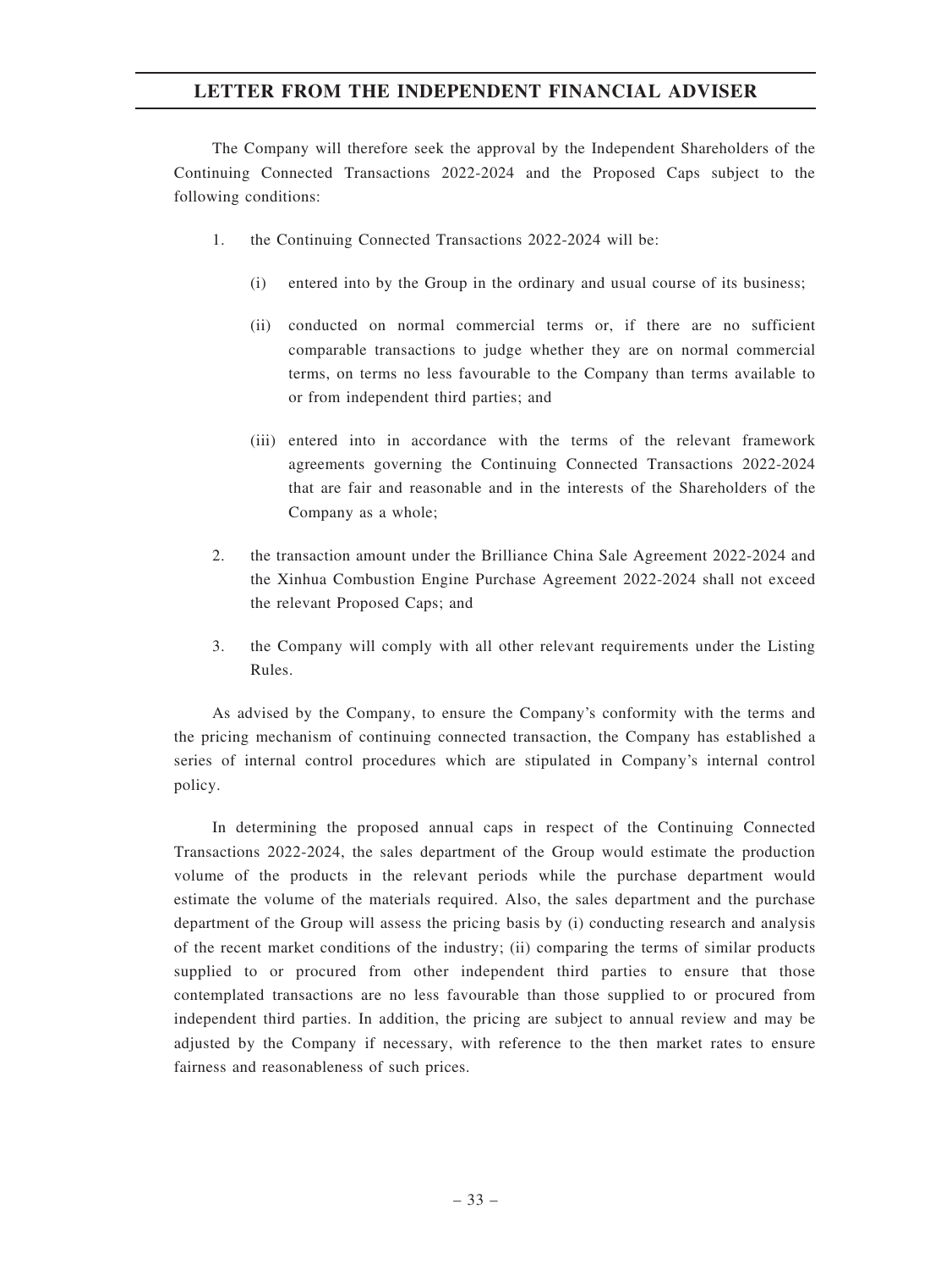The Company will therefore seek the approval by the Independent Shareholders of the Continuing Connected Transactions 2022-2024 and the Proposed Caps subject to the following conditions:

1. the Continuing Connected Transactions 2022-2024 will be:

   (i) entered into by the Group in the ordinary and usual course of its business;

   (ii) conducted on normal commercial terms or, if there are no sufficient comparable transactions to judge whether they are on normal commercial terms, on terms no less favourable to the Company than terms available to or from independent third parties; and

   (iii) entered into in accordance with the terms of the relevant framework agreements governing the Continuing Connected Transactions 2022-2024 that are fair and reasonable and in the interests of the Shareholders of the Company as a whole;

2. the transaction amount under the Brilliance China Sale Agreement 2022-2024 and the Xinhua Combustion Engine Purchase Agreement 2022-2024 shall not exceed the relevant Proposed Caps; and

3. the Company will comply with all other relevant requirements under the Listing Rules.

As advised by the Company, to ensure the Company's conformity with the terms and the pricing mechanism of continuing connected transaction, the Company has established a series of internal control procedures which are stipulated in Company's internal control policy.

In determining the proposed annual caps in respect of the Continuing Connected Transactions 2022-2024, the sales department of the Group would estimate the production volume of the products in the relevant periods while the purchase department would estimate the volume of the materials required. Also, the sales department and the purchase department of the Group will assess the pricing basis by (i) conducting research and analysis of the recent market conditions of the industry; (ii) comparing the terms of similar products supplied to or procured from other independent third parties to ensure that those contemplated transactions are no less favourable than those supplied to or procured from independent third parties. In addition, the pricing are subject to annual review and may be adjusted by the Company if necessary, with reference to the then market rates to ensure fairness and reasonableness of such prices.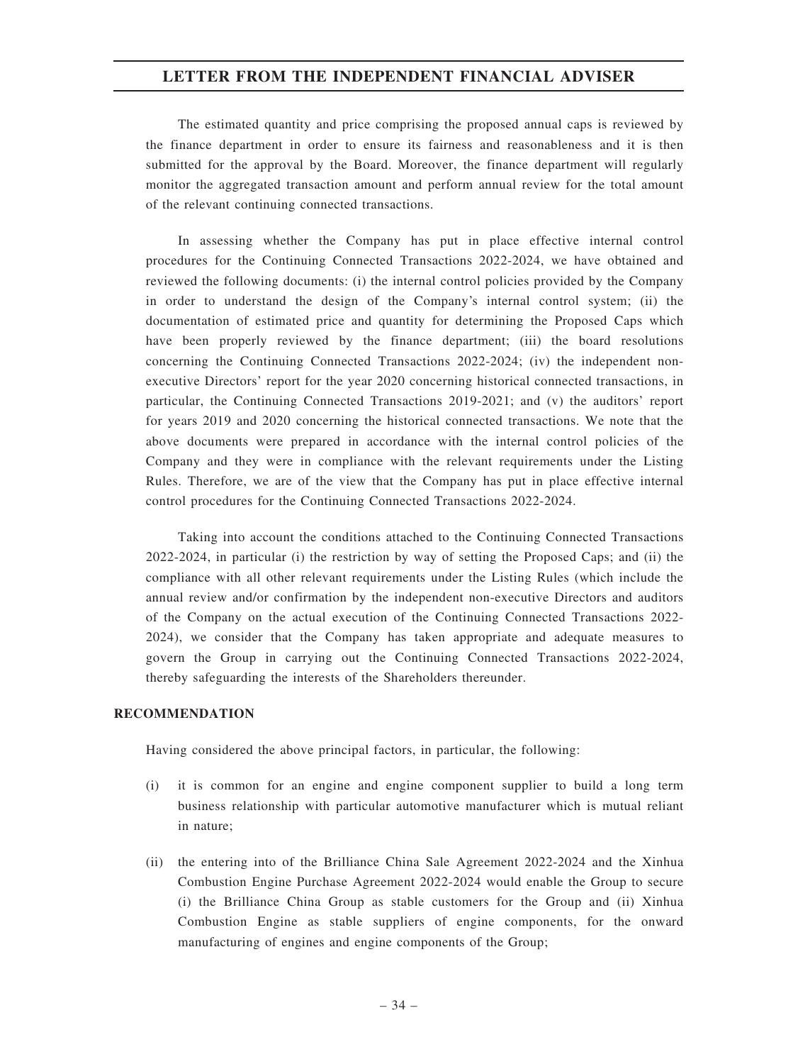The estimated quantity and price comprising the proposed annual caps is reviewed by the finance department in order to ensure its fairness and reasonableness and it is then submitted for the approval by the Board. Moreover, the finance department will regularly monitor the aggregated transaction amount and perform annual review for the total amount of the relevant continuing connected transactions.

In assessing whether the Company has put in place effective internal control procedures for the Continuing Connected Transactions 2022-2024, we have obtained and reviewed the following documents: (i) the internal control policies provided by the Company in order to understand the design of the Company's internal control system; (ii) the documentation of estimated price and quantity for determining the Proposed Caps which have been properly reviewed by the finance department; (iii) the board resolutions concerning the Continuing Connected Transactions 2022-2024; (iv) the independent non-executive Directors' report for the year 2020 concerning historical connected transactions, in particular, the Continuing Connected Transactions 2019-2021; and (v) the auditors' report for years 2019 and 2020 concerning the historical connected transactions. We note that the above documents were prepared in accordance with the internal control policies of the Company and they were in compliance with the relevant requirements under the Listing Rules. Therefore, we are of the view that the Company has put in place effective internal control procedures for the Continuing Connected Transactions 2022-2024.

Taking into account the conditions attached to the Continuing Connected Transactions 2022-2024, in particular (i) the restriction by way of setting the Proposed Caps; and (ii) the compliance with all other relevant requirements under the Listing Rules (which include the annual review and/or confirmation by the independent non-executive Directors and auditors of the Company on the actual execution of the Continuing Connected Transactions 2022-2024), we consider that the Company has taken appropriate and adequate measures to govern the Group in carrying out the Continuing Connected Transactions 2022-2024, thereby safeguarding the interests of the Shareholders thereunder.

## RECOMMENDATION

Having considered the above principal factors, in particular, the following:

(i) it is common for an engine and engine component supplier to build a long term business relationship with particular automotive manufacturer which is mutual reliant in nature;

(ii) the entering into of the Brilliance China Sale Agreement 2022-2024 and the Xinhua Combustion Engine Purchase Agreement 2022-2024 would enable the Group to secure (i) the Brilliance China Group as stable customers for the Group and (ii) Xinhua Combustion Engine as stable suppliers of engine components, for the onward manufacturing of engines and engine components of the Group;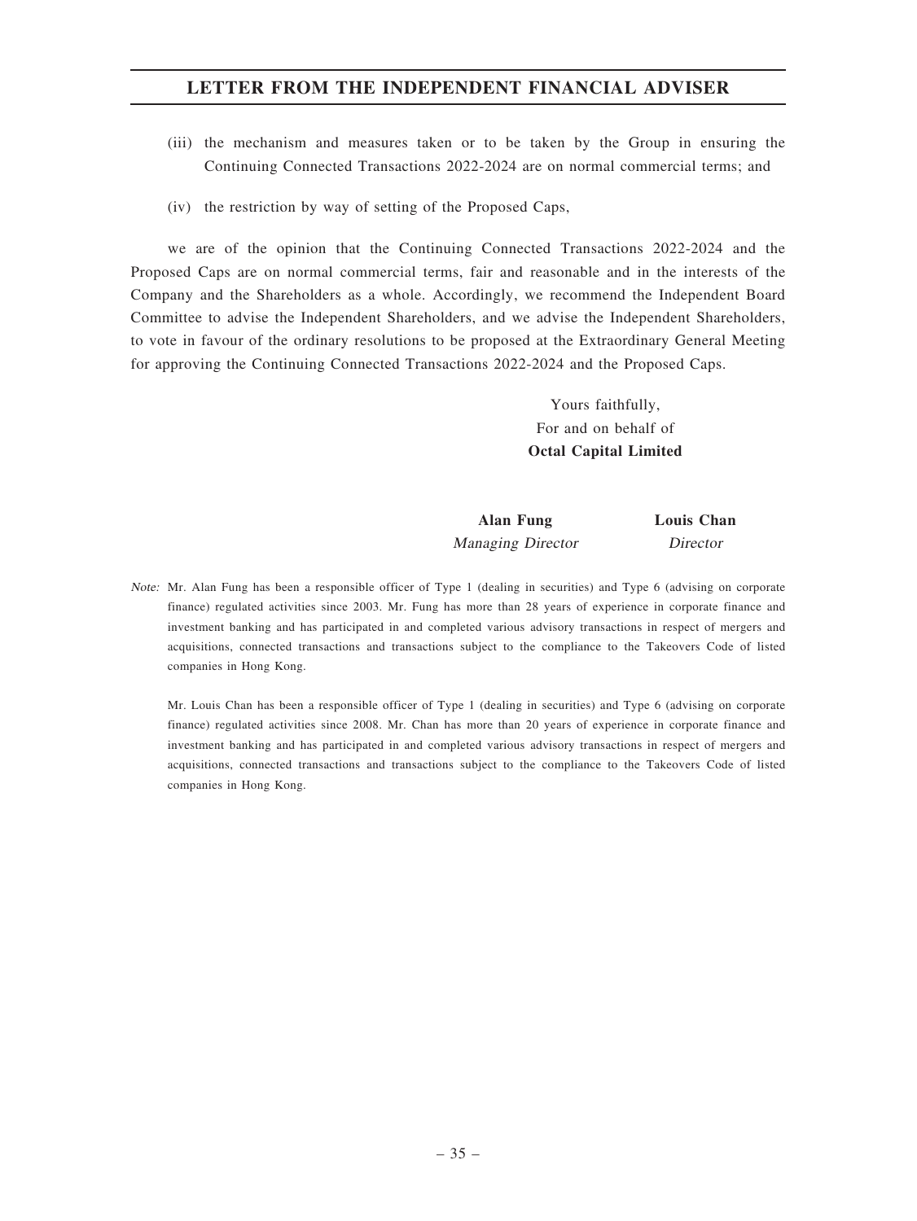(iii) the mechanism and measures taken or to be taken by the Group in ensuring the Continuing Connected Transactions 2022-2024 are on normal commercial terms; and

(iv) the restriction by way of setting of the Proposed Caps,

we are of the opinion that the Continuing Connected Transactions 2022-2024 and the Proposed Caps are on normal commercial terms, fair and reasonable and in the interests of the Company and the Shareholders as a whole. Accordingly, we recommend the Independent Board Committee to advise the Independent Shareholders, and we advise the Independent Shareholders, to vote in favour of the ordinary resolutions to be proposed at the Extraordinary General Meeting for approving the Continuing Connected Transactions 2022-2024 and the Proposed Caps.

Yours faithfully,
For and on behalf of
**Octal Capital Limited**

**Alan Fung**
*Managing Director*

**Louis Chan**
*Director*

*Note:* Mr. Alan Fung has been a responsible officer of Type 1 (dealing in securities) and Type 6 (advising on corporate finance) regulated activities since 2003. Mr. Fung has more than 28 years of experience in corporate finance and investment banking and has participated in and completed various advisory transactions in respect of mergers and acquisitions, connected transactions and transactions subject to the compliance to the Takeovers Code of listed companies in Hong Kong.

Mr. Louis Chan has been a responsible officer of Type 1 (dealing in securities) and Type 6 (advising on corporate finance) regulated activities since 2008. Mr. Chan has more than 20 years of experience in corporate finance and investment banking and has participated in and completed various advisory transactions in respect of mergers and acquisitions, connected transactions and transactions subject to the compliance to the Takeovers Code of listed companies in Hong Kong.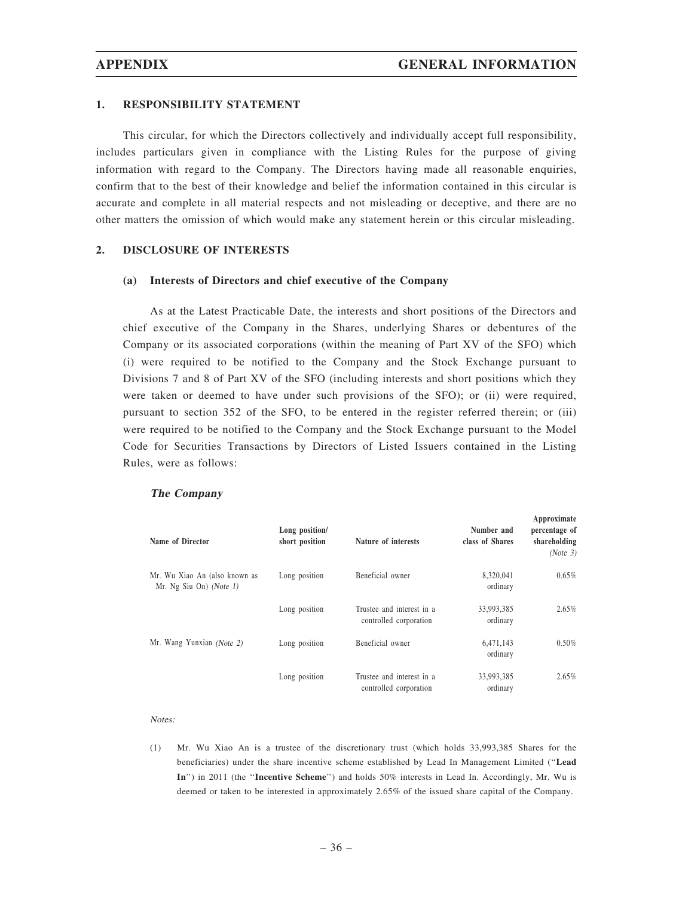## 1. RESPONSIBILITY STATEMENT

This circular, for which the Directors collectively and individually accept full responsibility, includes particulars given in compliance with the Listing Rules for the purpose of giving information with regard to the Company. The Directors having made all reasonable enquiries, confirm that to the best of their knowledge and belief the information contained in this circular is accurate and complete in all material respects and not misleading or deceptive, and there are no other matters the omission of which would make any statement herein or this circular misleading.

## 2. DISCLOSURE OF INTERESTS

### (a) Interests of Directors and chief executive of the Company

As at the Latest Practicable Date, the interests and short positions of the Directors and chief executive of the Company in the Shares, underlying Shares or debentures of the Company or its associated corporations (within the meaning of Part XV of the SFO) which (i) were required to be notified to the Company and the Stock Exchange pursuant to Divisions 7 and 8 of Part XV of the SFO (including interests and short positions which they were taken or deemed to have under such provisions of the SFO); or (ii) were required, pursuant to section 352 of the SFO, to be entered in the register referred therein; or (iii) were required to be notified to the Company and the Stock Exchange pursuant to the Model Code for Securities Transactions by Directors of Listed Issuers contained in the Listing Rules, were as follows:

***The Company***

| Name of Director | Long position/ short position | Nature of interests | Number and class of Shares | Approximate percentage of shareholding *(Note 3)* |
|---|---|---|---|---|
| Mr. Wu Xiao An (also known as Mr. Ng Siu On) *(Note 1)* | Long position | Beneficial owner | 8,320,041 ordinary | 0.65% |
| | Long position | Trustee and interest in a controlled corporation | 33,993,385 ordinary | 2.65% |
| Mr. Wang Yunxian *(Note 2)* | Long position | Beneficial owner | 6,471,143 ordinary | 0.50% |
| | Long position | Trustee and interest in a controlled corporation | 33,993,385 ordinary | 2.65% |

*Notes:*

(1) Mr. Wu Xiao An is a trustee of the discretionary trust (which holds 33,993,385 Shares for the beneficiaries) under the share incentive scheme established by Lead In Management Limited ("**Lead In**") in 2011 (the "**Incentive Scheme**") and holds 50% interests in Lead In. Accordingly, Mr. Wu is deemed or taken to be interested in approximately 2.65% of the issued share capital of the Company.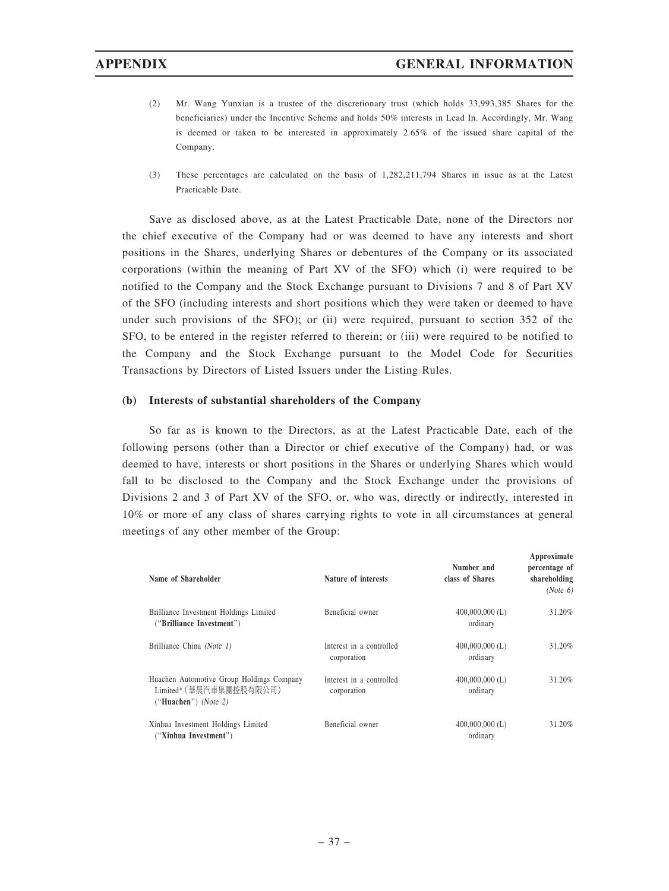(2) Mr. Wang Yunxian is a trustee of the discretionary trust (which holds 33,993,385 Shares for the beneficiaries) under the Incentive Scheme and holds 50% interests in Lead In. Accordingly, Mr. Wang is deemed or taken to be interested in approximately 2.65% of the issued share capital of the Company.

(3) These percentages are calculated on the basis of 1,282,211,794 Shares in issue as at the Latest Practicable Date.

Save as disclosed above, as at the Latest Practicable Date, none of the Directors nor the chief executive of the Company had or was deemed to have any interests and short positions in the Shares, underlying Shares or debentures of the Company or its associated corporations (within the meaning of Part XV of the SFO) which (i) were required to be notified to the Company and the Stock Exchange pursuant to Divisions 7 and 8 of Part XV of the SFO (including interests and short positions which they were taken or deemed to have under such provisions of the SFO); or (ii) were required, pursuant to section 352 of the SFO, to be entered in the register referred to therein; or (iii) were required to be notified to the Company and the Stock Exchange pursuant to the Model Code for Securities Transactions by Directors of Listed Issuers under the Listing Rules.

**(b) Interests of substantial shareholders of the Company**

So far as is known to the Directors, as at the Latest Practicable Date, each of the following persons (other than a Director or chief executive of the Company) had, or was deemed to have, interests or short positions in the Shares or underlying Shares which would fall to be disclosed to the Company and the Stock Exchange under the provisions of Divisions 2 and 3 of Part XV of the SFO, or, who was, directly or indirectly, interested in 10% or more of any class of shares carrying rights to vote in all circumstances at general meetings of any other member of the Group:

| Name of Shareholder | Nature of interests | Number and class of Shares | Approximate percentage of shareholding *(Note 6)* |
|---|---|---|---|
| Brilliance Investment Holdings Limited ("**Brilliance Investment**") | Beneficial owner | 400,000,000 (L) ordinary | 31.20% |
| Brilliance China *(Note 1)* | Interest in a controlled corporation | 400,000,000 (L) ordinary | 31.20% |
| Huachen Automotive Group Holdings Company Limited*（華晨汽車集團控股有限公司）("**Huachen**") *(Note 2)* | Interest in a controlled corporation | 400,000,000 (L) ordinary | 31.20% |
| Xinhua Investment Holdings Limited ("**Xinhua Investment**") | Beneficial owner | 400,000,000 (L) ordinary | 31.20% |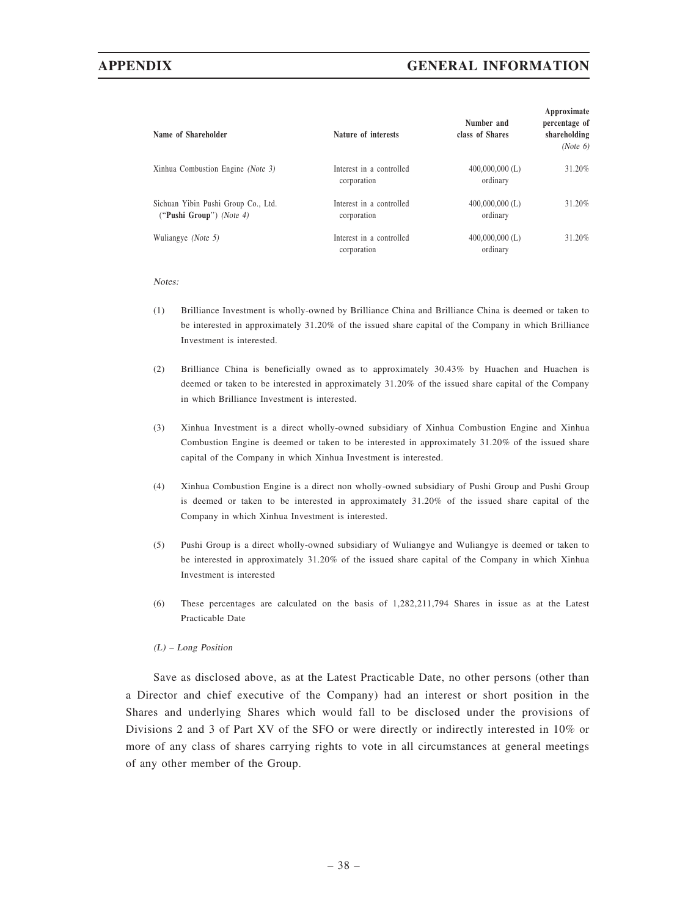| Name of Shareholder | Nature of interests | Number and class of Shares | Approximate percentage of shareholding *(Note 6)* |
|---|---|---|---|
| Xinhua Combustion Engine *(Note 3)* | Interest in a controlled corporation | 400,000,000 (L) ordinary | 31.20% |
| Sichuan Yibin Pushi Group Co., Ltd. ("**Pushi Group**") *(Note 4)* | Interest in a controlled corporation | 400,000,000 (L) ordinary | 31.20% |
| Wuliangye *(Note 5)* | Interest in a controlled corporation | 400,000,000 (L) ordinary | 31.20% |

*Notes:*

(1) Brilliance Investment is wholly-owned by Brilliance China and Brilliance China is deemed or taken to be interested in approximately 31.20% of the issued share capital of the Company in which Brilliance Investment is interested.

(2) Brilliance China is beneficially owned as to approximately 30.43% by Huachen and Huachen is deemed or taken to be interested in approximately 31.20% of the issued share capital of the Company in which Brilliance Investment is interested.

(3) Xinhua Investment is a direct wholly-owned subsidiary of Xinhua Combustion Engine and Xinhua Combustion Engine is deemed or taken to be interested in approximately 31.20% of the issued share capital of the Company in which Xinhua Investment is interested.

(4) Xinhua Combustion Engine is a direct non wholly-owned subsidiary of Pushi Group and Pushi Group is deemed or taken to be interested in approximately 31.20% of the issued share capital of the Company in which Xinhua Investment is interested.

(5) Pushi Group is a direct wholly-owned subsidiary of Wuliangye and Wuliangye is deemed or taken to be interested in approximately 31.20% of the issued share capital of the Company in which Xinhua Investment is interested

(6) These percentages are calculated on the basis of 1,282,211,794 Shares in issue as at the Latest Practicable Date

*(L) – Long Position*

Save as disclosed above, as at the Latest Practicable Date, no other persons (other than a Director and chief executive of the Company) had an interest or short position in the Shares and underlying Shares which would fall to be disclosed under the provisions of Divisions 2 and 3 of Part XV of the SFO or were directly or indirectly interested in 10% or more of any class of shares carrying rights to vote in all circumstances at general meetings of any other member of the Group.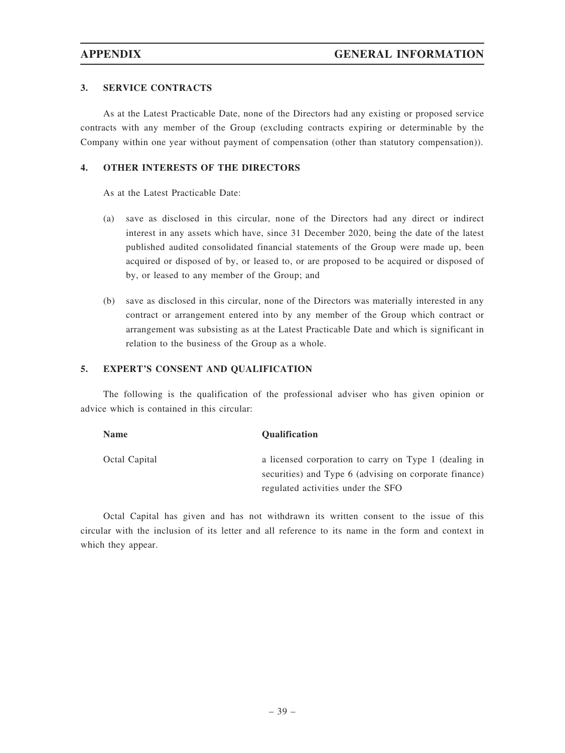## 3. SERVICE CONTRACTS

As at the Latest Practicable Date, none of the Directors had any existing or proposed service contracts with any member of the Group (excluding contracts expiring or determinable by the Company within one year without payment of compensation (other than statutory compensation)).

## 4. OTHER INTERESTS OF THE DIRECTORS

As at the Latest Practicable Date:

(a) save as disclosed in this circular, none of the Directors had any direct or indirect interest in any assets which have, since 31 December 2020, being the date of the latest published audited consolidated financial statements of the Group were made up, been acquired or disposed of by, or leased to, or are proposed to be acquired or disposed of by, or leased to any member of the Group; and

(b) save as disclosed in this circular, none of the Directors was materially interested in any contract or arrangement entered into by any member of the Group which contract or arrangement was subsisting as at the Latest Practicable Date and which is significant in relation to the business of the Group as a whole.

## 5. EXPERT'S CONSENT AND QUALIFICATION

The following is the qualification of the professional adviser who has given opinion or advice which is contained in this circular:

| Name | Qualification |
|---|---|
| Octal Capital | a licensed corporation to carry on Type 1 (dealing in securities) and Type 6 (advising on corporate finance) regulated activities under the SFO |

Octal Capital has given and has not withdrawn its written consent to the issue of this circular with the inclusion of its letter and all reference to its name in the form and context in which they appear.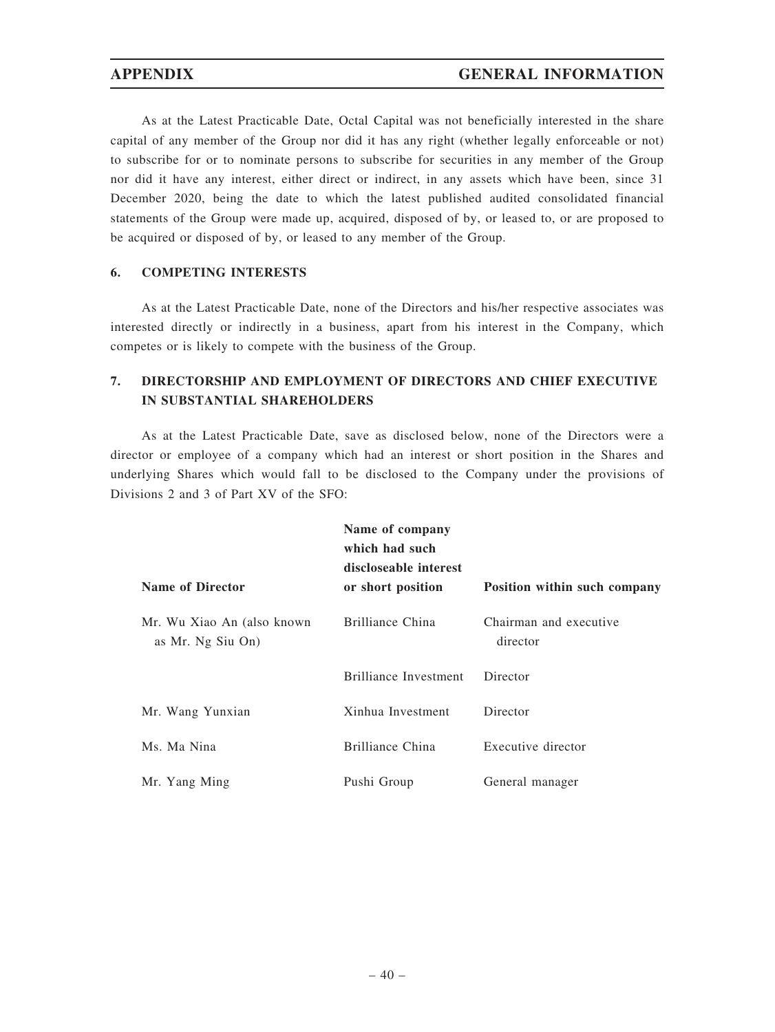As at the Latest Practicable Date, Octal Capital was not beneficially interested in the share capital of any member of the Group nor did it has any right (whether legally enforceable or not) to subscribe for or to nominate persons to subscribe for securities in any member of the Group nor did it have any interest, either direct or indirect, in any assets which have been, since 31 December 2020, being the date to which the latest published audited consolidated financial statements of the Group were made up, acquired, disposed of by, or leased to, or are proposed to be acquired or disposed of by, or leased to any member of the Group.

## 6. COMPETING INTERESTS

As at the Latest Practicable Date, none of the Directors and his/her respective associates was interested directly or indirectly in a business, apart from his interest in the Company, which competes or is likely to compete with the business of the Group.

## 7. DIRECTORSHIP AND EMPLOYMENT OF DIRECTORS AND CHIEF EXECUTIVE IN SUBSTANTIAL SHAREHOLDERS

As at the Latest Practicable Date, save as disclosed below, none of the Directors were a director or employee of a company which had an interest or short position in the Shares and underlying Shares which would fall to be disclosed to the Company under the provisions of Divisions 2 and 3 of Part XV of the SFO:

| Name of Director | Name of company which had such discloseable interest or short position | Position within such company |
|---|---|---|
| Mr. Wu Xiao An (also known as Mr. Ng Siu On) | Brilliance China | Chairman and executive director |
| | Brilliance Investment | Director |
| Mr. Wang Yunxian | Xinhua Investment | Director |
| Ms. Ma Nina | Brilliance China | Executive director |
| Mr. Yang Ming | Pushi Group | General manager |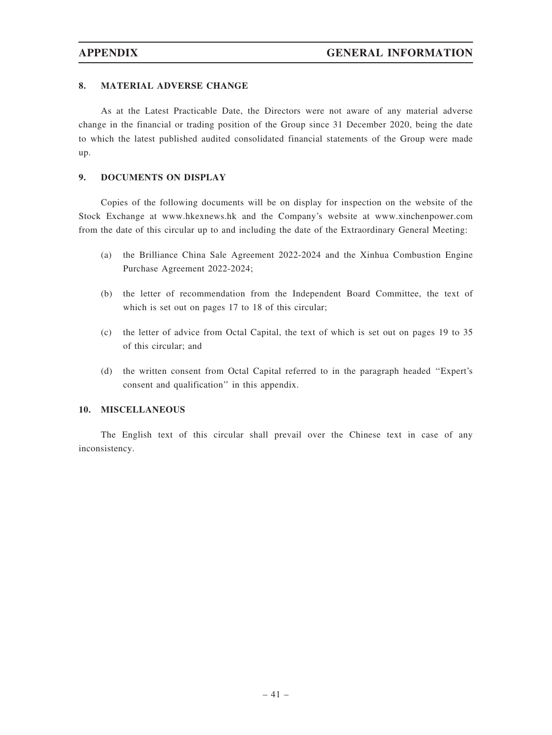## 8. MATERIAL ADVERSE CHANGE

As at the Latest Practicable Date, the Directors were not aware of any material adverse change in the financial or trading position of the Group since 31 December 2020, being the date to which the latest published audited consolidated financial statements of the Group were made up.

## 9. DOCUMENTS ON DISPLAY

Copies of the following documents will be on display for inspection on the website of the Stock Exchange at www.hkexnews.hk and the Company's website at www.xinchenpower.com from the date of this circular up to and including the date of the Extraordinary General Meeting:

(a) the Brilliance China Sale Agreement 2022-2024 and the Xinhua Combustion Engine Purchase Agreement 2022-2024;

(b) the letter of recommendation from the Independent Board Committee, the text of which is set out on pages 17 to 18 of this circular;

(c) the letter of advice from Octal Capital, the text of which is set out on pages 19 to 35 of this circular; and

(d) the written consent from Octal Capital referred to in the paragraph headed ''Expert's consent and qualification'' in this appendix.

## 10. MISCELLANEOUS

The English text of this circular shall prevail over the Chinese text in case of any inconsistency.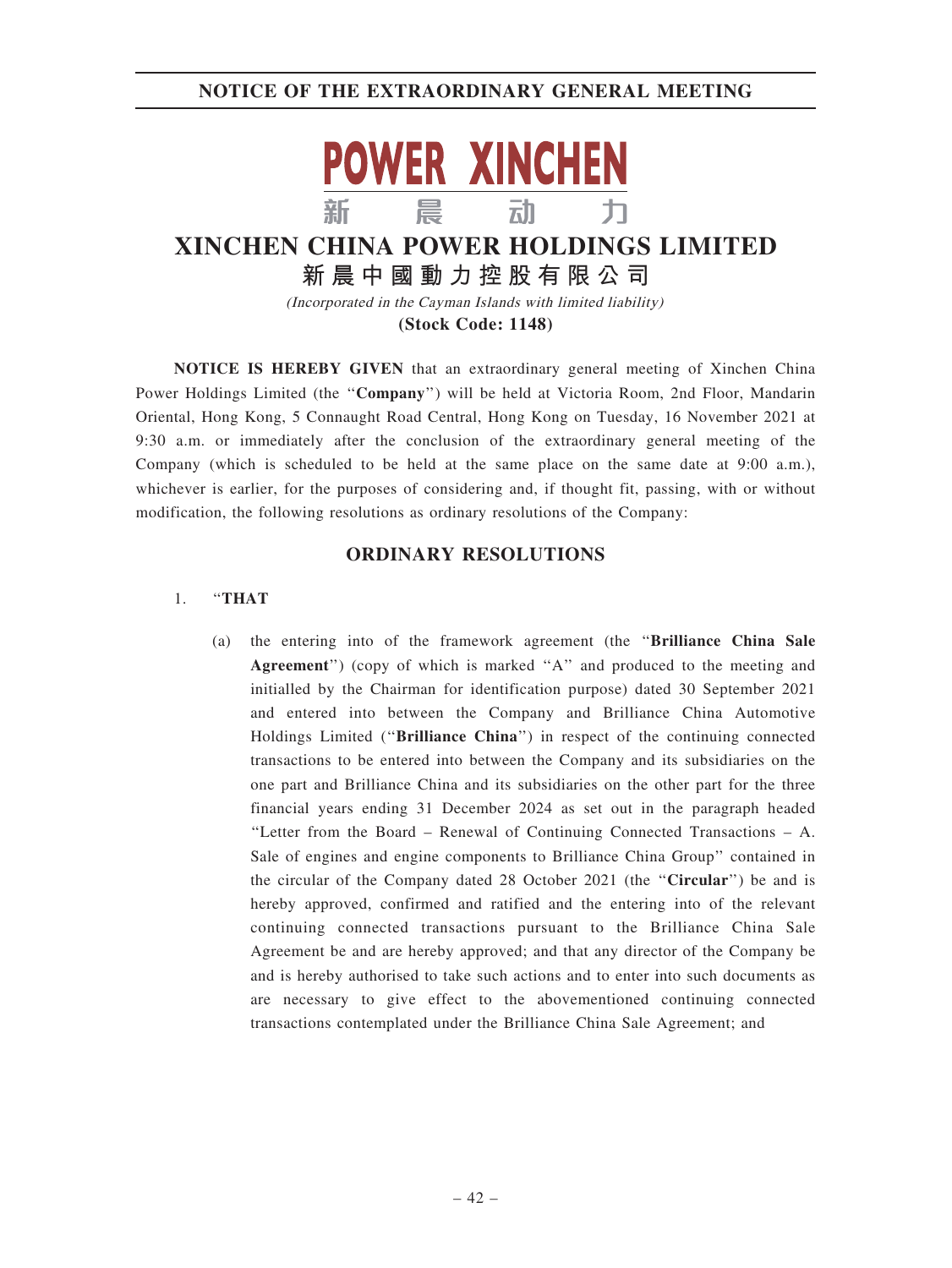## NOTICE OF THE EXTRAORDINARY GENERAL MEETING

POWER XINCHEN

新 晨 动 力

# XINCHEN CHINA POWER HOLDINGS LIMITED

# 新晨中國動力控股有限公司

*(Incorporated in the Cayman Islands with limited liability)*

**(Stock Code: 1148)**

**NOTICE IS HEREBY GIVEN** that an extraordinary general meeting of Xinchen China Power Holdings Limited (the "**Company**") will be held at Victoria Room, 2nd Floor, Mandarin Oriental, Hong Kong, 5 Connaught Road Central, Hong Kong on Tuesday, 16 November 2021 at 9:30 a.m. or immediately after the conclusion of the extraordinary general meeting of the Company (which is scheduled to be held at the same place on the same date at 9:00 a.m.), whichever is earlier, for the purposes of considering and, if thought fit, passing, with or without modification, the following resolutions as ordinary resolutions of the Company:

## ORDINARY RESOLUTIONS

1. "**THAT**

   (a) the entering into of the framework agreement (the "**Brilliance China Sale Agreement**") (copy of which is marked "A" and produced to the meeting and initialled by the Chairman for identification purpose) dated 30 September 2021 and entered into between the Company and Brilliance China Automotive Holdings Limited ("**Brilliance China**") in respect of the continuing connected transactions to be entered into between the Company and its subsidiaries on the one part and Brilliance China and its subsidiaries on the other part for the three financial years ending 31 December 2024 as set out in the paragraph headed "Letter from the Board – Renewal of Continuing Connected Transactions – A. Sale of engines and engine components to Brilliance China Group" contained in the circular of the Company dated 28 October 2021 (the "**Circular**") be and is hereby approved, confirmed and ratified and the entering into of the relevant continuing connected transactions pursuant to the Brilliance China Sale Agreement be and are hereby approved; and that any director of the Company be and is hereby authorised to take such actions and to enter into such documents as are necessary to give effect to the abovementioned continuing connected transactions contemplated under the Brilliance China Sale Agreement; and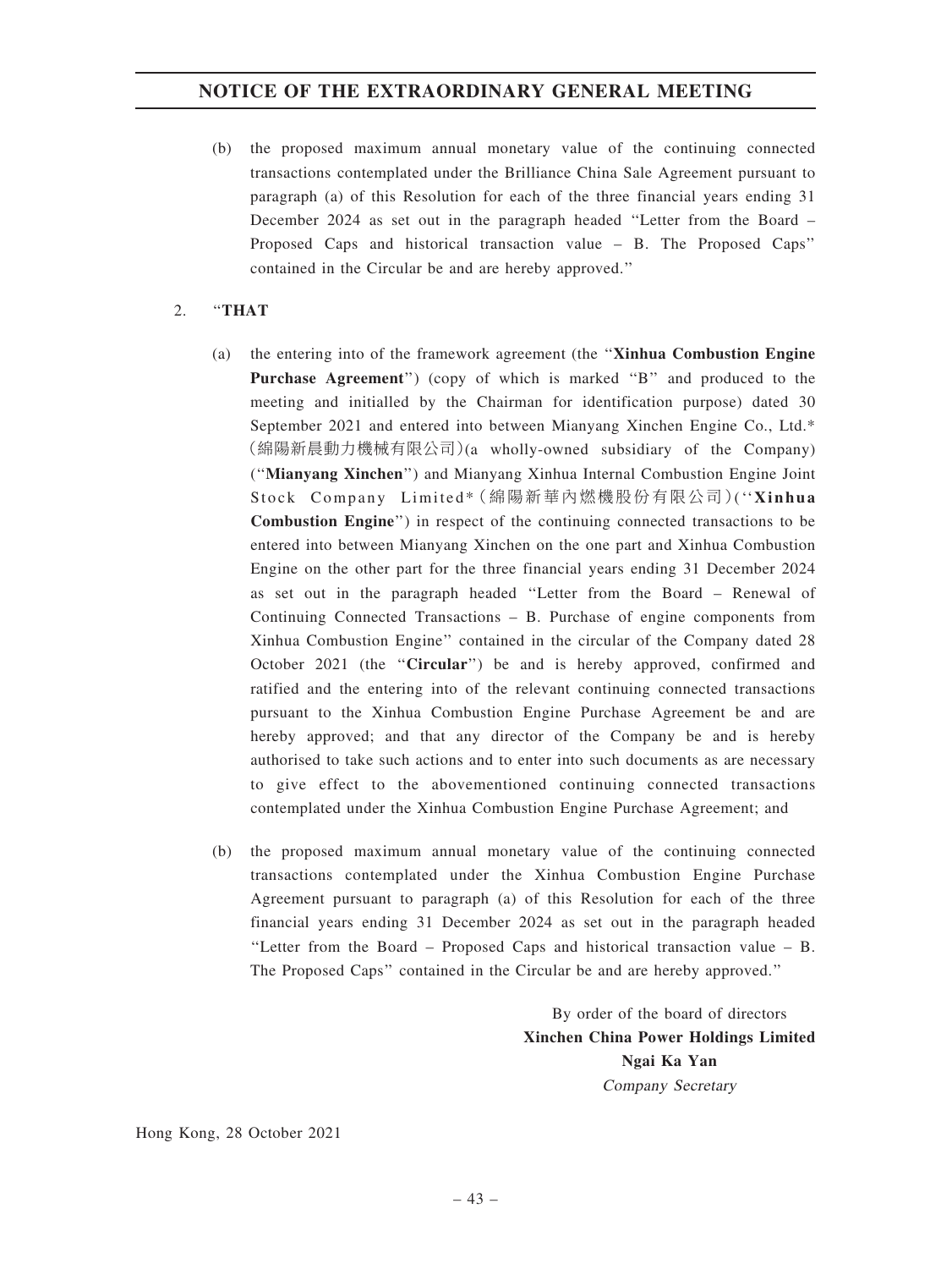(b) the proposed maximum annual monetary value of the continuing connected transactions contemplated under the Brilliance China Sale Agreement pursuant to paragraph (a) of this Resolution for each of the three financial years ending 31 December 2024 as set out in the paragraph headed "Letter from the Board – Proposed Caps and historical transaction value – B. The Proposed Caps" contained in the Circular be and are hereby approved."

2. "**THAT**

(a) the entering into of the framework agreement (the "**Xinhua Combustion Engine Purchase Agreement**") (copy of which is marked "B" and produced to the meeting and initialled by the Chairman for identification purpose) dated 30 September 2021 and entered into between Mianyang Xinchen Engine Co., Ltd.* (綿陽新晨動力機械有限公司)(a wholly-owned subsidiary of the Company) ("**Mianyang Xinchen**") and Mianyang Xinhua Internal Combustion Engine Joint Stock Company Limited* (綿陽新華內燃機股份有限公司)("**Xinhua Combustion Engine**") in respect of the continuing connected transactions to be entered into between Mianyang Xinchen on the one part and Xinhua Combustion Engine on the other part for the three financial years ending 31 December 2024 as set out in the paragraph headed "Letter from the Board – Renewal of Continuing Connected Transactions – B. Purchase of engine components from Xinhua Combustion Engine" contained in the circular of the Company dated 28 October 2021 (the "**Circular**") be and is hereby approved, confirmed and ratified and the entering into of the relevant continuing connected transactions pursuant to the Xinhua Combustion Engine Purchase Agreement be and are hereby approved; and that any director of the Company be and is hereby authorised to take such actions and to enter into such documents as are necessary to give effect to the abovementioned continuing connected transactions contemplated under the Xinhua Combustion Engine Purchase Agreement; and

(b) the proposed maximum annual monetary value of the continuing connected transactions contemplated under the Xinhua Combustion Engine Purchase Agreement pursuant to paragraph (a) of this Resolution for each of the three financial years ending 31 December 2024 as set out in the paragraph headed "Letter from the Board – Proposed Caps and historical transaction value – B. The Proposed Caps" contained in the Circular be and are hereby approved."

By order of the board of directors
**Xinchen China Power Holdings Limited**
**Ngai Ka Yan**
*Company Secretary*

Hong Kong, 28 October 2021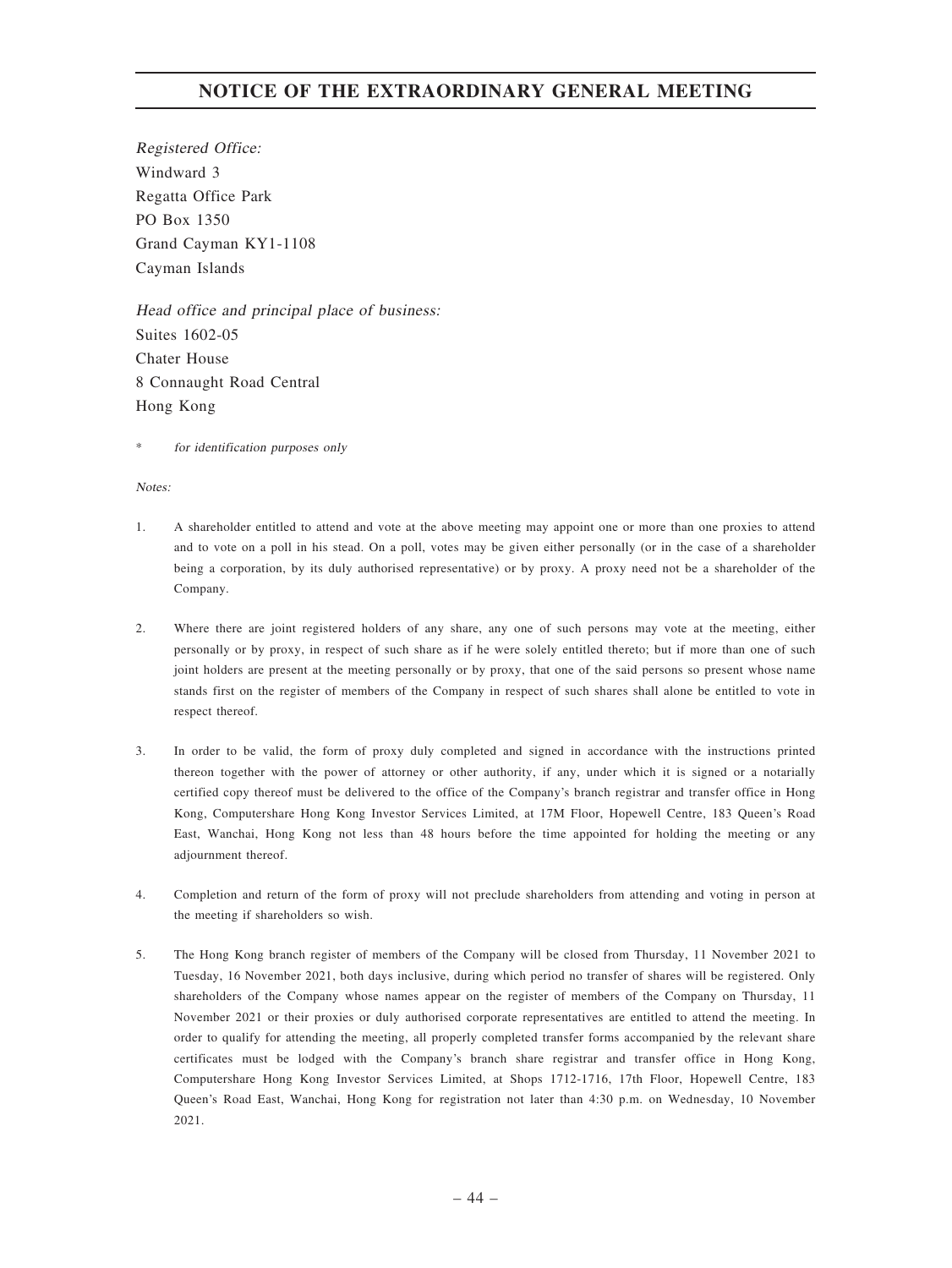# NOTICE OF THE EXTRAORDINARY GENERAL MEETING

*Registered Office:*
Windward 3
Regatta Office Park
PO Box 1350
Grand Cayman KY1-1108
Cayman Islands

*Head office and principal place of business:*
Suites 1602-05
Chater House
8 Connaught Road Central
Hong Kong

\* *for identification purposes only*

*Notes:*

1. A shareholder entitled to attend and vote at the above meeting may appoint one or more than one proxies to attend and to vote on a poll in his stead. On a poll, votes may be given either personally (or in the case of a shareholder being a corporation, by its duly authorised representative) or by proxy. A proxy need not be a shareholder of the Company.

2. Where there are joint registered holders of any share, any one of such persons may vote at the meeting, either personally or by proxy, in respect of such share as if he were solely entitled thereto; but if more than one of such joint holders are present at the meeting personally or by proxy, that one of the said persons so present whose name stands first on the register of members of the Company in respect of such shares shall alone be entitled to vote in respect thereof.

3. In order to be valid, the form of proxy duly completed and signed in accordance with the instructions printed thereon together with the power of attorney or other authority, if any, under which it is signed or a notarially certified copy thereof must be delivered to the office of the Company's branch registrar and transfer office in Hong Kong, Computershare Hong Kong Investor Services Limited, at 17M Floor, Hopewell Centre, 183 Queen's Road East, Wanchai, Hong Kong not less than 48 hours before the time appointed for holding the meeting or any adjournment thereof.

4. Completion and return of the form of proxy will not preclude shareholders from attending and voting in person at the meeting if shareholders so wish.

5. The Hong Kong branch register of members of the Company will be closed from Thursday, 11 November 2021 to Tuesday, 16 November 2021, both days inclusive, during which period no transfer of shares will be registered. Only shareholders of the Company whose names appear on the register of members of the Company on Thursday, 11 November 2021 or their proxies or duly authorised corporate representatives are entitled to attend the meeting. In order to qualify for attending the meeting, all properly completed transfer forms accompanied by the relevant share certificates must be lodged with the Company's branch share registrar and transfer office in Hong Kong, Computershare Hong Kong Investor Services Limited, at Shops 1712-1716, 17th Floor, Hopewell Centre, 183 Queen's Road East, Wanchai, Hong Kong for registration not later than 4:30 p.m. on Wednesday, 10 November 2021.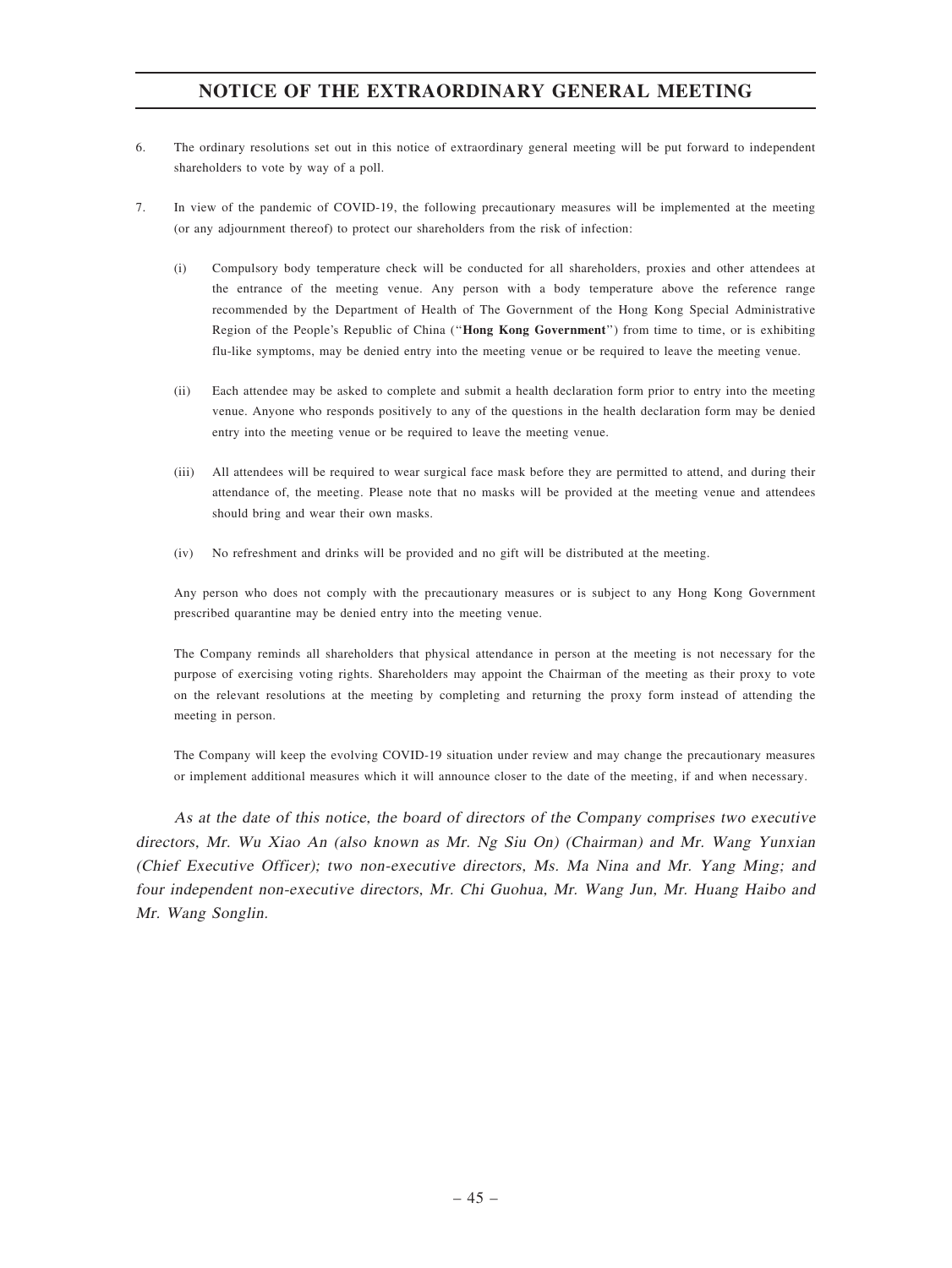# NOTICE OF THE EXTRAORDINARY GENERAL MEETING

6. The ordinary resolutions set out in this notice of extraordinary general meeting will be put forward to independent shareholders to vote by way of a poll.

7. In view of the pandemic of COVID-19, the following precautionary measures will be implemented at the meeting (or any adjournment thereof) to protect our shareholders from the risk of infection:

   (i) Compulsory body temperature check will be conducted for all shareholders, proxies and other attendees at the entrance of the meeting venue. Any person with a body temperature above the reference range recommended by the Department of Health of The Government of the Hong Kong Special Administrative Region of the People's Republic of China ("**Hong Kong Government**") from time to time, or is exhibiting flu-like symptoms, may be denied entry into the meeting venue or be required to leave the meeting venue.

   (ii) Each attendee may be asked to complete and submit a health declaration form prior to entry into the meeting venue. Anyone who responds positively to any of the questions in the health declaration form may be denied entry into the meeting venue or be required to leave the meeting venue.

   (iii) All attendees will be required to wear surgical face mask before they are permitted to attend, and during their attendance of, the meeting. Please note that no masks will be provided at the meeting venue and attendees should bring and wear their own masks.

   (iv) No refreshment and drinks will be provided and no gift will be distributed at the meeting.

   Any person who does not comply with the precautionary measures or is subject to any Hong Kong Government prescribed quarantine may be denied entry into the meeting venue.

   The Company reminds all shareholders that physical attendance in person at the meeting is not necessary for the purpose of exercising voting rights. Shareholders may appoint the Chairman of the meeting as their proxy to vote on the relevant resolutions at the meeting by completing and returning the proxy form instead of attending the meeting in person.

   The Company will keep the evolving COVID-19 situation under review and may change the precautionary measures or implement additional measures which it will announce closer to the date of the meeting, if and when necessary.

*As at the date of this notice, the board of directors of the Company comprises two executive directors, Mr. Wu Xiao An (also known as Mr. Ng Siu On) (Chairman) and Mr. Wang Yunxian (Chief Executive Officer); two non-executive directors, Ms. Ma Nina and Mr. Yang Ming; and four independent non-executive directors, Mr. Chi Guohua, Mr. Wang Jun, Mr. Huang Haibo and Mr. Wang Songlin.*